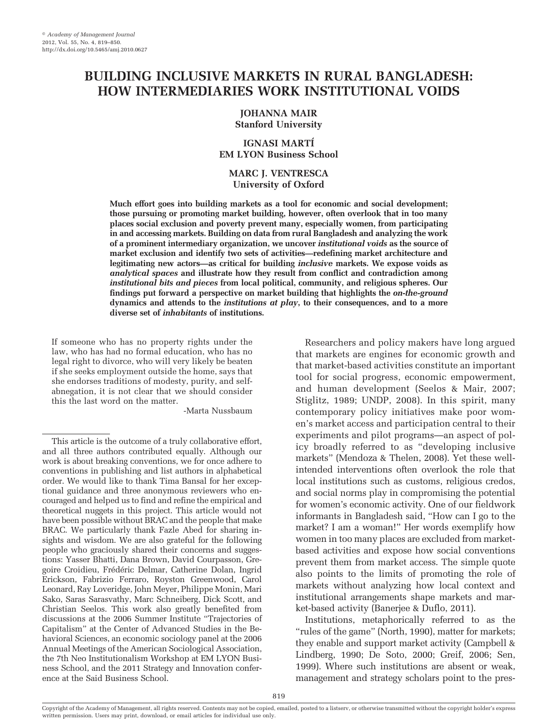# BUILDING INCLUSIVE MARKETS IN RURAL BANGLADESH: HOW INTERMEDIARIES WORK INSTITUTIONAL VOIDS

**JOHANNA MAIR**
**Stanford University**

**IGNASI MARTÍ**
**EM LYON Business School**

**MARC J. VENTRESCA**
**University of Oxford**

**Much effort goes into building markets as a tool for economic and social development; those pursuing or promoting market building, however, often overlook that in too many places social exclusion and poverty prevent many, especially women, from participating in and accessing markets. Building on data from rural Bangladesh and analyzing the work of a prominent intermediary organization, we uncover *institutional voids* as the source of market exclusion and identify two sets of activities—redefining market architecture and legitimating new actors—as critical for building *inclusive* markets. We expose voids as *analytical spaces* and illustrate how they result from conflict and contradiction among *institutional bits and pieces* from local political, community, and religious spheres. Our findings put forward a perspective on market building that highlights the *on-the-ground* dynamics and attends to the *institutions at play*, to their consequences, and to a more diverse set of *inhabitants* of institutions.**

> If someone who has no property rights under the law, who has had no formal education, who has no legal right to divorce, who will very likely be beaten if she seeks employment outside the home, says that she endorses traditions of modesty, purity, and self-abnegation, it is not clear that we should consider this the last word on the matter.
>
> -Marta Nussbaum

Researchers and policy makers have long argued that markets are engines for economic growth and that market-based activities constitute an important tool for social progress, economic empowerment, and human development (Seelos & Mair, 2007; Stiglitz, 1989; UNDP, 2008). In this spirit, many contemporary policy initiatives make poor women's market access and participation central to their experiments and pilot programs—an aspect of policy broadly referred to as "developing inclusive markets" (Mendoza & Thelen, 2008). Yet these well-intended interventions often overlook the role that local institutions such as customs, religious credos, and social norms play in compromising the potential for women's economic activity. One of our fieldwork informants in Bangladesh said, "How can I go to the market? I am a woman!" Her words exemplify how women in too many places are excluded from market-based activities and expose how social conventions prevent them from market access. The simple quote also points to the limits of promoting the role of markets without analyzing how local context and institutional arrangements shape markets and market-based activity (Banerjee & Duflo, 2011).

Institutions, metaphorically referred to as the "rules of the game" (North, 1990), matter for markets; they enable and support market activity (Campbell & Lindberg, 1990; De Soto, 2000; Greif, 2006; Sen, 1999). Where such institutions are absent or weak, management and strategy scholars point to the pres-

---

This article is the outcome of a truly collaborative effort, and all three authors contributed equally. Although our work is about breaking conventions, we for once adhere to conventions in publishing and list authors in alphabetical order. We would like to thank Tima Bansal for her exceptional guidance and three anonymous reviewers who encouraged and helped us to find and refine the empirical and theoretical nuggets in this project. This article would not have been possible without BRAC and the people that make BRAC. We particularly thank Fazle Abed for sharing insights and wisdom. We are also grateful for the following people who graciously shared their concerns and suggestions: Yasser Bhatti, Dana Brown, David Courpasson, Gregoire Croidieu, Frédéric Delmar, Catherine Dolan, Ingrid Erickson, Fabrizio Ferraro, Royston Greenwood, Carol Leonard, Ray Loveridge, John Meyer, Philippe Monin, Mari Sako, Saras Sarasvathy, Marc Schneiberg, Dick Scott, and Christian Seelos. This work also greatly benefited from discussions at the 2006 Summer Institute "Trajectories of Capitalism" at the Center of Advanced Studies in the Behavioral Sciences, an economic sociology panel at the 2006 Annual Meetings of the American Sociological Association, the 7th Neo Institutionalism Workshop at EM LYON Business School, and the 2011 Strategy and Innovation conference at the Said Business School.

Copyright of the Academy of Management, all rights reserved. Contents may not be copied, emailed, posted to a listserv, or otherwise transmitted without the copyright holder's express written permission. Users may print, download, or email articles for individual use only.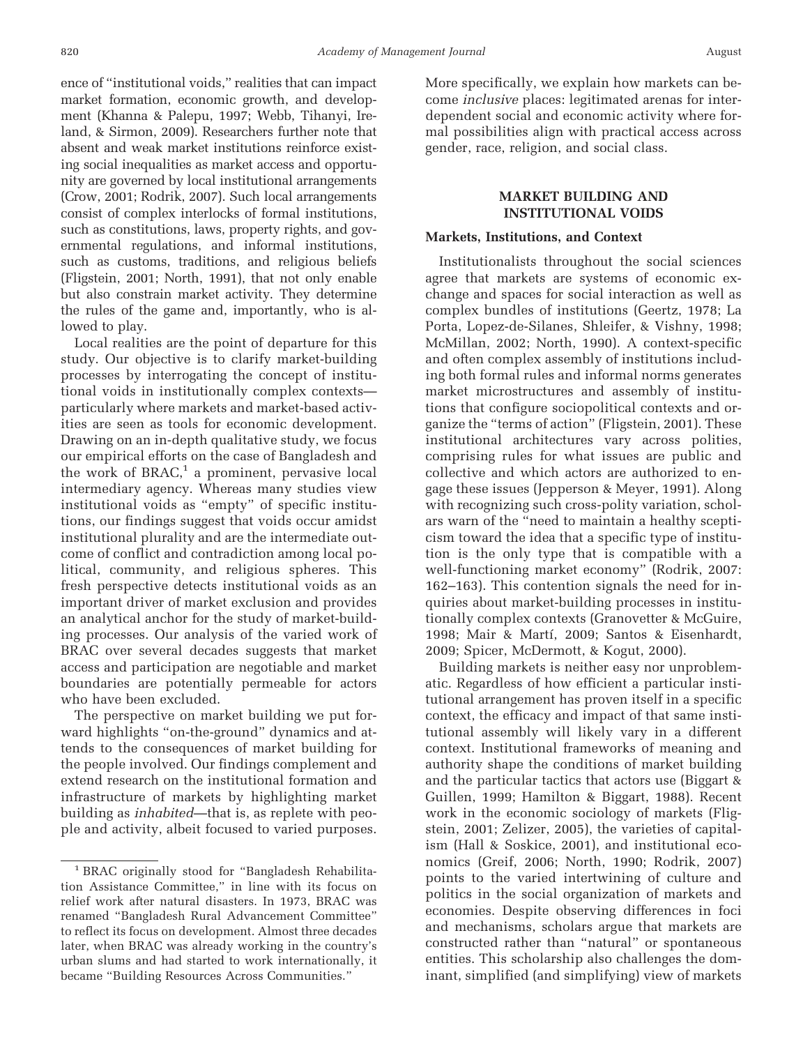ence of "institutional voids," realities that can impact market formation, economic growth, and development (Khanna & Palepu, 1997; Webb, Tihanyi, Ireland, & Sirmon, 2009). Researchers further note that absent and weak market institutions reinforce existing social inequalities as market access and opportunity are governed by local institutional arrangements (Crow, 2001; Rodrik, 2007). Such local arrangements consist of complex interlocks of formal institutions, such as constitutions, laws, property rights, and governmental regulations, and informal institutions, such as customs, traditions, and religious beliefs (Fligstein, 2001; North, 1991), that not only enable but also constrain market activity. They determine the rules of the game and, importantly, who is allowed to play.

Local realities are the point of departure for this study. Our objective is to clarify market-building processes by interrogating the concept of institutional voids in institutionally complex contexts—particularly where markets and market-based activities are seen as tools for economic development. Drawing on an in-depth qualitative study, we focus our empirical efforts on the case of Bangladesh and the work of BRAC,[1] a prominent, pervasive local intermediary agency. Whereas many studies view institutional voids as "empty" of specific institutions, our findings suggest that voids occur amidst institutional plurality and are the intermediate outcome of conflict and contradiction among local political, community, and religious spheres. This fresh perspective detects institutional voids as an important driver of market exclusion and provides an analytical anchor for the study of market-building processes. Our analysis of the varied work of BRAC over several decades suggests that market access and participation are negotiable and market boundaries are potentially permeable for actors who have been excluded.

The perspective on market building we put forward highlights "on-the-ground" dynamics and attends to the consequences of market building for the people involved. Our findings complement and extend research on the institutional formation and infrastructure of markets by highlighting market building as *inhabited*—that is, as replete with people and activity, albeit focused to varied purposes. More specifically, we explain how markets can become *inclusive* places: legitimated arenas for interdependent social and economic activity where formal possibilities align with practical access across gender, race, religion, and social class.

## MARKET BUILDING AND INSTITUTIONAL VOIDS

### Markets, Institutions, and Context

Institutionalists throughout the social sciences agree that markets are systems of economic exchange and spaces for social interaction as well as complex bundles of institutions (Geertz, 1978; La Porta, Lopez-de-Silanes, Shleifer, & Vishny, 1998; McMillan, 2002; North, 1990). A context-specific and often complex assembly of institutions including both formal rules and informal norms generates market microstructures and assembly of institutions that configure sociopolitical contexts and organize the "terms of action" (Fligstein, 2001). These institutional architectures vary across polities, comprising rules for what issues are public and collective and which actors are authorized to engage these issues (Jepperson & Meyer, 1991). Along with recognizing such cross-polity variation, scholars warn of the "need to maintain a healthy scepticism toward the idea that a specific type of institution is the only type that is compatible with a well-functioning market economy" (Rodrik, 2007: 162–163). This contention signals the need for inquiries about market-building processes in institutionally complex contexts (Granovetter & McGuire, 1998; Mair & Martí, 2009; Santos & Eisenhardt, 2009; Spicer, McDermott, & Kogut, 2000).

Building markets is neither easy nor unproblematic. Regardless of how efficient a particular institutional arrangement has proven itself in a specific context, the efficacy and impact of that same institutional assembly will likely vary in a different context. Institutional frameworks of meaning and authority shape the conditions of market building and the particular tactics that actors use (Biggart & Guillen, 1999; Hamilton & Biggart, 1988). Recent work in the economic sociology of markets (Fligstein, 2001; Zelizer, 2005), the varieties of capitalism (Hall & Soskice, 2001), and institutional economics (Greif, 2006; North, 1990; Rodrik, 2007) points to the varied intertwining of culture and politics in the social organization of markets and economies. Despite observing differences in foci and mechanisms, scholars argue that markets are constructed rather than "natural" or spontaneous entities. This scholarship also challenges the dominant, simplified (and simplifying) view of markets

[1] BRAC originally stood for "Bangladesh Rehabilitation Assistance Committee," in line with its focus on relief work after natural disasters. In 1973, BRAC was renamed "Bangladesh Rural Advancement Committee" to reflect its focus on development. Almost three decades later, when BRAC was already working in the country's urban slums and had started to work internationally, it became "Building Resources Across Communities."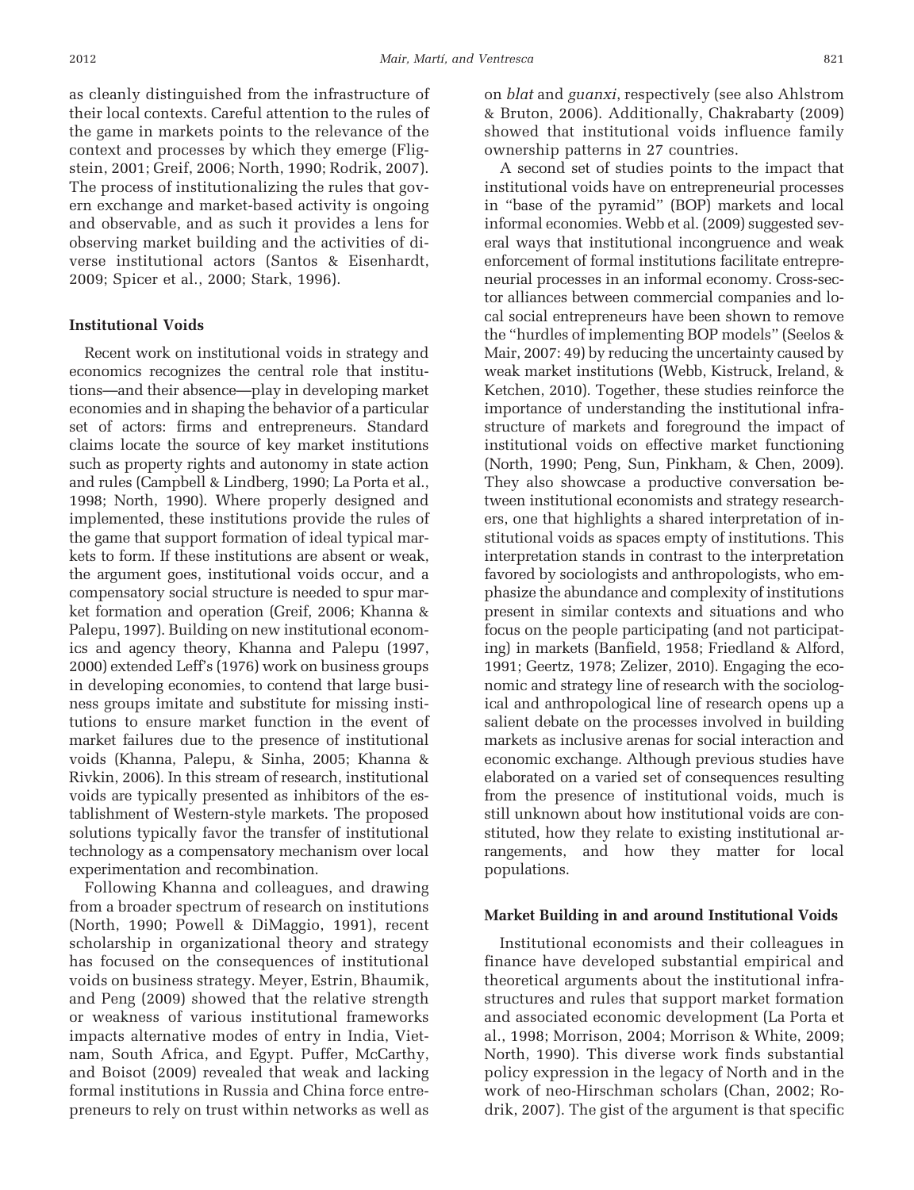as cleanly distinguished from the infrastructure of their local contexts. Careful attention to the rules of the game in markets points to the relevance of the context and processes by which they emerge (Fligstein, 2001; Greif, 2006; North, 1990; Rodrik, 2007). The process of institutionalizing the rules that govern exchange and market-based activity is ongoing and observable, and as such it provides a lens for observing market building and the activities of diverse institutional actors (Santos & Eisenhardt, 2009; Spicer et al., 2000; Stark, 1996).

### Institutional Voids

Recent work on institutional voids in strategy and economics recognizes the central role that institutions—and their absence—play in developing market economies and in shaping the behavior of a particular set of actors: firms and entrepreneurs. Standard claims locate the source of key market institutions such as property rights and autonomy in state action and rules (Campbell & Lindberg, 1990; La Porta et al., 1998; North, 1990). Where properly designed and implemented, these institutions provide the rules of the game that support formation of ideal typical markets to form. If these institutions are absent or weak, the argument goes, institutional voids occur, and a compensatory social structure is needed to spur market formation and operation (Greif, 2006; Khanna & Palepu, 1997). Building on new institutional economics and agency theory, Khanna and Palepu (1997, 2000) extended Leff's (1976) work on business groups in developing economies, to contend that large business groups imitate and substitute for missing institutions to ensure market function in the event of market failures due to the presence of institutional voids (Khanna, Palepu, & Sinha, 2005; Khanna & Rivkin, 2006). In this stream of research, institutional voids are typically presented as inhibitors of the establishment of Western-style markets. The proposed solutions typically favor the transfer of institutional technology as a compensatory mechanism over local experimentation and recombination.

Following Khanna and colleagues, and drawing from a broader spectrum of research on institutions (North, 1990; Powell & DiMaggio, 1991), recent scholarship in organizational theory and strategy has focused on the consequences of institutional voids on business strategy. Meyer, Estrin, Bhaumik, and Peng (2009) showed that the relative strength or weakness of various institutional frameworks impacts alternative modes of entry in India, Vietnam, South Africa, and Egypt. Puffer, McCarthy, and Boisot (2009) revealed that weak and lacking formal institutions in Russia and China force entrepreneurs to rely on trust within networks as well as on *blat* and *guanxi*, respectively (see also Ahlstrom & Bruton, 2006). Additionally, Chakrabarty (2009) showed that institutional voids influence family ownership patterns in 27 countries.

A second set of studies points to the impact that institutional voids have on entrepreneurial processes in "base of the pyramid" (BOP) markets and local informal economies. Webb et al. (2009) suggested several ways that institutional incongruence and weak enforcement of formal institutions facilitate entrepreneurial processes in an informal economy. Cross-sector alliances between commercial companies and local social entrepreneurs have been shown to remove the "hurdles of implementing BOP models" (Seelos & Mair, 2007: 49) by reducing the uncertainty caused by weak market institutions (Webb, Kistruck, Ireland, & Ketchen, 2010). Together, these studies reinforce the importance of understanding the institutional infrastructure of markets and foreground the impact of institutional voids on effective market functioning (North, 1990; Peng, Sun, Pinkham, & Chen, 2009). They also showcase a productive conversation between institutional economists and strategy researchers, one that highlights a shared interpretation of institutional voids as spaces empty of institutions. This interpretation stands in contrast to the interpretation favored by sociologists and anthropologists, who emphasize the abundance and complexity of institutions present in similar contexts and situations and who focus on the people participating (and not participating) in markets (Banfield, 1958; Friedland & Alford, 1991; Geertz, 1978; Zelizer, 2010). Engaging the economic and strategy line of research with the sociological and anthropological line of research opens up a salient debate on the processes involved in building markets as inclusive arenas for social interaction and economic exchange. Although previous studies have elaborated on a varied set of consequences resulting from the presence of institutional voids, much is still unknown about how institutional voids are constituted, how they relate to existing institutional arrangements, and how they matter for local populations.

### Market Building in and around Institutional Voids

Institutional economists and their colleagues in finance have developed substantial empirical and theoretical arguments about the institutional infrastructures and rules that support market formation and associated economic development (La Porta et al., 1998; Morrison, 2004; Morrison & White, 2009; North, 1990). This diverse work finds substantial policy expression in the legacy of North and in the work of neo-Hirschman scholars (Chan, 2002; Rodrik, 2007). The gist of the argument is that specific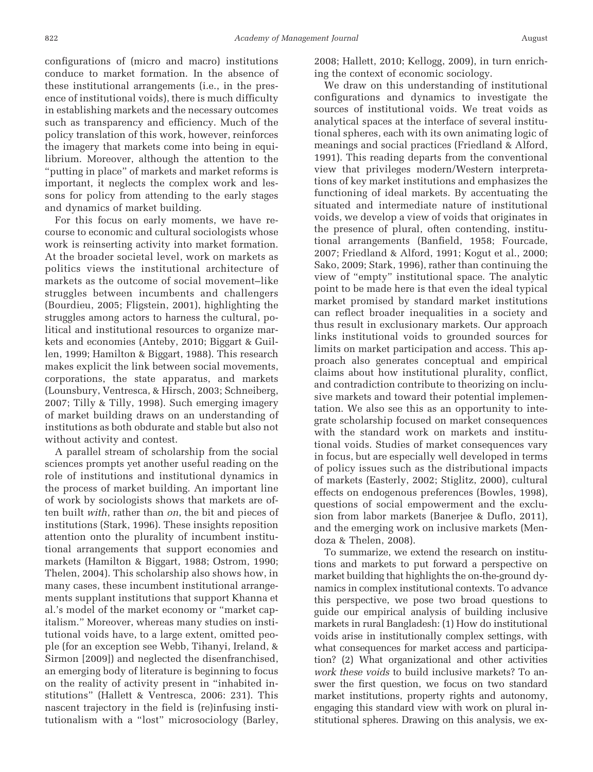configurations of (micro and macro) institutions conduce to market formation. In the absence of these institutional arrangements (i.e., in the presence of institutional voids), there is much difficulty in establishing markets and the necessary outcomes such as transparency and efficiency. Much of the policy translation of this work, however, reinforces the imagery that markets come into being in equilibrium. Moreover, although the attention to the "putting in place" of markets and market reforms is important, it neglects the complex work and lessons for policy from attending to the early stages and dynamics of market building.

For this focus on early moments, we have recourse to economic and cultural sociologists whose work is reinserting activity into market formation. At the broader societal level, work on markets as politics views the institutional architecture of markets as the outcome of social movement–like struggles between incumbents and challengers (Bourdieu, 2005; Fligstein, 2001), highlighting the struggles among actors to harness the cultural, political and institutional resources to organize markets and economies (Anteby, 2010; Biggart & Guillen, 1999; Hamilton & Biggart, 1988). This research makes explicit the link between social movements, corporations, the state apparatus, and markets (Lounsbury, Ventresca, & Hirsch, 2003; Schneiberg, 2007; Tilly & Tilly, 1998). Such emerging imagery of market building draws on an understanding of institutions as both obdurate and stable but also not without activity and contest.

A parallel stream of scholarship from the social sciences prompts yet another useful reading on the role of institutions and institutional dynamics in the process of market building. An important line of work by sociologists shows that markets are often built *with*, rather than *on*, the bit and pieces of institutions (Stark, 1996). These insights reposition attention onto the plurality of incumbent institutional arrangements that support economies and markets (Hamilton & Biggart, 1988; Ostrom, 1990; Thelen, 2004). This scholarship also shows how, in many cases, these incumbent institutional arrangements supplant institutions that support Khanna et al.'s model of the market economy or "market capitalism." Moreover, whereas many studies on institutional voids have, to a large extent, omitted people (for an exception see Webb, Tihanyi, Ireland, & Sirmon [2009]) and neglected the disenfranchised, an emerging body of literature is beginning to focus on the reality of activity present in "inhabited institutions" (Hallett & Ventresca, 2006: 231). This nascent trajectory in the field is (re)infusing institutionalism with a "lost" microsociology (Barley, 2008; Hallett, 2010; Kellogg, 2009), in turn enriching the context of economic sociology.

We draw on this understanding of institutional configurations and dynamics to investigate the sources of institutional voids. We treat voids as analytical spaces at the interface of several institutional spheres, each with its own animating logic of meanings and social practices (Friedland & Alford, 1991). This reading departs from the conventional view that privileges modern/Western interpretations of key market institutions and emphasizes the functioning of ideal markets. By accentuating the situated and intermediate nature of institutional voids, we develop a view of voids that originates in the presence of plural, often contending, institutional arrangements (Banfield, 1958; Fourcade, 2007; Friedland & Alford, 1991; Kogut et al., 2000; Sako, 2009; Stark, 1996), rather than continuing the view of "empty" institutional space. The analytic point to be made here is that even the ideal typical market promised by standard market institutions can reflect broader inequalities in a society and thus result in exclusionary markets. Our approach links institutional voids to grounded sources for limits on market participation and access. This approach also generates conceptual and empirical claims about how institutional plurality, conflict, and contradiction contribute to theorizing on inclusive markets and toward their potential implementation. We also see this as an opportunity to integrate scholarship focused on market consequences with the standard work on markets and institutional voids. Studies of market consequences vary in focus, but are especially well developed in terms of policy issues such as the distributional impacts of markets (Easterly, 2002; Stiglitz, 2000), cultural effects on endogenous preferences (Bowles, 1998), questions of social empowerment and the exclusion from labor markets (Banerjee & Duflo, 2011), and the emerging work on inclusive markets (Mendoza & Thelen, 2008).

To summarize, we extend the research on institutions and markets to put forward a perspective on market building that highlights the on-the-ground dynamics in complex institutional contexts. To advance this perspective, we pose two broad questions to guide our empirical analysis of building inclusive markets in rural Bangladesh: (1) How do institutional voids arise in institutionally complex settings, with what consequences for market access and participation? (2) What organizational and other activities *work these voids* to build inclusive markets? To answer the first question, we focus on two standard market institutions, property rights and autonomy, engaging this standard view with work on plural institutional spheres. Drawing on this analysis, we ex-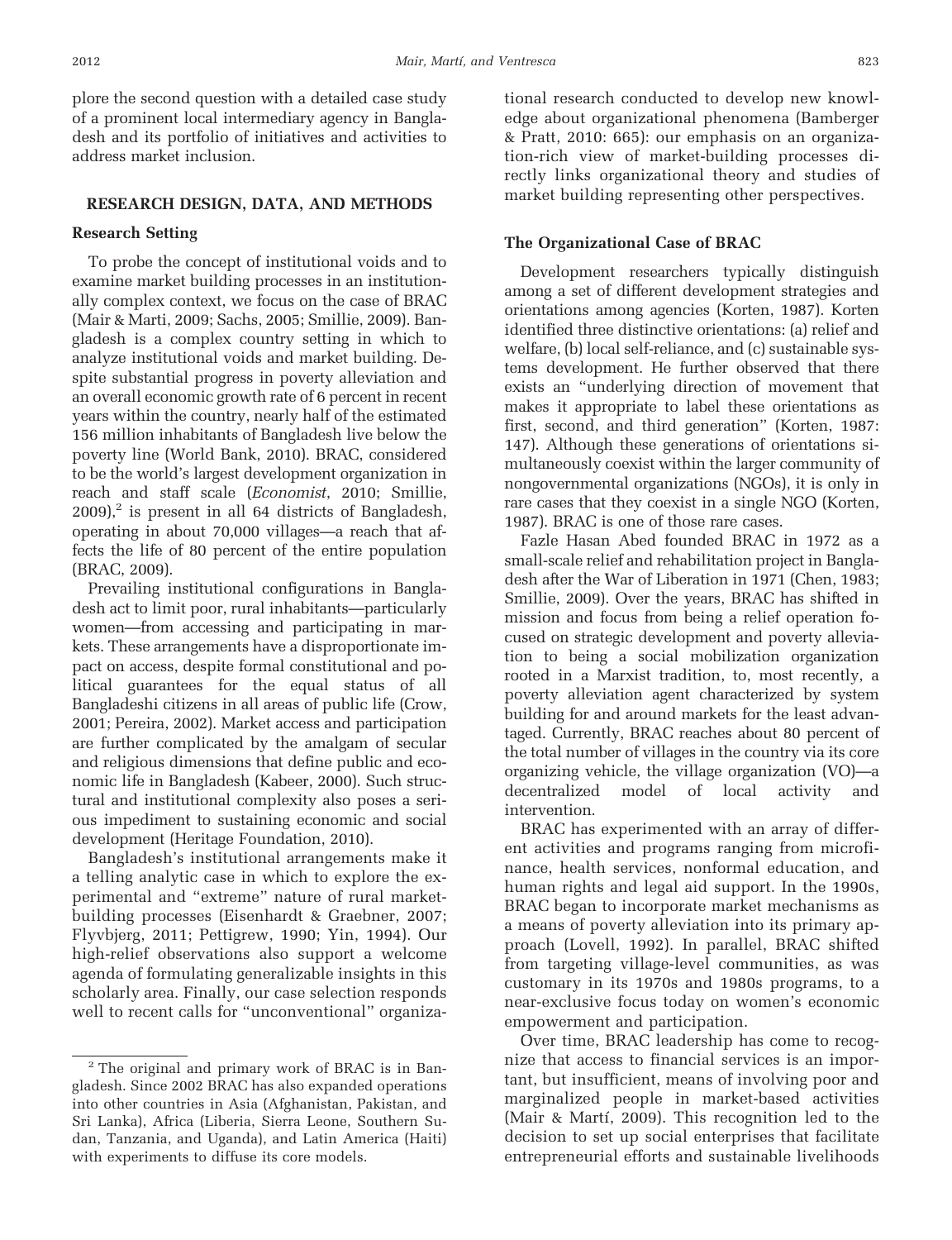plore the second question with a detailed case study of a prominent local intermediary agency in Bangladesh and its portfolio of initiatives and activities to address market inclusion.

## RESEARCH DESIGN, DATA, AND METHODS

### Research Setting

To probe the concept of institutional voids and to examine market building processes in an institutionally complex context, we focus on the case of BRAC (Mair & Marti, 2009; Sachs, 2005; Smillie, 2009). Bangladesh is a complex country setting in which to analyze institutional voids and market building. Despite substantial progress in poverty alleviation and an overall economic growth rate of 6 percent in recent years within the country, nearly half of the estimated 156 million inhabitants of Bangladesh live below the poverty line (World Bank, 2010). BRAC, considered to be the world's largest development organization in reach and staff scale (*Economist*, 2010; Smillie, 2009),[2] is present in all 64 districts of Bangladesh, operating in about 70,000 villages—a reach that affects the life of 80 percent of the entire population (BRAC, 2009).

Prevailing institutional configurations in Bangladesh act to limit poor, rural inhabitants—particularly women—from accessing and participating in markets. These arrangements have a disproportionate impact on access, despite formal constitutional and political guarantees for the equal status of all Bangladeshi citizens in all areas of public life (Crow, 2001; Pereira, 2002). Market access and participation are further complicated by the amalgam of secular and religious dimensions that define public and economic life in Bangladesh (Kabeer, 2000). Such structural and institutional complexity also poses a serious impediment to sustaining economic and social development (Heritage Foundation, 2010).

Bangladesh's institutional arrangements make it a telling analytic case in which to explore the experimental and "extreme" nature of rural market-building processes (Eisenhardt & Graebner, 2007; Flyvbjerg, 2011; Pettigrew, 1990; Yin, 1994). Our high-relief observations also support a welcome agenda of formulating generalizable insights in this scholarly area. Finally, our case selection responds well to recent calls for "unconventional" organizational research conducted to develop new knowledge about organizational phenomena (Bamberger & Pratt, 2010: 665): our emphasis on an organization-rich view of market-building processes directly links organizational theory and studies of market building representing other perspectives.

### The Organizational Case of BRAC

Development researchers typically distinguish among a set of different development strategies and orientations among agencies (Korten, 1987). Korten identified three distinctive orientations: (a) relief and welfare, (b) local self-reliance, and (c) sustainable systems development. He further observed that there exists an "underlying direction of movement that makes it appropriate to label these orientations as first, second, and third generation" (Korten, 1987: 147). Although these generations of orientations simultaneously coexist within the larger community of nongovernmental organizations (NGOs), it is only in rare cases that they coexist in a single NGO (Korten, 1987). BRAC is one of those rare cases.

Fazle Hasan Abed founded BRAC in 1972 as a small-scale relief and rehabilitation project in Bangladesh after the War of Liberation in 1971 (Chen, 1983; Smillie, 2009). Over the years, BRAC has shifted in mission and focus from being a relief operation focused on strategic development and poverty alleviation to being a social mobilization organization rooted in a Marxist tradition, to, most recently, a poverty alleviation agent characterized by system building for and around markets for the least advantaged. Currently, BRAC reaches about 80 percent of the total number of villages in the country via its core organizing vehicle, the village organization (VO)—a decentralized model of local activity and intervention.

BRAC has experimented with an array of different activities and programs ranging from microfinance, health services, nonformal education, and human rights and legal aid support. In the 1990s, BRAC began to incorporate market mechanisms as a means of poverty alleviation into its primary approach (Lovell, 1992). In parallel, BRAC shifted from targeting village-level communities, as was customary in its 1970s and 1980s programs, to a near-exclusive focus today on women's economic empowerment and participation.

Over time, BRAC leadership has come to recognize that access to financial services is an important, but insufficient, means of involving poor and marginalized people in market-based activities (Mair & Martí, 2009). This recognition led to the decision to set up social enterprises that facilitate entrepreneurial efforts and sustainable livelihoods

[2] The original and primary work of BRAC is in Bangladesh. Since 2002 BRAC has also expanded operations into other countries in Asia (Afghanistan, Pakistan, and Sri Lanka), Africa (Liberia, Sierra Leone, Southern Sudan, Tanzania, and Uganda), and Latin America (Haiti) with experiments to diffuse its core models.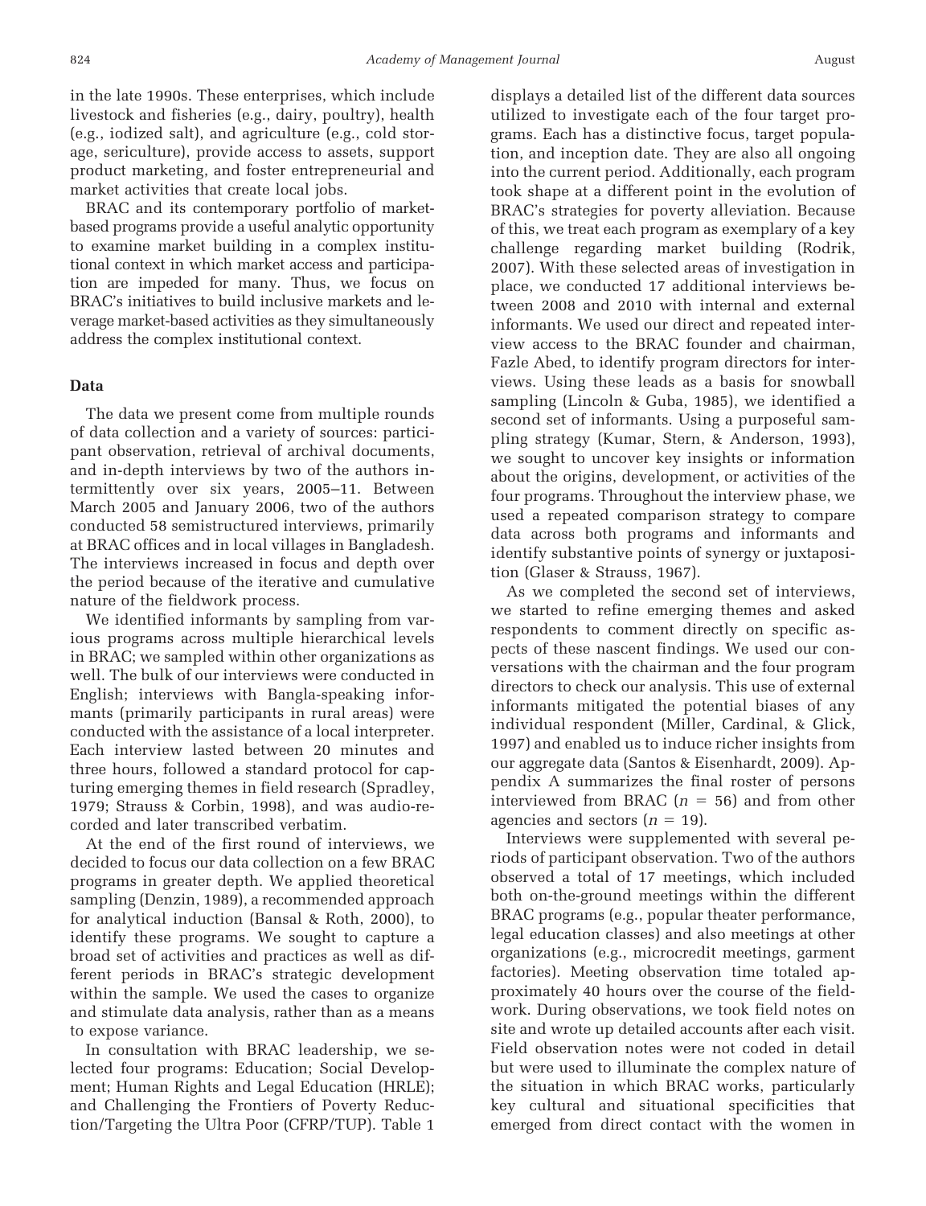in the late 1990s. These enterprises, which include livestock and fisheries (e.g., dairy, poultry), health (e.g., iodized salt), and agriculture (e.g., cold storage, sericulture), provide access to assets, support product marketing, and foster entrepreneurial and market activities that create local jobs.

BRAC and its contemporary portfolio of market-based programs provide a useful analytic opportunity to examine market building in a complex institutional context in which market access and participation are impeded for many. Thus, we focus on BRAC's initiatives to build inclusive markets and leverage market-based activities as they simultaneously address the complex institutional context.

### Data

The data we present come from multiple rounds of data collection and a variety of sources: participant observation, retrieval of archival documents, and in-depth interviews by two of the authors intermittently over six years, 2005–11. Between March 2005 and January 2006, two of the authors conducted 58 semistructured interviews, primarily at BRAC offices and in local villages in Bangladesh. The interviews increased in focus and depth over the period because of the iterative and cumulative nature of the fieldwork process.

We identified informants by sampling from various programs across multiple hierarchical levels in BRAC; we sampled within other organizations as well. The bulk of our interviews were conducted in English; interviews with Bangla-speaking informants (primarily participants in rural areas) were conducted with the assistance of a local interpreter. Each interview lasted between 20 minutes and three hours, followed a standard protocol for capturing emerging themes in field research (Spradley, 1979; Strauss & Corbin, 1998), and was audio-recorded and later transcribed verbatim.

At the end of the first round of interviews, we decided to focus our data collection on a few BRAC programs in greater depth. We applied theoretical sampling (Denzin, 1989), a recommended approach for analytical induction (Bansal & Roth, 2000), to identify these programs. We sought to capture a broad set of activities and practices as well as different periods in BRAC's strategic development within the sample. We used the cases to organize and stimulate data analysis, rather than as a means to expose variance.

In consultation with BRAC leadership, we selected four programs: Education; Social Development; Human Rights and Legal Education (HRLE); and Challenging the Frontiers of Poverty Reduction/Targeting the Ultra Poor (CFRP/TUP). Table 1 displays a detailed list of the different data sources utilized to investigate each of the four target programs. Each has a distinctive focus, target population, and inception date. They are also all ongoing into the current period. Additionally, each program took shape at a different point in the evolution of BRAC's strategies for poverty alleviation. Because of this, we treat each program as exemplary of a key challenge regarding market building (Rodrik, 2007). With these selected areas of investigation in place, we conducted 17 additional interviews between 2008 and 2010 with internal and external informants. We used our direct and repeated interview access to the BRAC founder and chairman, Fazle Abed, to identify program directors for interviews. Using these leads as a basis for snowball sampling (Lincoln & Guba, 1985), we identified a second set of informants. Using a purposeful sampling strategy (Kumar, Stern, & Anderson, 1993), we sought to uncover key insights or information about the origins, development, or activities of the four programs. Throughout the interview phase, we used a repeated comparison strategy to compare data across both programs and informants and identify substantive points of synergy or juxtaposition (Glaser & Strauss, 1967).

As we completed the second set of interviews, we started to refine emerging themes and asked respondents to comment directly on specific aspects of these nascent findings. We used our conversations with the chairman and the four program directors to check our analysis. This use of external informants mitigated the potential biases of any individual respondent (Miller, Cardinal, & Glick, 1997) and enabled us to induce richer insights from our aggregate data (Santos & Eisenhardt, 2009). Appendix A summarizes the final roster of persons interviewed from BRAC ($n$ = 56) and from other agencies and sectors ($n$ = 19).

Interviews were supplemented with several periods of participant observation. Two of the authors observed a total of 17 meetings, which included both on-the-ground meetings within the different BRAC programs (e.g., popular theater performance, legal education classes) and also meetings at other organizations (e.g., microcredit meetings, garment factories). Meeting observation time totaled approximately 40 hours over the course of the fieldwork. During observations, we took field notes on site and wrote up detailed accounts after each visit. Field observation notes were not coded in detail but were used to illuminate the complex nature of the situation in which BRAC works, particularly key cultural and situational specificities that emerged from direct contact with the women in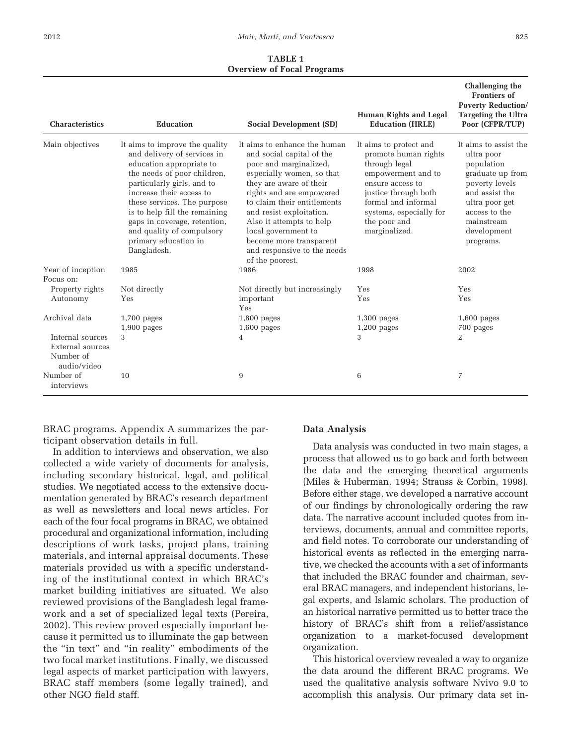**TABLE 1**
**Overview of Focal Programs**

| Characteristics | Education | Social Development (SD) | Human Rights and Legal Education (HRLE) | Challenging the Frontiers of Poverty Reduction/ Targeting the Ultra Poor (CFPR/TUP) |
|---|---|---|---|---|
| Main objectives | It aims to improve the quality and delivery of services in education appropriate to the needs of poor children, particularly girls, and to increase their access to these services. The purpose is to help fill the remaining gaps in coverage, retention, and quality of compulsory primary education in Bangladesh. | It aims to enhance the human and social capital of the poor and marginalized, especially women, so that they are aware of their rights and are empowered to claim their entitlements and resist exploitation. Also it attempts to help local government to become more transparent and responsive to the needs of the poorest. | It aims to protect and promote human rights through legal empowerment and to ensure access to justice through both formal and informal systems, especially for the poor and marginalized. | It aims to assist the ultra poor population graduate up from poverty levels and assist the ultra poor get access to the mainstream development programs. |
| Year of inception | 1985 | 1986 | 1998 | 2002 |
| Focus on: | | | | |
| Property rights | Not directly | Not directly but increasingly important | Yes | Yes |
| Autonomy | Yes | Yes | Yes | Yes |
| Archival data | | | | |
| Internal sources | 1,700 pages | 1,800 pages | 1,300 pages | 1,600 pages |
| External sources | 1,900 pages | 1,600 pages | 1,200 pages | 700 pages |
| Number of audio/video | 3 | 4 | 3 | 2 |
| Number of interviews | 10 | 9 | 6 | 7 |

BRAC programs. Appendix A summarizes the participant observation details in full.

In addition to interviews and observation, we also collected a wide variety of documents for analysis, including secondary historical, legal, and political studies. We negotiated access to the extensive documentation generated by BRAC's research department as well as newsletters and local news articles. For each of the four focal programs in BRAC, we obtained procedural and organizational information, including descriptions of work tasks, project plans, training materials, and internal appraisal documents. These materials provided us with a specific understanding of the institutional context in which BRAC's market building initiatives are situated. We also reviewed provisions of the Bangladesh legal framework and a set of specialized legal texts (Pereira, 2002). This review proved especially important because it permitted us to illuminate the gap between the "in text" and "in reality" embodiments of the two focal market institutions. Finally, we discussed legal aspects of market participation with lawyers, BRAC staff members (some legally trained), and other NGO field staff.

### Data Analysis

Data analysis was conducted in two main stages, a process that allowed us to go back and forth between the data and the emerging theoretical arguments (Miles & Huberman, 1994; Strauss & Corbin, 1998). Before either stage, we developed a narrative account of our findings by chronologically ordering the raw data. The narrative account included quotes from interviews, documents, annual and committee reports, and field notes. To corroborate our understanding of historical events as reflected in the emerging narrative, we checked the accounts with a set of informants that included the BRAC founder and chairman, several BRAC managers, and independent historians, legal experts, and Islamic scholars. The production of an historical narrative permitted us to better trace the history of BRAC's shift from a relief/assistance organization to a market-focused development organization.

This historical overview revealed a way to organize the data around the different BRAC programs. We used the qualitative analysis software Nvivo 9.0 to accomplish this analysis. Our primary data set in-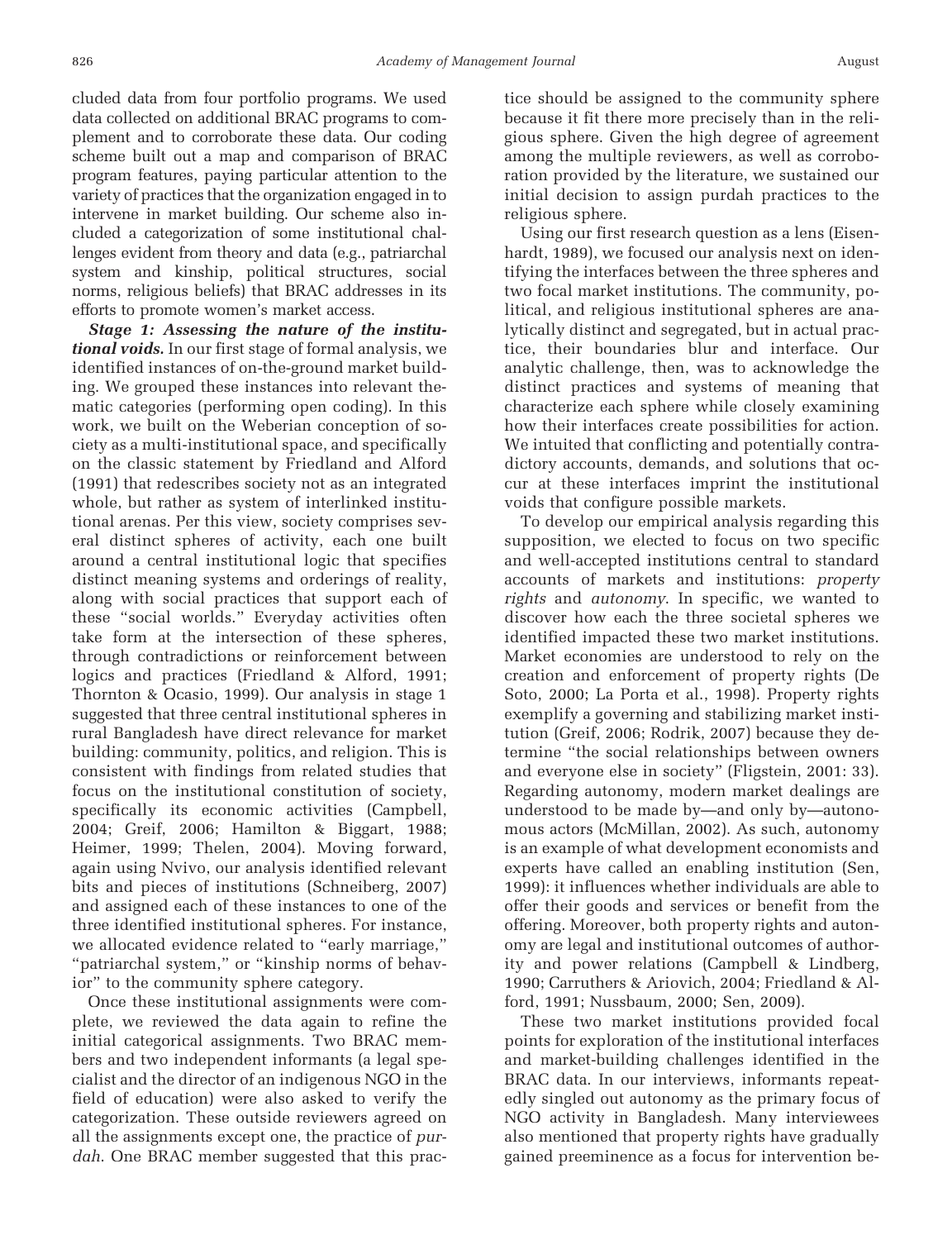cluded data from four portfolio programs. We used data collected on additional BRAC programs to complement and to corroborate these data. Our coding scheme built out a map and comparison of BRAC program features, paying particular attention to the variety of practices that the organization engaged in to intervene in market building. Our scheme also included a categorization of some institutional challenges evident from theory and data (e.g., patriarchal system and kinship, political structures, social norms, religious beliefs) that BRAC addresses in its efforts to promote women's market access.

***Stage 1: Assessing the nature of the institutional voids.*** In our first stage of formal analysis, we identified instances of on-the-ground market building. We grouped these instances into relevant thematic categories (performing open coding). In this work, we built on the Weberian conception of society as a multi-institutional space, and specifically on the classic statement by Friedland and Alford (1991) that redescribes society not as an integrated whole, but rather as system of interlinked institutional arenas. Per this view, society comprises several distinct spheres of activity, each one built around a central institutional logic that specifies distinct meaning systems and orderings of reality, along with social practices that support each of these "social worlds." Everyday activities often take form at the intersection of these spheres, through contradictions or reinforcement between logics and practices (Friedland & Alford, 1991; Thornton & Ocasio, 1999). Our analysis in stage 1 suggested that three central institutional spheres in rural Bangladesh have direct relevance for market building: community, politics, and religion. This is consistent with findings from related studies that focus on the institutional constitution of society, specifically its economic activities (Campbell, 2004; Greif, 2006; Hamilton & Biggart, 1988; Heimer, 1999; Thelen, 2004). Moving forward, again using Nvivo, our analysis identified relevant bits and pieces of institutions (Schneiberg, 2007) and assigned each of these instances to one of the three identified institutional spheres. For instance, we allocated evidence related to "early marriage," "patriarchal system," or "kinship norms of behavior" to the community sphere category.

Once these institutional assignments were complete, we reviewed the data again to refine the initial categorical assignments. Two BRAC members and two independent informants (a legal specialist and the director of an indigenous NGO in the field of education) were also asked to verify the categorization. These outside reviewers agreed on all the assignments except one, the practice of *purdah*. One BRAC member suggested that this practice should be assigned to the community sphere because it fit there more precisely than in the religious sphere. Given the high degree of agreement among the multiple reviewers, as well as corroboration provided by the literature, we sustained our initial decision to assign purdah practices to the religious sphere.

Using our first research question as a lens (Eisenhardt, 1989), we focused our analysis next on identifying the interfaces between the three spheres and two focal market institutions. The community, political, and religious institutional spheres are analytically distinct and segregated, but in actual practice, their boundaries blur and interface. Our analytic challenge, then, was to acknowledge the distinct practices and systems of meaning that characterize each sphere while closely examining how their interfaces create possibilities for action. We intuited that conflicting and potentially contradictory accounts, demands, and solutions that occur at these interfaces imprint the institutional voids that configure possible markets.

To develop our empirical analysis regarding this supposition, we elected to focus on two specific and well-accepted institutions central to standard accounts of markets and institutions: *property rights* and *autonomy*. In specific, we wanted to discover how each the three societal spheres we identified impacted these two market institutions. Market economies are understood to rely on the creation and enforcement of property rights (De Soto, 2000; La Porta et al., 1998). Property rights exemplify a governing and stabilizing market institution (Greif, 2006; Rodrik, 2007) because they determine "the social relationships between owners and everyone else in society" (Fligstein, 2001: 33). Regarding autonomy, modern market dealings are understood to be made by—and only by—autonomous actors (McMillan, 2002). As such, autonomy is an example of what development economists and experts have called an enabling institution (Sen, 1999): it influences whether individuals are able to offer their goods and services or benefit from the offering. Moreover, both property rights and autonomy are legal and institutional outcomes of authority and power relations (Campbell & Lindberg, 1990; Carruthers & Ariovich, 2004; Friedland & Alford, 1991; Nussbaum, 2000; Sen, 2009).

These two market institutions provided focal points for exploration of the institutional interfaces and market-building challenges identified in the BRAC data. In our interviews, informants repeatedly singled out autonomy as the primary focus of NGO activity in Bangladesh. Many interviewees also mentioned that property rights have gradually gained preeminence as a focus for intervention be-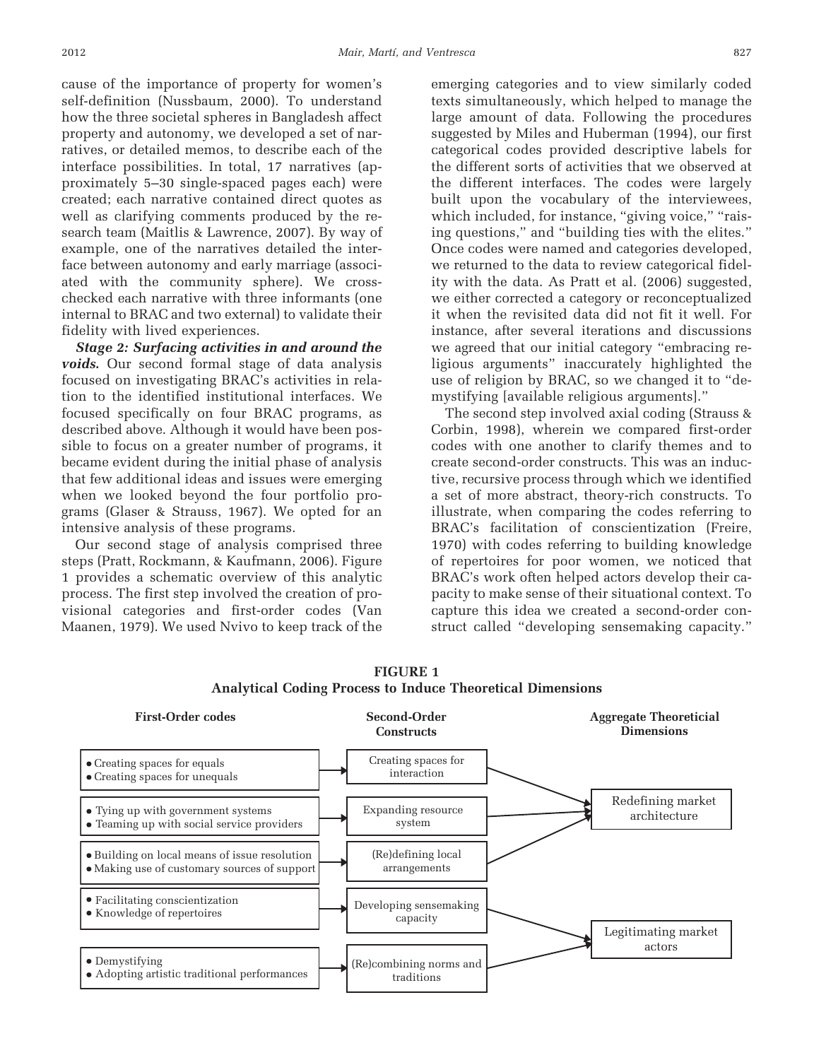cause of the importance of property for women's self-definition (Nussbaum, 2000). To understand how the three societal spheres in Bangladesh affect property and autonomy, we developed a set of narratives, or detailed memos, to describe each of the interface possibilities. In total, 17 narratives (approximately 5–30 single-spaced pages each) were created; each narrative contained direct quotes as well as clarifying comments produced by the research team (Maitlis & Lawrence, 2007). By way of example, one of the narratives detailed the interface between autonomy and early marriage (associated with the community sphere). We cross-checked each narrative with three informants (one internal to BRAC and two external) to validate their fidelity with lived experiences.

***Stage 2: Surfacing activities in and around the voids.*** Our second formal stage of data analysis focused on investigating BRAC's activities in relation to the identified institutional interfaces. We focused specifically on four BRAC programs, as described above. Although it would have been possible to focus on a greater number of programs, it became evident during the initial phase of analysis that few additional ideas and issues were emerging when we looked beyond the four portfolio programs (Glaser & Strauss, 1967). We opted for an intensive analysis of these programs.

Our second stage of analysis comprised three steps (Pratt, Rockmann, & Kaufmann, 2006). Figure 1 provides a schematic overview of this analytic process. The first step involved the creation of provisional categories and first-order codes (Van Maanen, 1979). We used Nvivo to keep track of the emerging categories and to view similarly coded texts simultaneously, which helped to manage the large amount of data. Following the procedures suggested by Miles and Huberman (1994), our first categorical codes provided descriptive labels for the different sorts of activities that we observed at the different interfaces. The codes were largely built upon the vocabulary of the interviewees, which included, for instance, "giving voice," "raising questions," and "building ties with the elites." Once codes were named and categories developed, we returned to the data to review categorical fidelity with the data. As Pratt et al. (2006) suggested, we either corrected a category or reconceptualized it when the revisited data did not fit it well. For instance, after several iterations and discussions we agreed that our initial category "embracing religious arguments" inaccurately highlighted the use of religion by BRAC, so we changed it to "demystifying [available religious arguments]."

The second step involved axial coding (Strauss & Corbin, 1998), wherein we compared first-order codes with one another to clarify themes and to create second-order constructs. This was an inductive, recursive process through which we identified a set of more abstract, theory-rich constructs. To illustrate, when comparing the codes referring to BRAC's facilitation of conscientization (Freire, 1970) with codes referring to building knowledge of repertoires for poor women, we noticed that BRAC's work often helped actors develop their capacity to make sense of their situational context. To capture this idea we created a second-order construct called "developing sensemaking capacity."

**FIGURE 1**
**Analytical Coding Process to Induce Theoretical Dimensions**

| First-Order codes | Second-Order Constructs | Aggregate Theoreticial Dimensions |
|---|---|---|
| • Creating spaces for equals<br>• Creating spaces for unequals | Creating spaces for interaction | Redefining market architecture |
| • Tying up with government systems<br>• Teaming up with social service providers | Expanding resource system | Redefining market architecture |
| • Building on local means of issue resolution<br>• Making use of customary sources of support | (Re)defining local arrangements | Redefining market architecture |
| • Facilitating conscientization<br>• Knowledge of repertoires | Developing sensemaking capacity | Legitimating market actors |
| • Demystifying<br>• Adopting artistic traditional performances | (Re)combining norms and traditions | Legitimating market actors |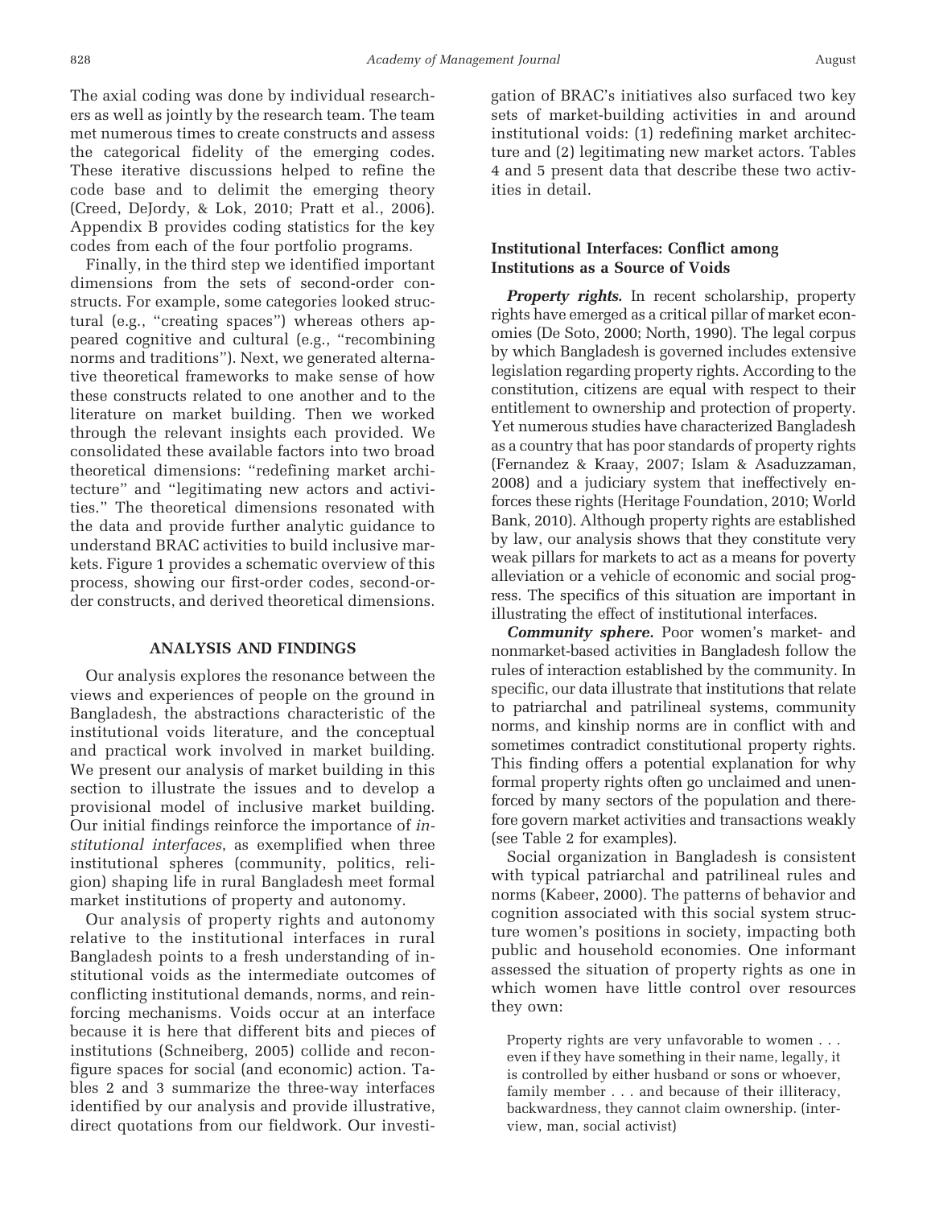The axial coding was done by individual researchers as well as jointly by the research team. The team met numerous times to create constructs and assess the categorical fidelity of the emerging codes. These iterative discussions helped to refine the code base and to delimit the emerging theory (Creed, DeJordy, & Lok, 2010; Pratt et al., 2006). Appendix B provides coding statistics for the key codes from each of the four portfolio programs.

Finally, in the third step we identified important dimensions from the sets of second-order constructs. For example, some categories looked structural (e.g., "creating spaces") whereas others appeared cognitive and cultural (e.g., "recombining norms and traditions"). Next, we generated alternative theoretical frameworks to make sense of how these constructs related to one another and to the literature on market building. Then we worked through the relevant insights each provided. We consolidated these available factors into two broad theoretical dimensions: "redefining market architecture" and "legitimating new actors and activities." The theoretical dimensions resonated with the data and provide further analytic guidance to understand BRAC activities to build inclusive markets. Figure 1 provides a schematic overview of this process, showing our first-order codes, second-order constructs, and derived theoretical dimensions.

## ANALYSIS AND FINDINGS

Our analysis explores the resonance between the views and experiences of people on the ground in Bangladesh, the abstractions characteristic of the institutional voids literature, and the conceptual and practical work involved in market building. We present our analysis of market building in this section to illustrate the issues and to develop a provisional model of inclusive market building. Our initial findings reinforce the importance of *institutional interfaces*, as exemplified when three institutional spheres (community, politics, religion) shaping life in rural Bangladesh meet formal market institutions of property and autonomy.

Our analysis of property rights and autonomy relative to the institutional interfaces in rural Bangladesh points to a fresh understanding of institutional voids as the intermediate outcomes of conflicting institutional demands, norms, and reinforcing mechanisms. Voids occur at an interface because it is here that different bits and pieces of institutions (Schneiberg, 2005) collide and reconfigure spaces for social (and economic) action. Tables 2 and 3 summarize the three-way interfaces identified by our analysis and provide illustrative, direct quotations from our fieldwork. Our investigation of BRAC's initiatives also surfaced two key sets of market-building activities in and around institutional voids: (1) redefining market architecture and (2) legitimating new market actors. Tables 4 and 5 present data that describe these two activities in detail.

### Institutional Interfaces: Conflict among Institutions as a Source of Voids

***Property rights.*** In recent scholarship, property rights have emerged as a critical pillar of market economies (De Soto, 2000; North, 1990). The legal corpus by which Bangladesh is governed includes extensive legislation regarding property rights. According to the constitution, citizens are equal with respect to their entitlement to ownership and protection of property. Yet numerous studies have characterized Bangladesh as a country that has poor standards of property rights (Fernandez & Kraay, 2007; Islam & Asaduzzaman, 2008) and a judiciary system that ineffectively enforces these rights (Heritage Foundation, 2010; World Bank, 2010). Although property rights are established by law, our analysis shows that they constitute very weak pillars for markets to act as a means for poverty alleviation or a vehicle of economic and social progress. The specifics of this situation are important in illustrating the effect of institutional interfaces.

***Community sphere.*** Poor women's market- and nonmarket-based activities in Bangladesh follow the rules of interaction established by the community. In specific, our data illustrate that institutions that relate to patriarchal and patrilineal systems, community norms, and kinship norms are in conflict with and sometimes contradict constitutional property rights. This finding offers a potential explanation for why formal property rights often go unclaimed and unenforced by many sectors of the population and therefore govern market activities and transactions weakly (see Table 2 for examples).

Social organization in Bangladesh is consistent with typical patriarchal and patrilineal rules and norms (Kabeer, 2000). The patterns of behavior and cognition associated with this social system structure women's positions in society, impacting both public and household economies. One informant assessed the situation of property rights as one in which women have little control over resources they own:

> Property rights are very unfavorable to women . . . even if they have something in their name, legally, it is controlled by either husband or sons or whoever, family member . . . and because of their illiteracy, backwardness, they cannot claim ownership. (interview, man, social activist)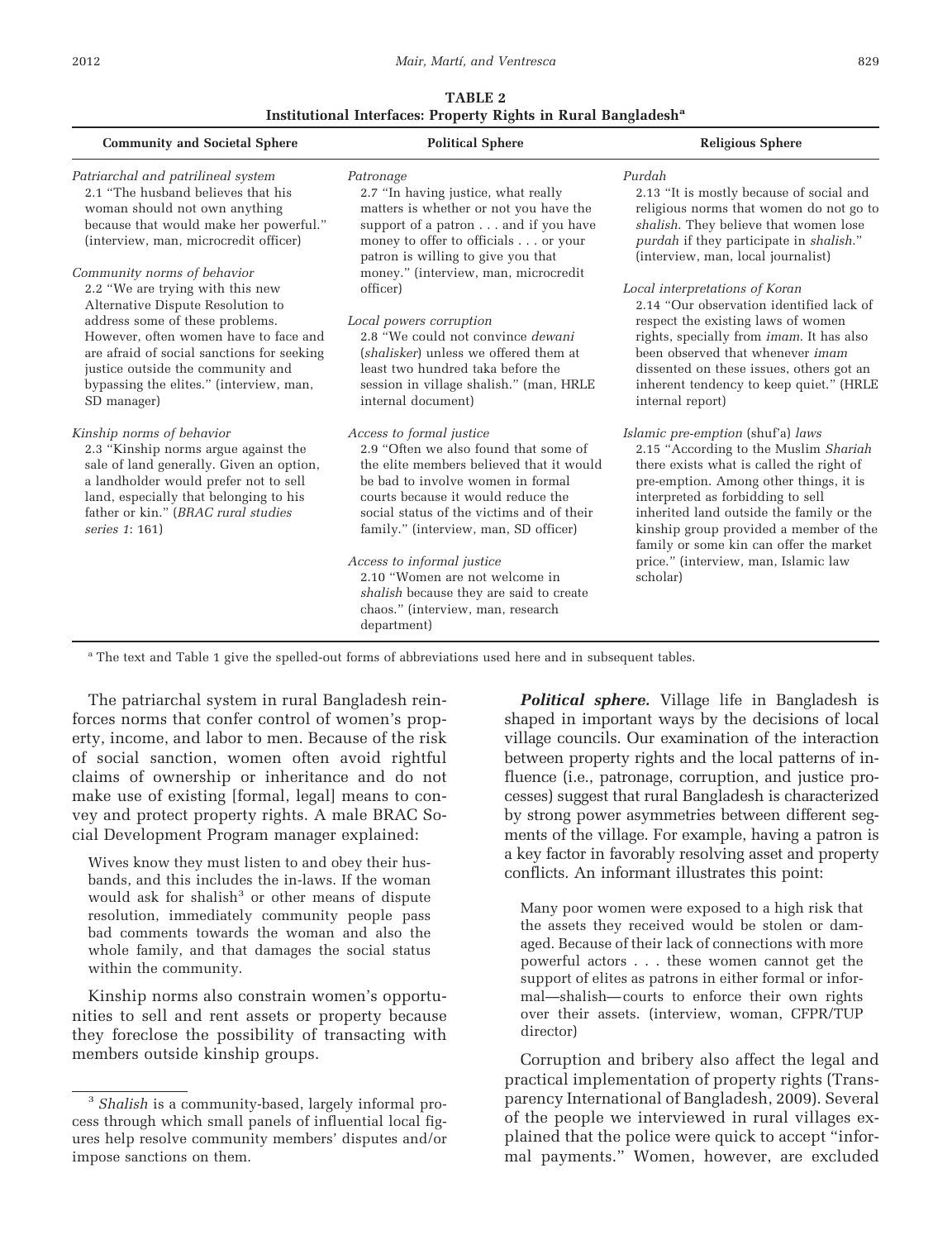**TABLE 2**
**Institutional Interfaces: Property Rights in Rural Bangladesh[a]**

| Community and Societal Sphere | Political Sphere | Religious Sphere |
|---|---|---|
| *Patriarchal and patrilineal system*<br>2.1 "The husband believes that his woman should not own anything because that would make her powerful." (interview, man, microcredit officer) | *Patronage*<br>2.7 "In having justice, what really matters is whether or not you have the support of a patron . . . and if you have money to offer to officials . . . or your patron is willing to give you that money." (interview, man, microcredit officer) | *Purdah*<br>2.13 "It is mostly because of social and religious norms that women do not go to *shalish*. They believe that women lose *purdah* if they participate in *shalish*." (interview, man, local journalist) |
| *Community norms of behavior*<br>2.2 "We are trying with this new Alternative Dispute Resolution to address some of these problems. However, often women have to face and are afraid of social sanctions for seeking justice outside the community and bypassing the elites." (interview, man, SD manager) | *Local powers corruption*<br>2.8 "We could not convince *dewani* (*shalisker*) unless we offered them at least two hundred taka before the session in village shalish." (man, HRLE internal document) | *Local interpretations of Koran*<br>2.14 "Our observation identified lack of respect the existing laws of women rights, specially from *imam*. It has also been observed that whenever *imam* dissented on these issues, others got an inherent tendency to keep quiet." (HRLE internal report) |
| *Kinship norms of behavior*<br>2.3 "Kinship norms argue against the sale of land generally. Given an option, a landholder would prefer not to sell land, especially that belonging to his father or kin." (*BRAC rural studies series 1*: 161) | *Access to formal justice*<br>2.9 "Often we also found that some of the elite members believed that it would be bad to involve women in formal courts because it would reduce the social status of the victims and of their family." (interview, man, SD officer)<br><br>*Access to informal justice*<br>2.10 "Women are not welcome in *shalish* because they are said to create chaos." (interview, man, research department) | *Islamic pre-emption* (shuf'a) *laws*<br>2.15 "According to the Muslim *Shariah* there exists what is called the right of pre-emption. Among other things, it is interpreted as forbidding to sell inherited land outside the family or the kinship group provided a member of the family or some kin can offer the market price." (interview, man, Islamic law scholar) |

[a] The text and Table 1 give the spelled-out forms of abbreviations used here and in subsequent tables.

The patriarchal system in rural Bangladesh reinforces norms that confer control of women's property, income, and labor to men. Because of the risk of social sanction, women often avoid rightful claims of ownership or inheritance and do not make use of existing [formal, legal] means to convey and protect property rights. A male BRAC Social Development Program manager explained:

> Wives know they must listen to and obey their husbands, and this includes the in-laws. If the woman would ask for shalish[3] or other means of dispute resolution, immediately community people pass bad comments towards the woman and also the whole family, and that damages the social status within the community.

Kinship norms also constrain women's opportunities to sell and rent assets or property because they foreclose the possibility of transacting with members outside kinship groups.

***Political sphere.*** Village life in Bangladesh is shaped in important ways by the decisions of local village councils. Our examination of the interaction between property rights and the local patterns of influence (i.e., patronage, corruption, and justice processes) suggest that rural Bangladesh is characterized by strong power asymmetries between different segments of the village. For example, having a patron is a key factor in favorably resolving asset and property conflicts. An informant illustrates this point:

> Many poor women were exposed to a high risk that the assets they received would be stolen or damaged. Because of their lack of connections with more powerful actors . . . these women cannot get the support of elites as patrons in either formal or informal—shalish—courts to enforce their own rights over their assets. (interview, woman, CFPR/TUP director)

Corruption and bribery also affect the legal and practical implementation of property rights (Transparency International of Bangladesh, 2009). Several of the people we interviewed in rural villages explained that the police were quick to accept "informal payments." Women, however, are excluded

[3] *Shalish* is a community-based, largely informal process through which small panels of influential local figures help resolve community members' disputes and/or impose sanctions on them.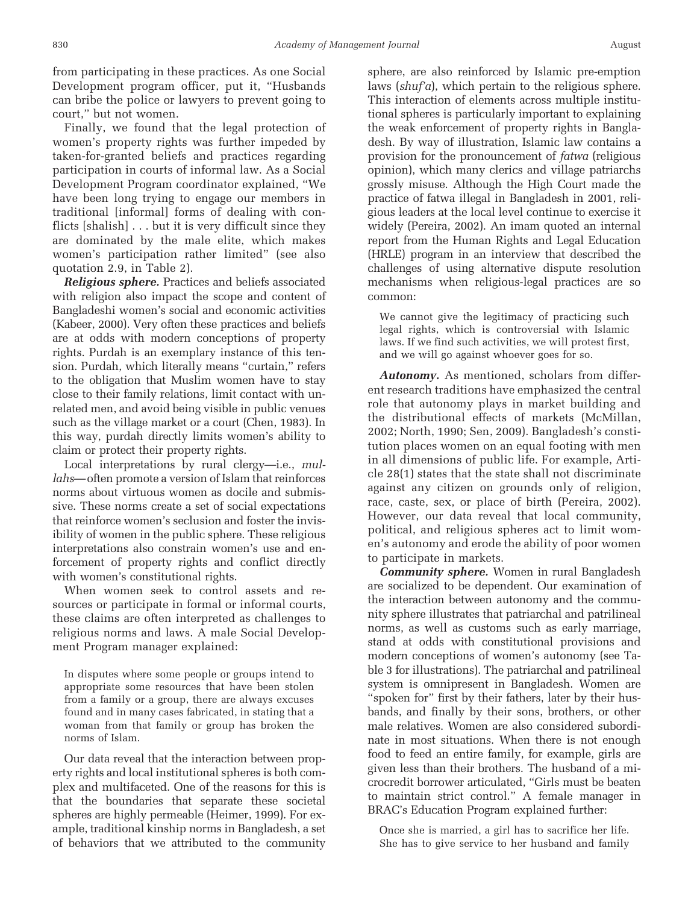from participating in these practices. As one Social Development program officer, put it, "Husbands can bribe the police or lawyers to prevent going to court," but not women.

Finally, we found that the legal protection of women's property rights was further impeded by taken-for-granted beliefs and practices regarding participation in courts of informal law. As a Social Development Program coordinator explained, "We have been long trying to engage our members in traditional [informal] forms of dealing with conflicts [shalish] . . . but it is very difficult since they are dominated by the male elite, which makes women's participation rather limited" (see also quotation 2.9, in Table 2).

***Religious sphere.*** Practices and beliefs associated with religion also impact the scope and content of Bangladeshi women's social and economic activities (Kabeer, 2000). Very often these practices and beliefs are at odds with modern conceptions of property rights. Purdah is an exemplary instance of this tension. Purdah, which literally means "curtain," refers to the obligation that Muslim women have to stay close to their family relations, limit contact with unrelated men, and avoid being visible in public venues such as the village market or a court (Chen, 1983). In this way, purdah directly limits women's ability to claim or protect their property rights.

Local interpretations by rural clergy—i.e., *mullahs*—often promote a version of Islam that reinforces norms about virtuous women as docile and submissive. These norms create a set of social expectations that reinforce women's seclusion and foster the invisibility of women in the public sphere. These religious interpretations also constrain women's use and enforcement of property rights and conflict directly with women's constitutional rights.

When women seek to control assets and resources or participate in formal or informal courts, these claims are often interpreted as challenges to religious norms and laws. A male Social Development Program manager explained:

> In disputes where some people or groups intend to appropriate some resources that have been stolen from a family or a group, there are always excuses found and in many cases fabricated, in stating that a woman from that family or group has broken the norms of Islam.

Our data reveal that the interaction between property rights and local institutional spheres is both complex and multifaceted. One of the reasons for this is that the boundaries that separate these societal spheres are highly permeable (Heimer, 1999). For example, traditional kinship norms in Bangladesh, a set of behaviors that we attributed to the community sphere, are also reinforced by Islamic pre-emption laws (*shuf'a*), which pertain to the religious sphere. This interaction of elements across multiple institutional spheres is particularly important to explaining the weak enforcement of property rights in Bangladesh. By way of illustration, Islamic law contains a provision for the pronouncement of *fatwa* (religious opinion), which many clerics and village patriarchs grossly misuse. Although the High Court made the practice of fatwa illegal in Bangladesh in 2001, religious leaders at the local level continue to exercise it widely (Pereira, 2002). An imam quoted an internal report from the Human Rights and Legal Education (HRLE) program in an interview that described the challenges of using alternative dispute resolution mechanisms when religious-legal practices are so common:

> We cannot give the legitimacy of practicing such legal rights, which is controversial with Islamic laws. If we find such activities, we will protest first, and we will go against whoever goes for so.

***Autonomy.*** As mentioned, scholars from different research traditions have emphasized the central role that autonomy plays in market building and the distributional effects of markets (McMillan, 2002; North, 1990; Sen, 2009). Bangladesh's constitution places women on an equal footing with men in all dimensions of public life. For example, Article 28(1) states that the state shall not discriminate against any citizen on grounds only of religion, race, caste, sex, or place of birth (Pereira, 2002). However, our data reveal that local community, political, and religious spheres act to limit women's autonomy and erode the ability of poor women to participate in markets.

***Community sphere.*** Women in rural Bangladesh are socialized to be dependent. Our examination of the interaction between autonomy and the community sphere illustrates that patriarchal and patrilineal norms, as well as customs such as early marriage, stand at odds with constitutional provisions and modern conceptions of women's autonomy (see Table 3 for illustrations). The patriarchal and patrilineal system is omnipresent in Bangladesh. Women are "spoken for" first by their fathers, later by their husbands, and finally by their sons, brothers, or other male relatives. Women are also considered subordinate in most situations. When there is not enough food to feed an entire family, for example, girls are given less than their brothers. The husband of a microcredit borrower articulated, "Girls must be beaten to maintain strict control." A female manager in BRAC's Education Program explained further:

> Once she is married, a girl has to sacrifice her life. She has to give service to her husband and family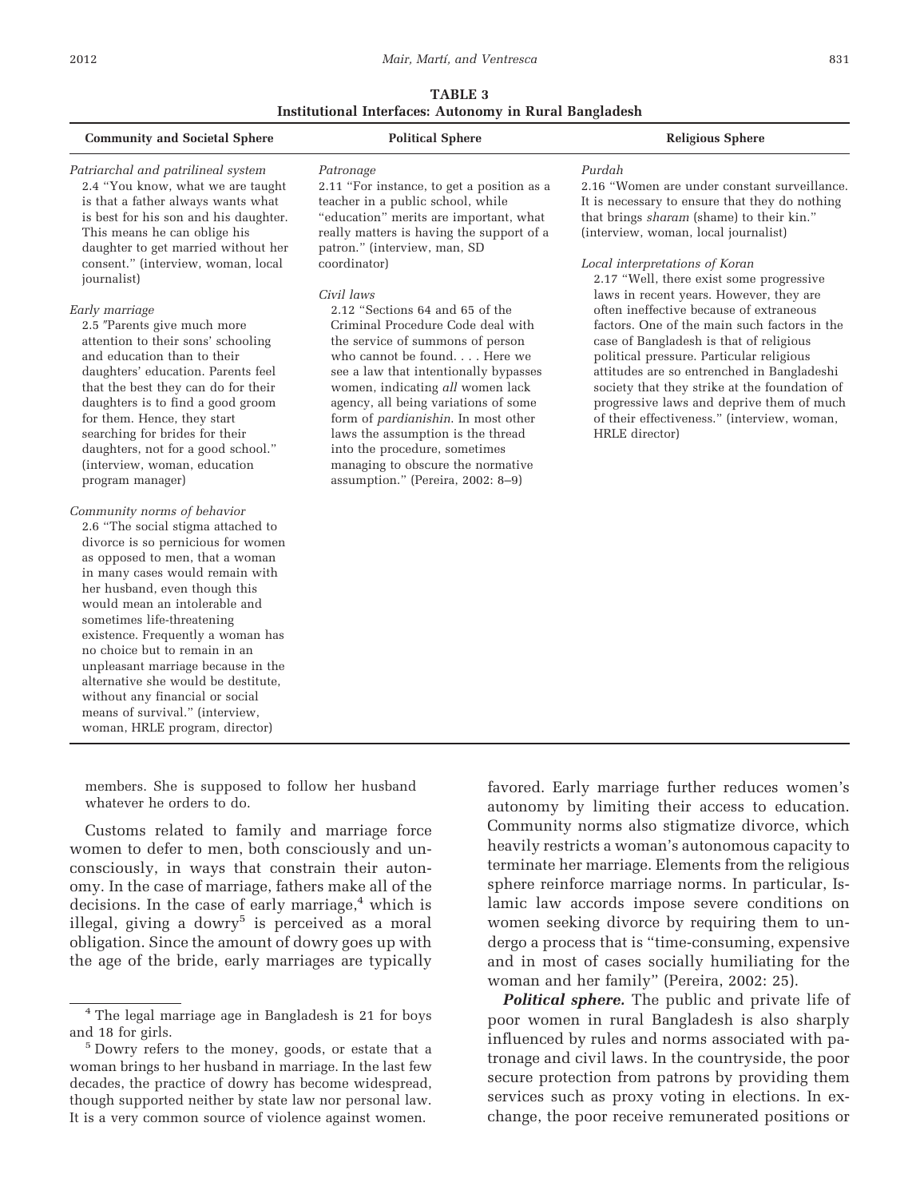**TABLE 3**
**Institutional Interfaces: Autonomy in Rural Bangladesh**

| Community and Societal Sphere | Political Sphere | Religious Sphere |
|---|---|---|
| *Patriarchal and patrilineal system*<br>2.4 "You know, what we are taught is that a father always wants what is best for his son and his daughter. This means he can oblige his daughter to get married without her consent." (interview, woman, local journalist)<br><br>*Early marriage*<br>2.5 "Parents give much more attention to their sons' schooling and education than to their daughters' education. Parents feel that the best they can do for their daughters is to find a good groom for them. Hence, they start searching for brides for their daughters, not for a good school." (interview, woman, education program manager)<br><br>*Community norms of behavior*<br>2.6 "The social stigma attached to divorce is so pernicious for women as opposed to men, that a woman in many cases would remain with her husband, even though this would mean an intolerable and sometimes life-threatening existence. Frequently a woman has no choice but to remain in an unpleasant marriage because in the alternative she would be destitute, without any financial or social means of survival." (interview, woman, HRLE program, director) | *Patronage*<br>2.11 "For instance, to get a position as a teacher in a public school, while "education" merits are important, what really matters is having the support of a patron." (interview, man, SD coordinator)<br><br>*Civil laws*<br>2.12 "Sections 64 and 65 of the Criminal Procedure Code deal with the service of summons of person who cannot be found. . . . Here we see a law that intentionally bypasses women, indicating *all* women lack agency, all being variations of some form of *pardianishin.* In most other laws the assumption is the thread into the procedure, sometimes managing to obscure the normative assumption." (Pereira, 2002: 8–9) | *Purdah*<br>2.16 "Women are under constant surveillance. It is necessary to ensure that they do nothing that brings *sharam* (shame) to their kin." (interview, woman, local journalist)<br><br>*Local interpretations of Koran*<br>2.17 "Well, there exist some progressive laws in recent years. However, they are often ineffective because of extraneous factors. One of the main such factors in the case of Bangladesh is that of religious political pressure. Particular religious attitudes are so entrenched in Bangladeshi society that they strike at the foundation of progressive laws and deprive them of much of their effectiveness." (interview, woman, HRLE director) |

members. She is supposed to follow her husband whatever he orders to do.

Customs related to family and marriage force women to defer to men, both consciously and unconsciously, in ways that constrain their autonomy. In the case of marriage, fathers make all of the decisions. In the case of early marriage,[4] which is illegal, giving a dowry[5] is perceived as a moral obligation. Since the amount of dowry goes up with the age of the bride, early marriages are typically favored. Early marriage further reduces women's autonomy by limiting their access to education. Community norms also stigmatize divorce, which heavily restricts a woman's autonomous capacity to terminate her marriage. Elements from the religious sphere reinforce marriage norms. In particular, Islamic law accords impose severe conditions on women seeking divorce by requiring them to undergo a process that is "time-consuming, expensive and in most of cases socially humiliating for the woman and her family" (Pereira, 2002: 25).

***Political sphere.*** The public and private life of poor women in rural Bangladesh is also sharply influenced by rules and norms associated with patronage and civil laws. In the countryside, the poor secure protection from patrons by providing them services such as proxy voting in elections. In exchange, the poor receive remunerated positions or

[4] The legal marriage age in Bangladesh is 21 for boys and 18 for girls.

[5] Dowry refers to the money, goods, or estate that a woman brings to her husband in marriage. In the last few decades, the practice of dowry has become widespread, though supported neither by state law nor personal law. It is a very common source of violence against women.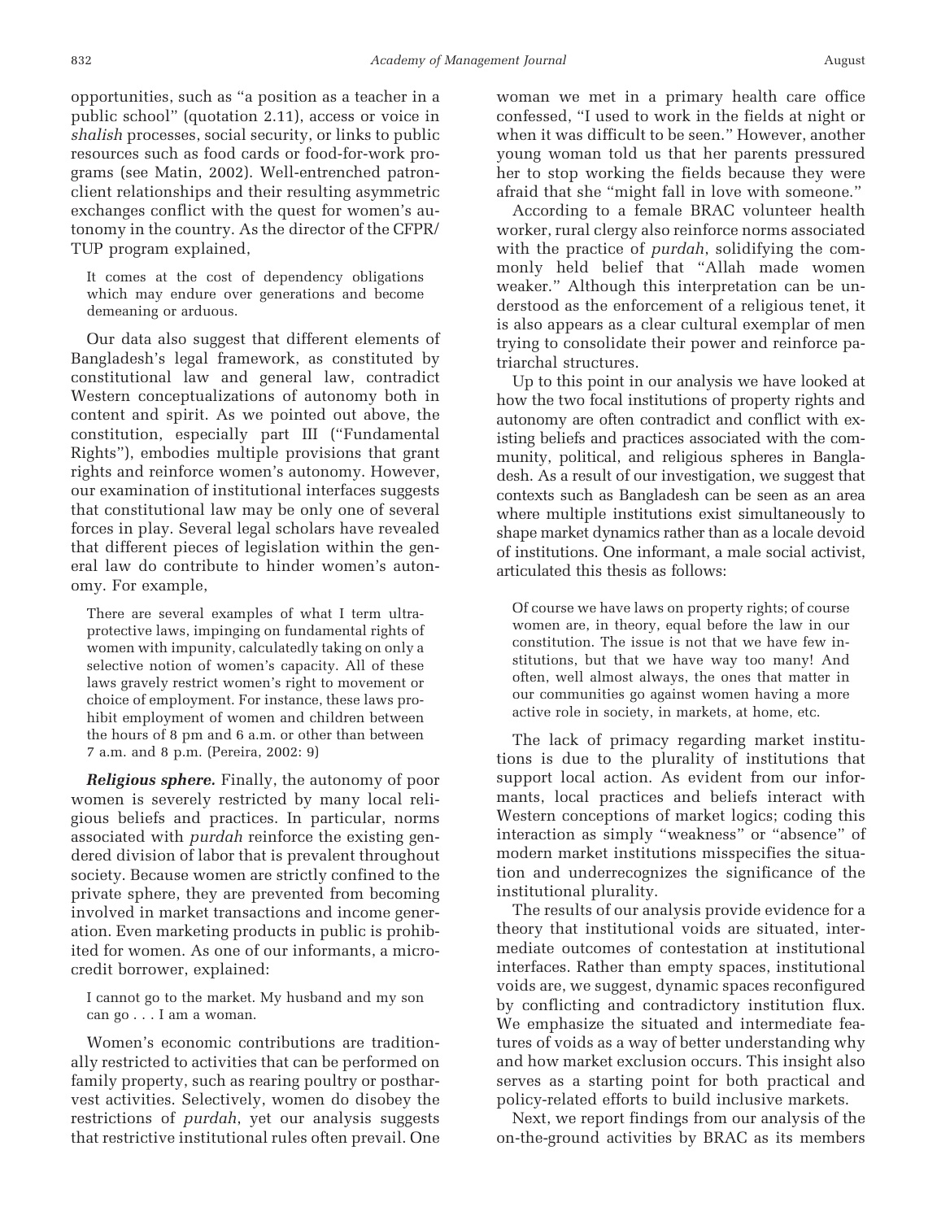opportunities, such as "a position as a teacher in a public school" (quotation 2.11), access or voice in *shalish* processes, social security, or links to public resources such as food cards or food-for-work programs (see Matin, 2002). Well-entrenched patron-client relationships and their resulting asymmetric exchanges conflict with the quest for women's autonomy in the country. As the director of the CFPR/TUP program explained,

> It comes at the cost of dependency obligations which may endure over generations and become demeaning or arduous.

Our data also suggest that different elements of Bangladesh's legal framework, as constituted by constitutional law and general law, contradict Western conceptualizations of autonomy both in content and spirit. As we pointed out above, the constitution, especially part III ("Fundamental Rights"), embodies multiple provisions that grant rights and reinforce women's autonomy. However, our examination of institutional interfaces suggests that constitutional law may be only one of several forces in play. Several legal scholars have revealed that different pieces of legislation within the general law do contribute to hinder women's autonomy. For example,

> There are several examples of what I term ultra-protective laws, impinging on fundamental rights of women with impunity, calculatedly taking on only a selective notion of women's capacity. All of these laws gravely restrict women's right to movement or choice of employment. For instance, these laws prohibit employment of women and children between the hours of 8 pm and 6 a.m. or other than between 7 a.m. and 8 p.m. (Pereira, 2002: 9)

***Religious sphere.*** Finally, the autonomy of poor women is severely restricted by many local religious beliefs and practices. In particular, norms associated with *purdah* reinforce the existing gendered division of labor that is prevalent throughout society. Because women are strictly confined to the private sphere, they are prevented from becoming involved in market transactions and income generation. Even marketing products in public is prohibited for women. As one of our informants, a microcredit borrower, explained:

> I cannot go to the market. My husband and my son can go . . . I am a woman.

Women's economic contributions are traditionally restricted to activities that can be performed on family property, such as rearing poultry or postharvest activities. Selectively, women do disobey the restrictions of *purdah*, yet our analysis suggests that restrictive institutional rules often prevail. One woman we met in a primary health care office confessed, "I used to work in the fields at night or when it was difficult to be seen." However, another young woman told us that her parents pressured her to stop working the fields because they were afraid that she "might fall in love with someone."

According to a female BRAC volunteer health worker, rural clergy also reinforce norms associated with the practice of *purdah*, solidifying the commonly held belief that "Allah made women weaker." Although this interpretation can be understood as the enforcement of a religious tenet, it is also appears as a clear cultural exemplar of men trying to consolidate their power and reinforce patriarchal structures.

Up to this point in our analysis we have looked at how the two focal institutions of property rights and autonomy are often contradict and conflict with existing beliefs and practices associated with the community, political, and religious spheres in Bangladesh. As a result of our investigation, we suggest that contexts such as Bangladesh can be seen as an area where multiple institutions exist simultaneously to shape market dynamics rather than as a locale devoid of institutions. One informant, a male social activist, articulated this thesis as follows:

> Of course we have laws on property rights; of course women are, in theory, equal before the law in our constitution. The issue is not that we have few institutions, but that we have way too many! And often, well almost always, the ones that matter in our communities go against women having a more active role in society, in markets, at home, etc.

The lack of primacy regarding market institutions is due to the plurality of institutions that support local action. As evident from our informants, local practices and beliefs interact with Western conceptions of market logics; coding this interaction as simply "weakness" or "absence" of modern market institutions misspecifies the situation and underrecognizes the significance of the institutional plurality.

The results of our analysis provide evidence for a theory that institutional voids are situated, intermediate outcomes of contestation at institutional interfaces. Rather than empty spaces, institutional voids are, we suggest, dynamic spaces reconfigured by conflicting and contradictory institution flux. We emphasize the situated and intermediate features of voids as a way of better understanding why and how market exclusion occurs. This insight also serves as a starting point for both practical and policy-related efforts to build inclusive markets.

Next, we report findings from our analysis of the on-the-ground activities by BRAC as its members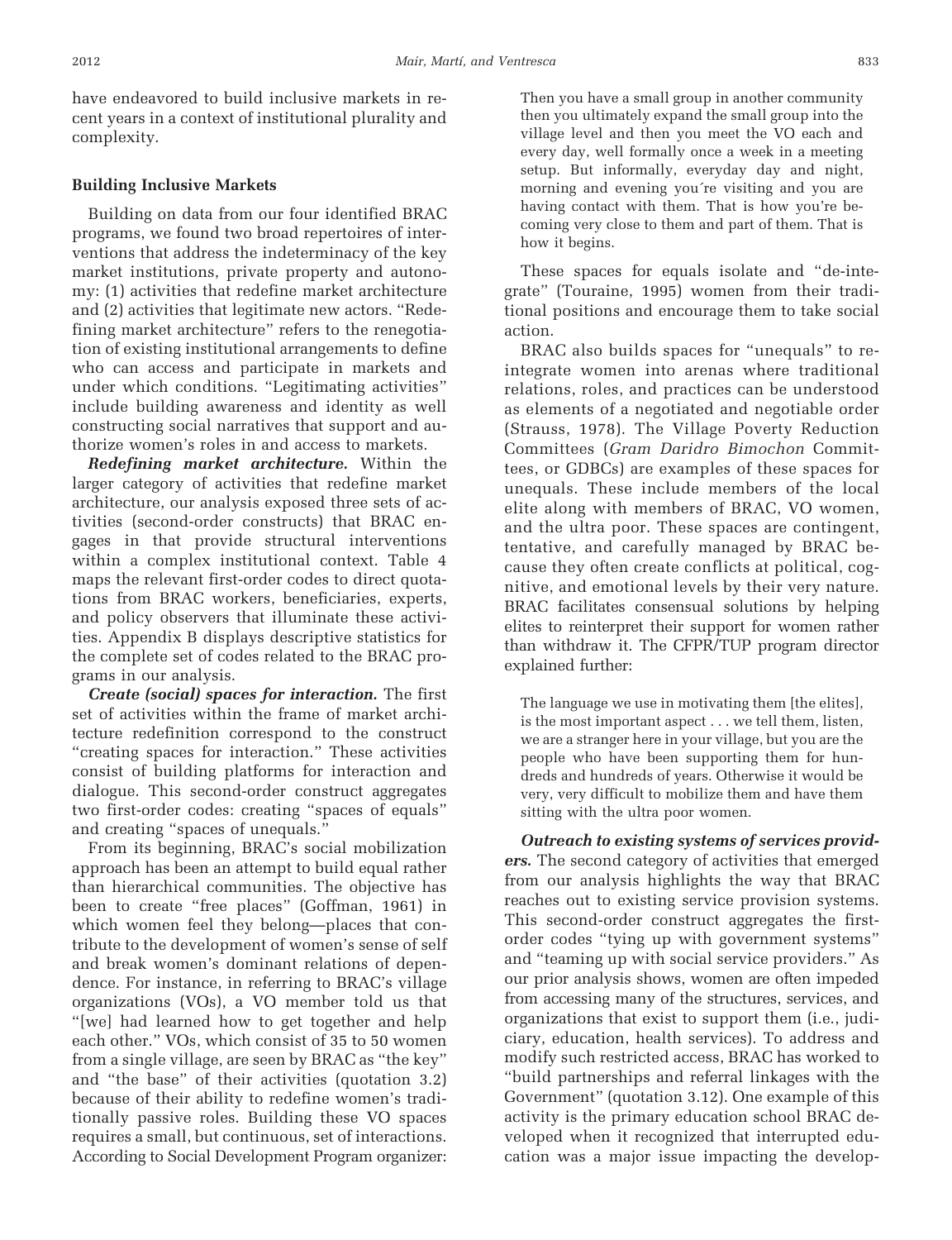have endeavored to build inclusive markets in recent years in a context of institutional plurality and complexity.

### Building Inclusive Markets

Building on data from our four identified BRAC programs, we found two broad repertoires of interventions that address the indeterminacy of the key market institutions, private property and autonomy: (1) activities that redefine market architecture and (2) activities that legitimate new actors. "Redefining market architecture" refers to the renegotiation of existing institutional arrangements to define who can access and participate in markets and under which conditions. "Legitimating activities" include building awareness and identity as well constructing social narratives that support and authorize women's roles in and access to markets.

***Redefining market architecture.*** Within the larger category of activities that redefine market architecture, our analysis exposed three sets of activities (second-order constructs) that BRAC engages in that provide structural interventions within a complex institutional context. Table 4 maps the relevant first-order codes to direct quotations from BRAC workers, beneficiaries, experts, and policy observers that illuminate these activities. Appendix B displays descriptive statistics for the complete set of codes related to the BRAC programs in our analysis.

***Create (social) spaces for interaction.*** The first set of activities within the frame of market architecture redefinition correspond to the construct "creating spaces for interaction." These activities consist of building platforms for interaction and dialogue. This second-order construct aggregates two first-order codes: creating "spaces of equals" and creating "spaces of unequals."

From its beginning, BRAC's social mobilization approach has been an attempt to build equal rather than hierarchical communities. The objective has been to create "free places" (Goffman, 1961) in which women feel they belong—places that contribute to the development of women's sense of self and break women's dominant relations of dependence. For instance, in referring to BRAC's village organizations (VOs), a VO member told us that "[we] had learned how to get together and help each other." VOs, which consist of 35 to 50 women from a single village, are seen by BRAC as "the key" and "the base" of their activities (quotation 3.2) because of their ability to redefine women's traditionally passive roles. Building these VO spaces requires a small, but continuous, set of interactions. According to Social Development Program organizer:

> Then you have a small group in another community then you ultimately expand the small group into the village level and then you meet the VO each and every day, well formally once a week in a meeting setup. But informally, everyday day and night, morning and evening you´re visiting and you are having contact with them. That is how you're becoming very close to them and part of them. That is how it begins.

These spaces for equals isolate and "de-integrate" (Touraine, 1995) women from their traditional positions and encourage them to take social action.

BRAC also builds spaces for "unequals" to reintegrate women into arenas where traditional relations, roles, and practices can be understood as elements of a negotiated and negotiable order (Strauss, 1978). The Village Poverty Reduction Committees (*Gram Daridro Bimochon* Committees, or GDBCs) are examples of these spaces for unequals. These include members of the local elite along with members of BRAC, VO women, and the ultra poor. These spaces are contingent, tentative, and carefully managed by BRAC because they often create conflicts at political, cognitive, and emotional levels by their very nature. BRAC facilitates consensual solutions by helping elites to reinterpret their support for women rather than withdraw it. The CFPR/TUP program director explained further:

> The language we use in motivating them [the elites], is the most important aspect . . . we tell them, listen, we are a stranger here in your village, but you are the people who have been supporting them for hundreds and hundreds of years. Otherwise it would be very, very difficult to mobilize them and have them sitting with the ultra poor women.

***Outreach to existing systems of services providers.*** The second category of activities that emerged from our analysis highlights the way that BRAC reaches out to existing service provision systems. This second-order construct aggregates the first-order codes "tying up with government systems" and "teaming up with social service providers." As our prior analysis shows, women are often impeded from accessing many of the structures, services, and organizations that exist to support them (i.e., judiciary, education, health services). To address and modify such restricted access, BRAC has worked to "build partnerships and referral linkages with the Government" (quotation 3.12). One example of this activity is the primary education school BRAC developed when it recognized that interrupted education was a major issue impacting the develop-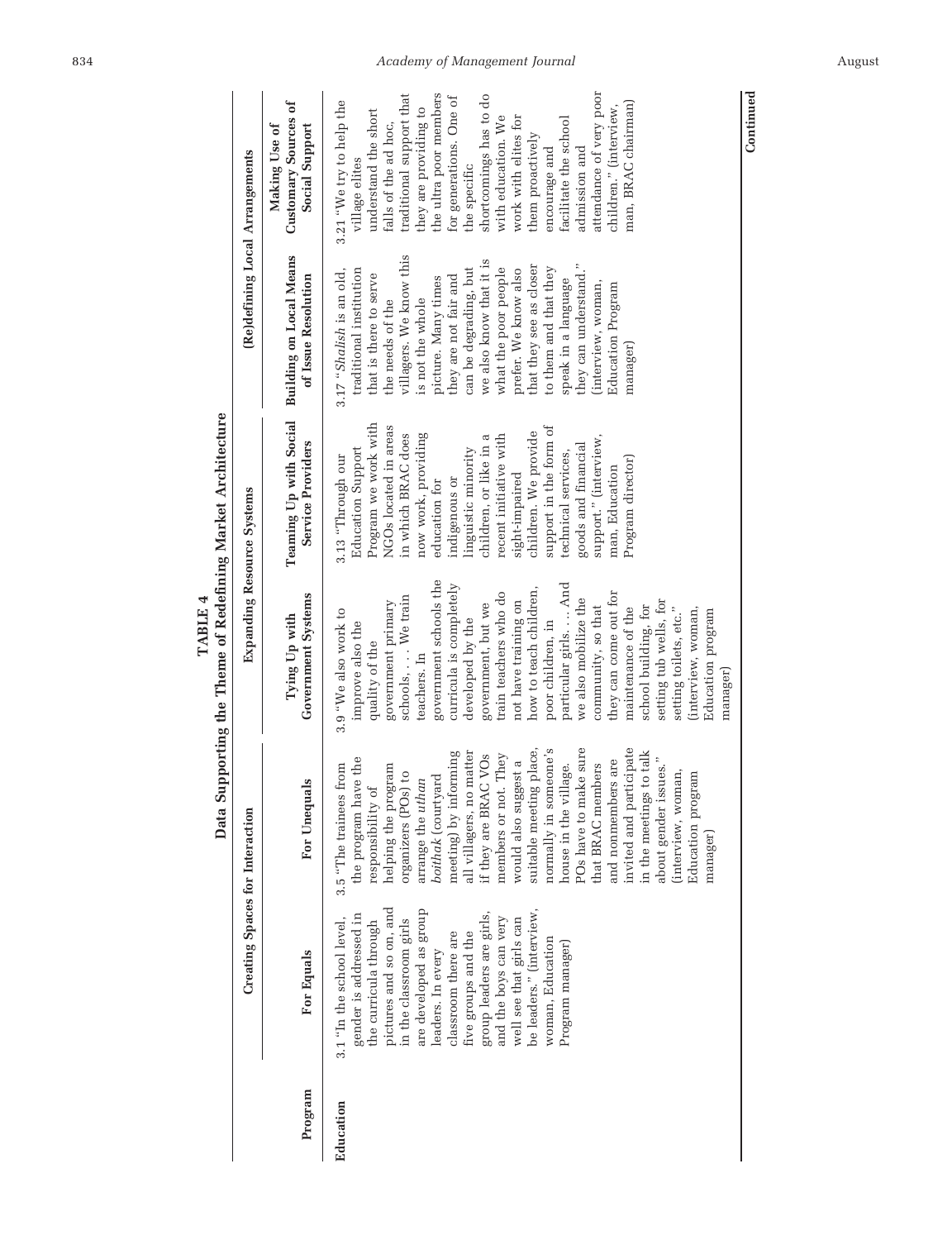**TABLE 4**

**Data Supporting the Theme of Redefining Market Architecture**

| Program | Creating Spaces for Interaction | | Expanding Resource Systems | | (Re)defining Local Arrangements | |
|---|---|---|---|---|---|---|
| | For Equals | For Unequals | Tying Up with Government Systems | Teaming Up with Social Service Providers | Building on Local Means of Issue Resolution | Making Use of Customary Sources of Social Support |
| Education | 3.1 "In the school level, gender is addressed in the curricula through pictures and so on, and in the classroom girls are developed as group leaders. In every classroom there are five groups and the group leaders are girls, and the boys can very well see that girls can be leaders." (interview, woman, Education Program manager) | 3.5 "The trainees from the program have the responsibility of helping the program organizers (POs) to arrange the *uthan boithak* (courtyard meeting) by informing all villagers, no matter if they are BRAC VOs members or not. They would also suggest a suitable meeting place, normally in someone's house in the village. POs have to make sure that BRAC members and nonmembers are invited and participate in the meetings to talk about gender issues." (interview, woman, Education program manager) | 3.9 "We also work to improve also the quality of the government primary schools. . . . We train teachers. In government schools the curricula is completely developed by the government, but we train teachers who do not have training on how to teach children, poor children, in particular girls. . . . And we also mobilize the community, so that they can come out for maintenance of the school building, for setting tub wells, for setting toilets, etc." (interview, woman, Education program manager) | 3.13 "Through our Education Support Program we work with NGOs located in areas in which BRAC does now work, providing education for indigenous or linguistic minority children, or like in a recent initiative with sight-impaired children. We provide support in the form of technical services, goods and financial support." (interview, man, Education Program director) | 3.17 "*Shalish* is an old, traditional institution that is there to serve the needs of the villagers. We know this is not the whole picture. Many times they are not fair and can be degrading, but we also know that it is what the poor people prefer. We know also that they see as closer to them and that they speak in a language they can understand." (interview, woman, Education Program manager) | 3.21 "We try to help the village elites understand the short falls of the ad hoc, traditional support that they are providing to the ultra poor members for generations. One of the specific shortcomings has to do with education. We work with elites for them proactively encourage and facilitate the school admission and attendance of very poor children." (interview, man, BRAC chairman) |

**Continued**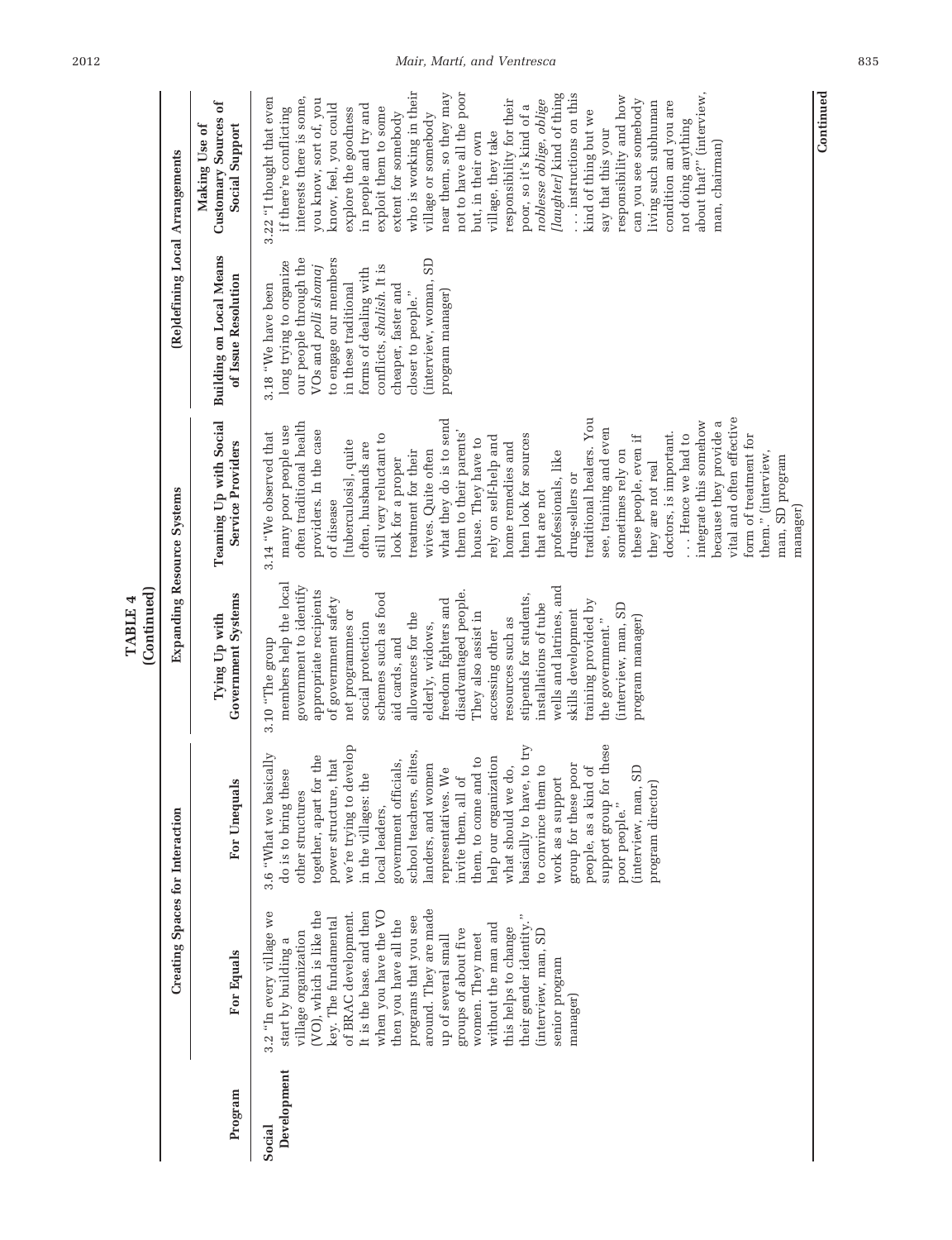**TABLE 4**
**(Continued)**

| Program | Creating Spaces for Interaction | | Expanding Resource Systems | | (Re)defining Local Arrangements | |
|---|---|---|---|---|---|---|
| | For Equals | For Unequals | Tying Up with Government Systems | Teaming Up with Social Service Providers | Building on Local Means of Issue Resolution | Making Use of Customary Sources of Social Support |
| **Social Development** | 3.2 "In every village we start by building a village organization (VO), which is like the key. The fundamental of BRAC development. It is the base. and then when you have the VO then you have all the programs that you see around. They are made up of several small groups of about five women. They meet without the man and this helps to change their gender identity." (interview, man, SD senior program manager) | 3.6 "What we basically do is to bring these other structures together, apart for the power structure, that we're trying to develop in the villages: the local leaders, government officials, school teachers, elites, landers, and women representatives. We invite them, all of them, to come and to help our organization what should we do, basically to have, to try to convince them to work as a support group for these poor people, as a kind of support group for these poor people." (interview, man, SD program director) | 3.10 "The group members help the local government to identify appropriate recipients of government safety net programmes or social protection schemes such as food aid cards, and allowances for the elderly, widows, freedom fighters and disadvantaged people. They also assist in accessing other resources such as stipends for students, installations of tube wells and latrines, and skills development training provided by the government." (interview, man, SD program manager) | 3.14 "We observed that many poor people use often traditional health providers. In the case of disease [tuberculosis], quite often, husbands are still very reluctant to look for a proper treatment for their wives. Quite often what they do is to send them to their parents' house. They have to rely on self-help and home remedies and then look for sources that are not professionals, like drug-sellers or traditional healers. You see, training and even sometimes rely on these people, even if they are not real doctors, is important. . . . Hence we had to integrate this somehow because they provide a vital and often effective form of treatment for them." (interview, man, SD program manager) | 3.18 "We have been long trying to organize our people through the VOs and *polli shomaj* to engage our members in these traditional forms of dealing with conflicts, *shalish*. It is cheaper, faster and closer to people." (interview, woman, SD program manager) | 3.22 "I thought that even if there're conflicting interests there is some, you know, sort of, you know, feel, you could explore the goodness in people and try and exploit them to some extent for somebody who is working in their village or somebody near them, so they may not to have all the poor but, in their own village, they take responsibility for their poor, so it's kind of a *noblesse oblige, oblige [laughter]* kind of thing . . . instructions on this kind of thing but we say that this your responsibility and how can you see somebody living such subhuman condition and you are not doing anything about that?" (interview, man, chairman) |

**Continued**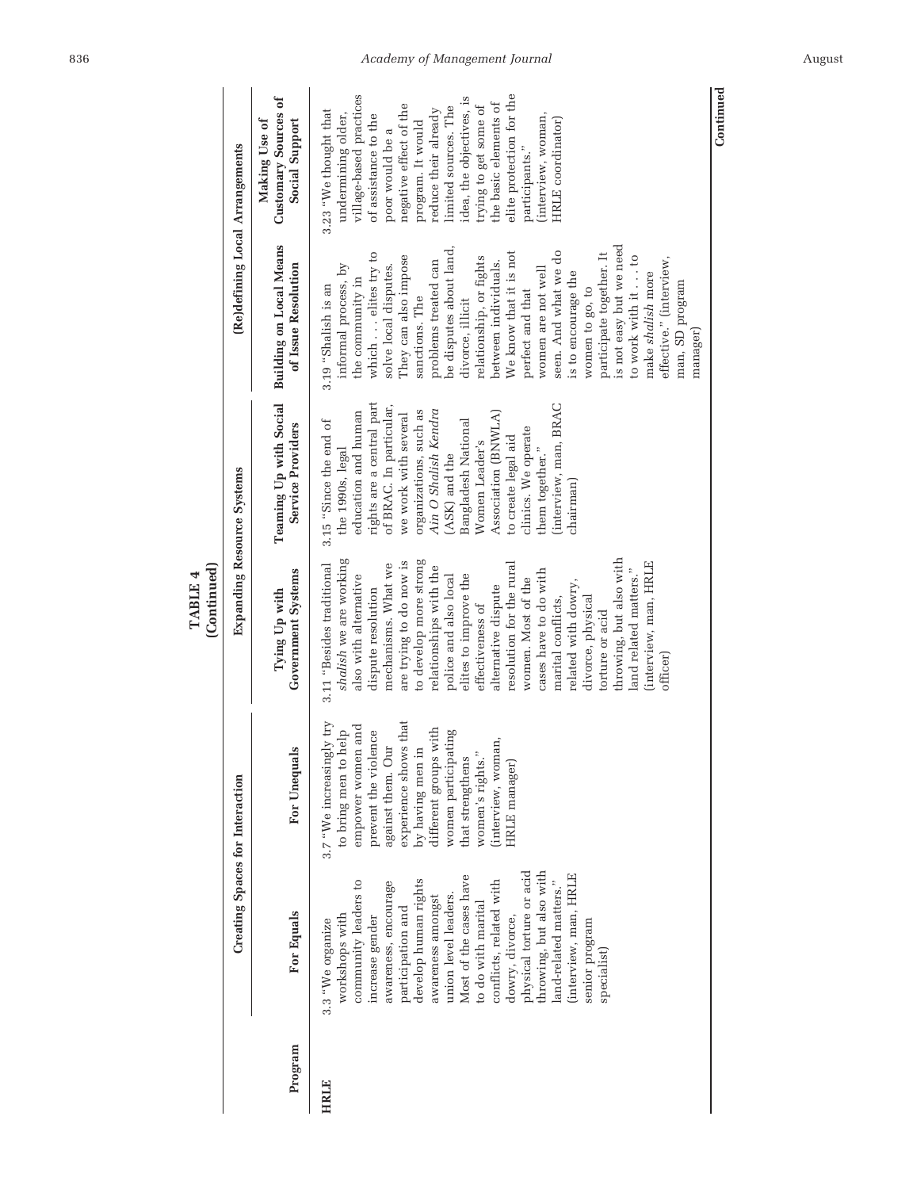**TABLE 4**
**(Continued)**

| Program | Creating Spaces for Interaction | | Expanding Resource Systems | | (Re)defining Local Arrangements | |
|---|---|---|---|---|---|---|
| | For Equals | For Unequals | Tying Up with Government Systems | Teaming Up with Social Service Providers | Building on Local Means of Issue Resolution | Making Use of Customary Sources of Social Support |
| **HRLE** | 3.3 "We organize workshops with community leaders to increase gender awareness, encourage participation and develop human rights awareness amongst union level leaders. Most of the cases have to do with marital conflicts, related with dowry, divorce, physical torture or acid throwing, but also with land-related matters." (interview, man, HRLE senior program specialist) | 3.7 "We increasingly try to bring men to help empower women and prevent the violence against them. Our experience shows that by having men in different groups with women participating that strengthens women's rights." (interview, woman, HRLE manager) | 3.11 "Besides traditional *shalish* we are working also with alternative dispute resolution mechanisms. What we are trying to do now is to develop more strong relationships with the police and also local elites to improve the effectiveness of alternative dispute resolution for the rural women. Most of the cases have to do with marital conflicts, related with dowry, divorce, physical torture or acid throwing, but also with land related matters." (interview, man, HRLE officer) | 3.15 "Since the end of the 1990s, legal education and human rights are a central part of BRAC. In particular, we work with several organizations, such as *Ain O Shalish Kendra* (ASK) and the Bangladesh National Women Leader's Association (BNWLA) to create legal aid clinics. We operate them together." (interview, man, BRAC chairman) | 3.19 "Shalish is an informal process, by the community in which . . . elites try to solve local disputes. They can also impose sanctions. The problems treated can be disputes about land, divorce, illicit relationship, or fights between individuals. We know that it is not perfect and that women are not well seen. And what we do is to encourage the women to go, to participate together. It is not easy but we need to work with it . . . to make *shalish* more effective." (interview, man, SD program manager) | 3.23 "We thought that undermining older, village-based practices of assistance to the poor would be a negative effect of the program. It would reduce their already limited sources. The idea, the objectives, is trying to get some of the basic elements of elite protection for the participants." (interview, woman, HRLE coordinator) |

**Continued**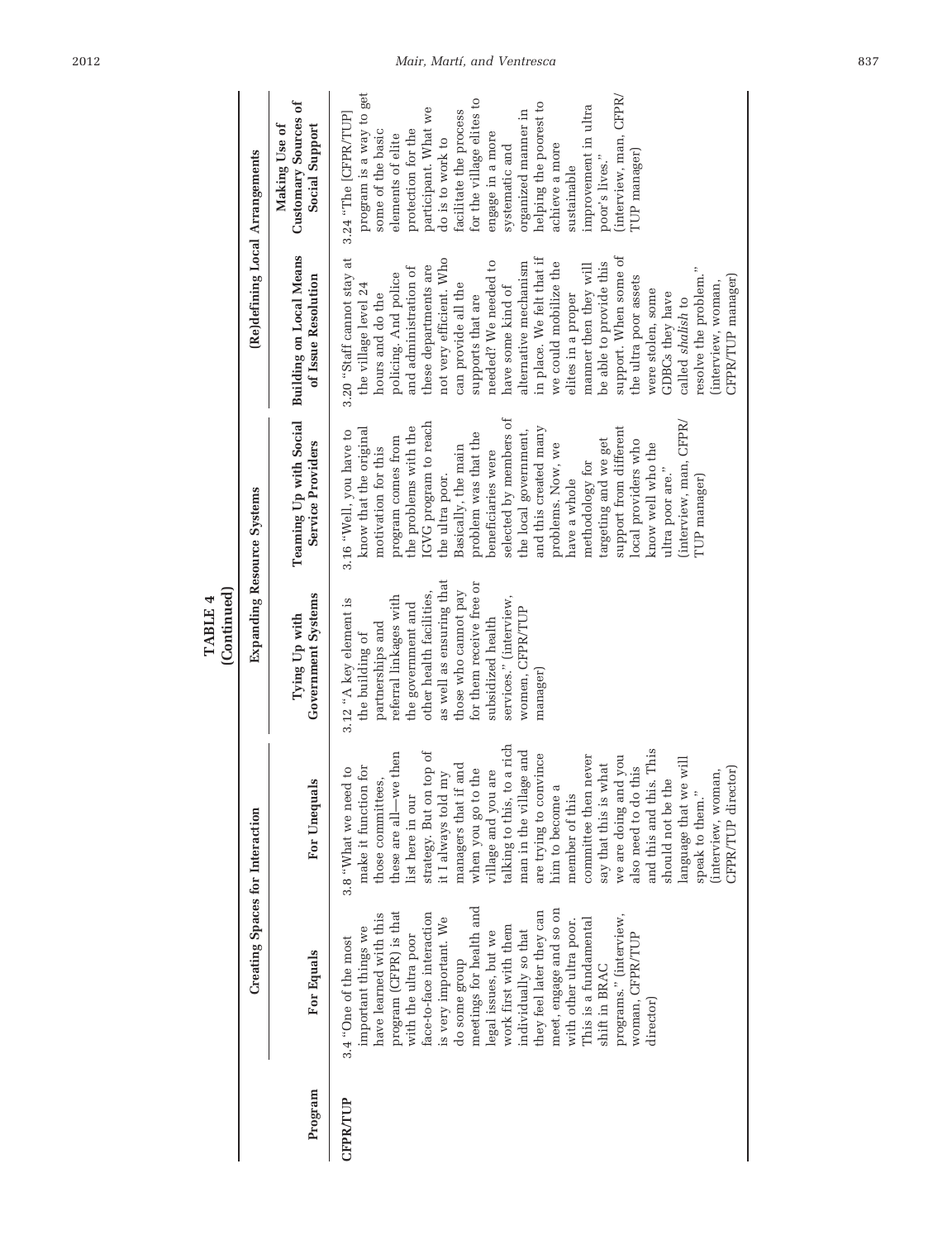**TABLE 4**
**(Continued)**

| Program | Creating Spaces for Interaction | | Expanding Resource Systems | | (Re)defining Local Arrangements | |
|---|---|---|---|---|---|---|
| | For Equals | For Unequals | Tying Up with Government Systems | Teaming Up with Social Service Providers | Building on Local Means of Issue Resolution | Making Use of Customary Sources of Social Support |
| **CFPR/TUP** | 3.4 "One of the most important things we have learned with this program (CFPR) is that with the ultra poor face-to-face interaction is very important. We do some group meetings for health and legal issues, but we work first with them individually so that they feel later they can meet, engage and so on with other ultra poor. This is a fundamental shift in BRAC programs." (interview, woman, CFPR/TUP director) | 3.8 "What we need to make it function for those committees, these are all—we then list here in our strategy. But on top of it I always told my managers that if and when you go to the village and you are talking to this, to a rich man in the village and are trying to convince him to become a member of this committee then never say that this is what we are doing and you also need to do this and this and this. This should not be the language that we will speak to them." (interview, woman, CFPR/TUP director) | 3.12 "A key element is the building of partnerships and referral linkages with the government and other health facilities, as well as ensuring that those who cannot pay for them receive free or subsidized health services." (interview, women, CFPR/TUP manager) | 3.16 "Well, you have to know that the original motivation for this program comes from the problems with the IGVG program to reach the ultra poor. Basically, the main problem was that the beneficiaries were selected by members of the local government, and this created many problems. Now, we have a whole methodology for targeting and we get support from different local providers who know well who the ultra poor are." (interview, man, CFPR/TUP manager) | 3.20 "Staff cannot stay at the village level 24 hours and do the policing. And police and administration of these departments are not very efficient. Who can provide all the supports that are needed? We needed to have some kind of alternative mechanism in place. We felt that if we could mobilize the elites in a proper manner then they will be able to provide this support. When some of the ultra poor assets were stolen, some GDBCs they have called *shalish* to resolve the problem." (interview, woman, CFPR/TUP manager) | 3.24 "The [CFPR/TUP] program is a way to get some of the basic elements of elite protection for the participant. What we do is to work to facilitate the process for the village elites to engage in a more systematic and organized manner in helping the poorest to achieve a more sustainable improvement in ultra poor's lives." (interview, man, CFPR/TUP manager) |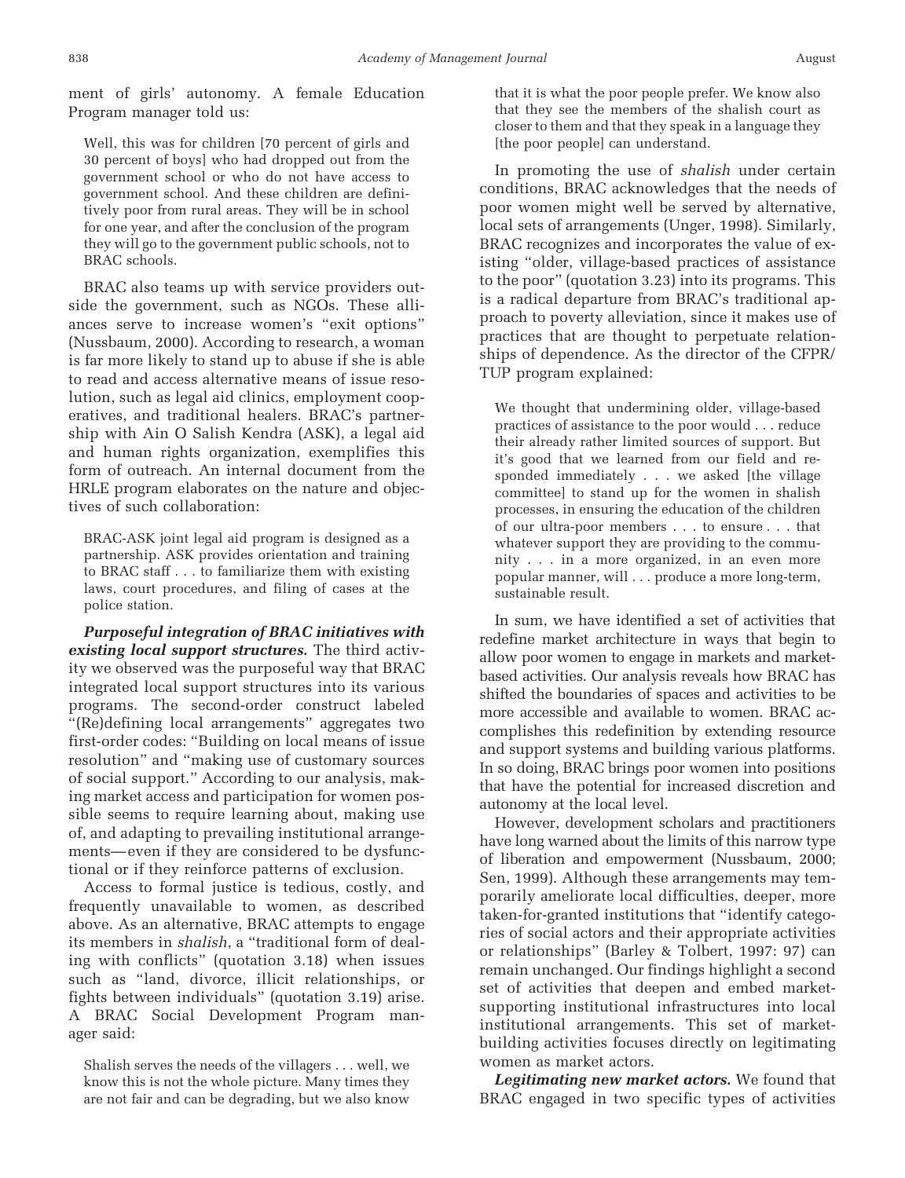ment of girls' autonomy. A female Education Program manager told us:

> Well, this was for children [70 percent of girls and 30 percent of boys] who had dropped out from the government school or who do not have access to government school. And these children are definitively poor from rural areas. They will be in school for one year, and after the conclusion of the program they will go to the government public schools, not to BRAC schools.

BRAC also teams up with service providers outside the government, such as NGOs. These alliances serve to increase women's "exit options" (Nussbaum, 2000). According to research, a woman is far more likely to stand up to abuse if she is able to read and access alternative means of issue resolution, such as legal aid clinics, employment cooperatives, and traditional healers. BRAC's partnership with Ain O Salish Kendra (ASK), a legal aid and human rights organization, exemplifies this form of outreach. An internal document from the HRLE program elaborates on the nature and objectives of such collaboration:

> BRAC-ASK joint legal aid program is designed as a partnership. ASK provides orientation and training to BRAC staff . . . to familiarize them with existing laws, court procedures, and filing of cases at the police station.

***Purposeful integration of BRAC initiatives with existing local support structures.*** The third activity we observed was the purposeful way that BRAC integrated local support structures into its various programs. The second-order construct labeled "(Re)defining local arrangements" aggregates two first-order codes: "Building on local means of issue resolution" and "making use of customary sources of social support." According to our analysis, making market access and participation for women possible seems to require learning about, making use of, and adapting to prevailing institutional arrangements—even if they are considered to be dysfunctional or if they reinforce patterns of exclusion.

Access to formal justice is tedious, costly, and frequently unavailable to women, as described above. As an alternative, BRAC attempts to engage its members in *shalish*, a "traditional form of dealing with conflicts" (quotation 3.18) when issues such as "land, divorce, illicit relationships, or fights between individuals" (quotation 3.19) arise. A BRAC Social Development Program manager said:

> Shalish serves the needs of the villagers . . . well, we know this is not the whole picture. Many times they are not fair and can be degrading, but we also know that it is what the poor people prefer. We know also that they see the members of the shalish court as closer to them and that they speak in a language they [the poor people] can understand.

In promoting the use of *shalish* under certain conditions, BRAC acknowledges that the needs of poor women might well be served by alternative, local sets of arrangements (Unger, 1998). Similarly, BRAC recognizes and incorporates the value of existing "older, village-based practices of assistance to the poor" (quotation 3.23) into its programs. This is a radical departure from BRAC's traditional approach to poverty alleviation, since it makes use of practices that are thought to perpetuate relationships of dependence. As the director of the CFPR/TUP program explained:

> We thought that undermining older, village-based practices of assistance to the poor would . . . reduce their already rather limited sources of support. But it's good that we learned from our field and responded immediately . . . we asked [the village committee] to stand up for the women in shalish processes, in ensuring the education of the children of our ultra-poor members . . . to ensure . . . that whatever support they are providing to the community . . . in a more organized, in an even more popular manner, will . . . produce a more long-term, sustainable result.

In sum, we have identified a set of activities that redefine market architecture in ways that begin to allow poor women to engage in markets and market-based activities. Our analysis reveals how BRAC has shifted the boundaries of spaces and activities to be more accessible and available to women. BRAC accomplishes this redefinition by extending resource and support systems and building various platforms. In so doing, BRAC brings poor women into positions that have the potential for increased discretion and autonomy at the local level.

However, development scholars and practitioners have long warned about the limits of this narrow type of liberation and empowerment (Nussbaum, 2000; Sen, 1999). Although these arrangements may temporarily ameliorate local difficulties, deeper, more taken-for-granted institutions that "identify categories of social actors and their appropriate activities or relationships" (Barley & Tolbert, 1997: 97) can remain unchanged. Our findings highlight a second set of activities that deepen and embed market-supporting institutional infrastructures into local institutional arrangements. This set of market-building activities focuses directly on legitimating women as market actors.

***Legitimating new market actors.*** We found that BRAC engaged in two specific types of activities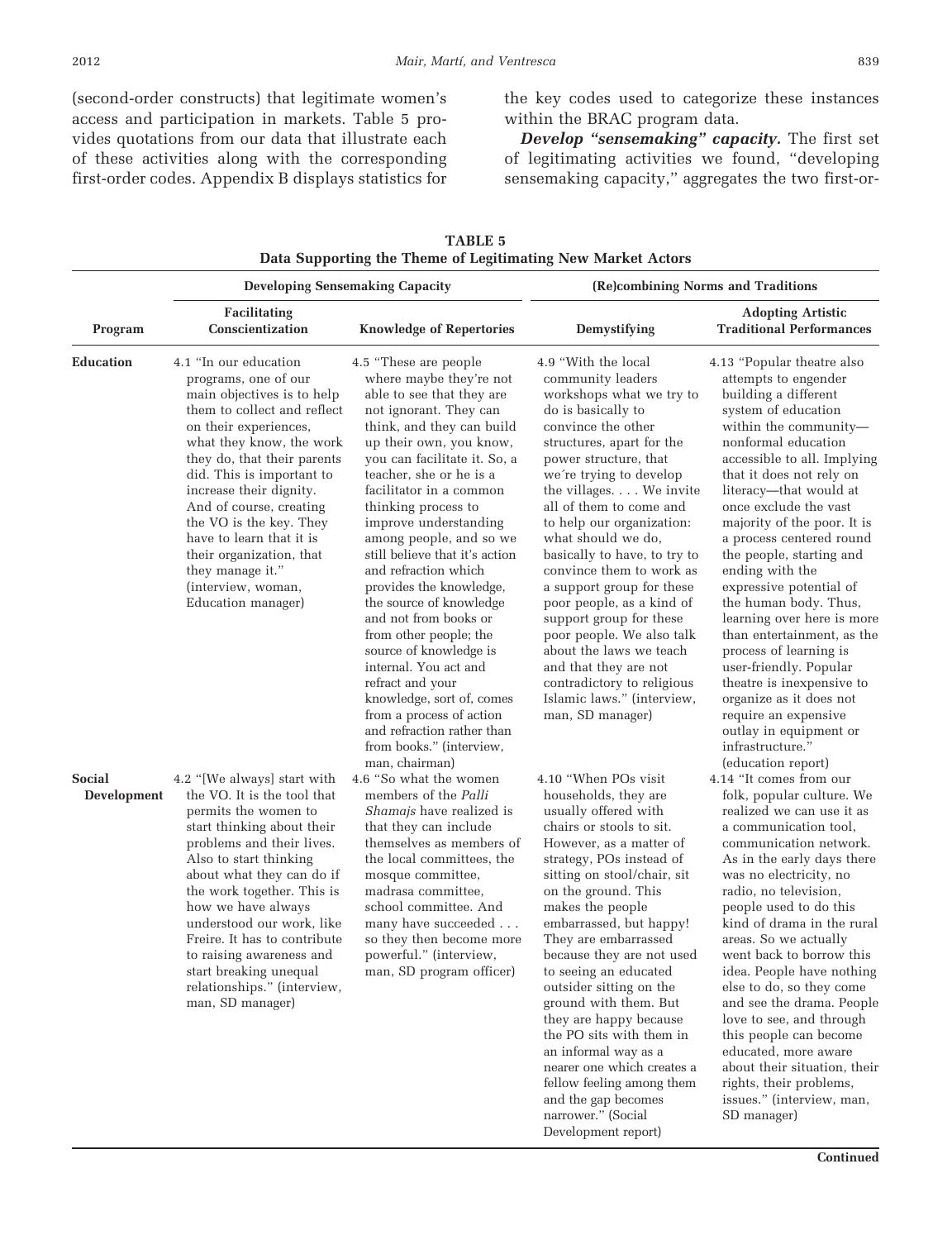(second-order constructs) that legitimate women's access and participation in markets. Table 5 provides quotations from our data that illustrate each of these activities along with the corresponding first-order codes. Appendix B displays statistics for the key codes used to categorize these instances within the BRAC program data.

***Develop "sensemaking" capacity.*** The first set of legitimating activities we found, "developing sensemaking capacity," aggregates the two first-or-

**TABLE 5**
**Data Supporting the Theme of Legitimating New Market Actors**

| | Developing Sensemaking Capacity | | (Re)combining Norms and Traditions | |
|---|---|---|---|---|
| **Program** | **Facilitating Conscientization** | **Knowledge of Repertories** | **Demystifying** | **Adopting Artistic Traditional Performances** |
| **Education** | 4.1 "In our education programs, one of our main objectives is to help them to collect and reflect on their experiences, what they know, the work they do, that their parents did. This is important to increase their dignity. And of course, creating the VO is the key. They have to learn that it is their organization, that they manage it." (interview, woman, Education manager) | 4.5 "These are people where maybe they're not able to see that they are not ignorant. They can think, and they can build up their own, you know, you can facilitate it. So, a teacher, she or he is a facilitator in a common thinking process to improve understanding among people, and so we still believe that it's action and refraction which provides the knowledge, the source of knowledge and not from books or from other people; the source of knowledge is internal. You act and refract and your knowledge, sort of, comes from a process of action and refraction rather than from books." (interview, man, chairman) | 4.9 "With the local community leaders workshops what we try to do is basically to convince the other structures, apart for the power structure, that we´re trying to develop the villages. . . . We invite all of them to come and to help our organization: what should we do, basically to have, to try to convince them to work as a support group for these poor people, as a kind of support group for these poor people. We also talk about the laws we teach and that they are not contradictory to religious Islamic laws." (interview, man, SD manager) | 4.13 "Popular theatre also attempts to engender building a different system of education within the community—nonformal education accessible to all. Implying that it does not rely on literacy—that would at once exclude the vast majority of the poor. It is a process centered round the people, starting and ending with the expressive potential of the human body. Thus, learning over here is more than entertainment, as the process of learning is user-friendly. Popular theatre is inexpensive to organize as it does not require an expensive outlay in equipment or infrastructure." (education report) |
| **Social Development** | 4.2 "[We always] start with the VO. It is the tool that permits the women to start thinking about their problems and their lives. Also to start thinking about what they can do if the work together. This is how we have always understood our work, like Freire. It has to contribute to raising awareness and start breaking unequal relationships." (interview, man, SD manager) | 4.6 "So what the women members of the *Palli Shamajs* have realized is that they can include themselves as members of the local committees, the mosque committee, madrasa committee, school committee. And many have succeeded . . . so they then become more powerful." (interview, man, SD program officer) | 4.10 "When POs visit households, they are usually offered with chairs or stools to sit. However, as a matter of strategy, POs instead of sitting on stool/chair, sit on the ground. This makes the people embarrassed, but happy! They are embarrassed because they are not used to seeing an educated outsider sitting on the ground with them. But they are happy because the PO sits with them in an informal way as a nearer one which creates a fellow feeling among them and the gap becomes narrower." (Social Development report) | 4.14 "It comes from our folk, popular culture. We realized we can use it as a communication tool, communication network. As in the early days there was no electricity, no radio, no television, people used to do this kind of drama in the rural areas. So we actually went back to borrow this idea. People have nothing else to do, so they come and see the drama. People love to see, and through this people can become educated, more aware about their situation, their rights, their problems, issues." (interview, man, SD manager) |

**Continued**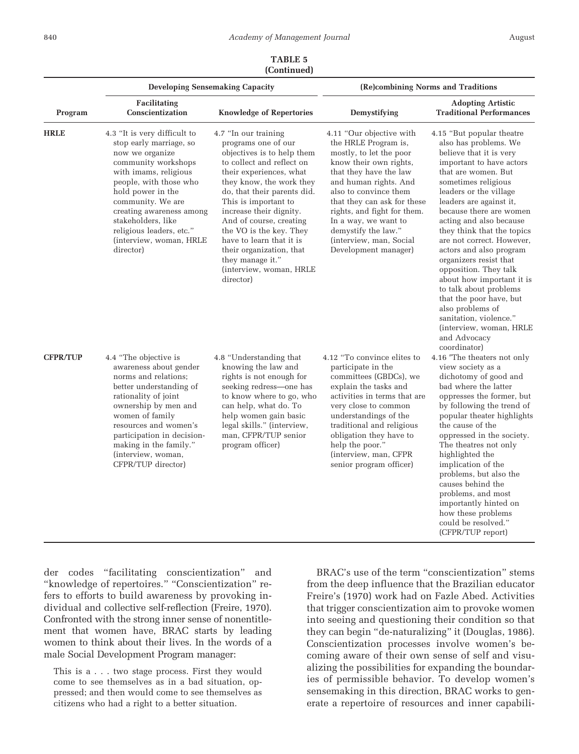**TABLE 5**
**(Continued)**

| Program | Developing Sensemaking Capacity | | (Re)combining Norms and Traditions | |
|---|---|---|---|---|
| | Facilitating Conscientization | Knowledge of Repertories | Demystifying | Adopting Artistic Traditional Performances |
| **HRLE** | 4.3 "It is very difficult to stop early marriage, so now we organize community workshops with imams, religious people, with those who hold power in the community. We are creating awareness among stakeholders, like religious leaders, etc." (interview, woman, HRLE director) | 4.7 "In our training programs one of our objectives is to help them to collect and reflect on their experiences, what they know, the work they do, that their parents did. This is important to increase their dignity. And of course, creating the VO is the key. They have to learn that it is their organization, that they manage it." (interview, woman, HRLE director) | 4.11 "Our objective with the HRLE Program is, mostly, to let the poor know their own rights, that they have the law and human rights. And also to convince them that they can ask for these rights, and fight for them. In a way, we want to demystify the law." (interview, man, Social Development manager) | 4.15 "But popular theatre also has problems. We believe that it is very important to have actors that are women. But sometimes religious leaders or the village leaders are against it, because there are women acting and also because they think that the topics are not correct. However, actors and also program organizers resist that opposition. They talk about how important it is to talk about problems that the poor have, but also problems of sanitation, violence." (interview, woman, HRLE and Advocacy coordinator) |
| **CFPR/TUP** | 4.4 "The objective is awareness about gender norms and relations; better understanding of rationality of joint ownership by men and women of family resources and women's participation in decision-making in the family." (interview, woman, CFPR/TUP director) | 4.8 "Understanding that knowing the law and rights is not enough for seeking redress—one has to know where to go, who can help, what do. To help women gain basic legal skills." (interview, man, CFPR/TUP senior program officer) | 4.12 "To convince elites to participate in the committees (GBDCs), we explain the tasks and activities in terms that are very close to common understandings of the traditional and religious obligation they have to help the poor." (interview, man, CFPR senior program officer) | 4.16 "The theaters not only view society as a dichotomy of good and bad where the latter oppresses the former, but by following the trend of popular theater highlights the cause of the oppressed in the society. The theatres not only highlighted the implication of the problems, but also the causes behind the problems, and most importantly hinted on how these problems could be resolved." (CFPR/TUP report) |

der codes "facilitating conscientization" and "knowledge of repertoires." "Conscientization" refers to efforts to build awareness by provoking individual and collective self-reflection (Freire, 1970). Confronted with the strong inner sense of nonentitlement that women have, BRAC starts by leading women to think about their lives. In the words of a male Social Development Program manager:

> This is a . . . two stage process. First they would come to see themselves as in a bad situation, oppressed; and then would come to see themselves as citizens who had a right to a better situation.

BRAC's use of the term "conscientization" stems from the deep influence that the Brazilian educator Freire's (1970) work had on Fazle Abed. Activities that trigger conscientization aim to provoke women into seeing and questioning their condition so that they can begin "de-naturalizing" it (Douglas, 1986). Conscientization processes involve women's becoming aware of their own sense of self and visualizing the possibilities for expanding the boundaries of permissible behavior. To develop women's sensemaking in this direction, BRAC works to generate a repertoire of resources and inner capabili-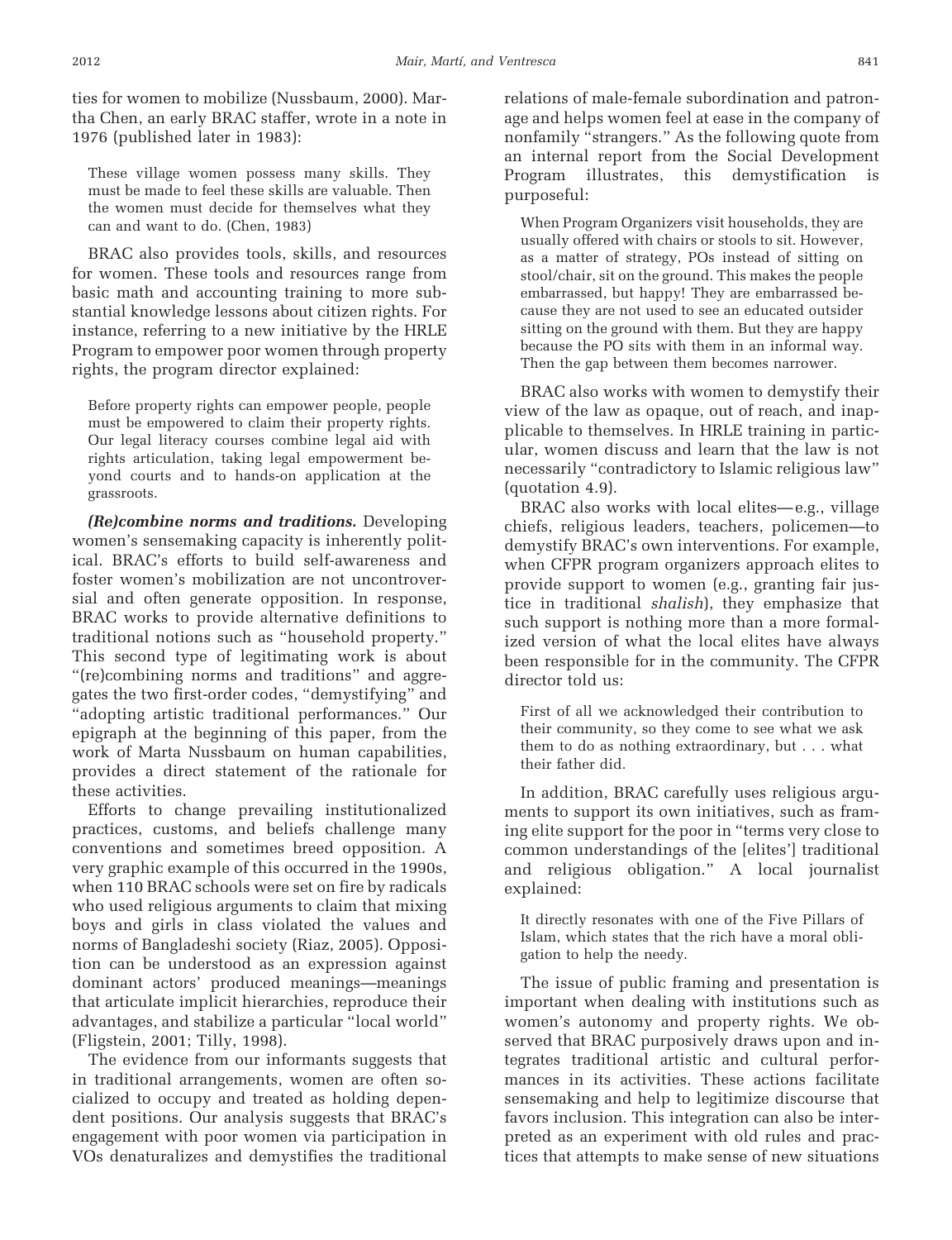ties for women to mobilize (Nussbaum, 2000). Martha Chen, an early BRAC staffer, wrote in a note in 1976 (published later in 1983):

> These village women possess many skills. They must be made to feel these skills are valuable. Then the women must decide for themselves what they can and want to do. (Chen, 1983)

BRAC also provides tools, skills, and resources for women. These tools and resources range from basic math and accounting training to more substantial knowledge lessons about citizen rights. For instance, referring to a new initiative by the HRLE Program to empower poor women through property rights, the program director explained:

> Before property rights can empower people, people must be empowered to claim their property rights. Our legal literacy courses combine legal aid with rights articulation, taking legal empowerment beyond courts and to hands-on application at the grassroots.

***(Re)combine norms and traditions.*** Developing women's sensemaking capacity is inherently political. BRAC's efforts to build self-awareness and foster women's mobilization are not uncontroversial and often generate opposition. In response, BRAC works to provide alternative definitions to traditional notions such as "household property." This second type of legitimating work is about "(re)combining norms and traditions" and aggregates the two first-order codes, "demystifying" and "adopting artistic traditional performances." Our epigraph at the beginning of this paper, from the work of Marta Nussbaum on human capabilities, provides a direct statement of the rationale for these activities.

Efforts to change prevailing institutionalized practices, customs, and beliefs challenge many conventions and sometimes breed opposition. A very graphic example of this occurred in the 1990s, when 110 BRAC schools were set on fire by radicals who used religious arguments to claim that mixing boys and girls in class violated the values and norms of Bangladeshi society (Riaz, 2005). Opposition can be understood as an expression against dominant actors' produced meanings—meanings that articulate implicit hierarchies, reproduce their advantages, and stabilize a particular "local world" (Fligstein, 2001; Tilly, 1998).

The evidence from our informants suggests that in traditional arrangements, women are often socialized to occupy and treated as holding dependent positions. Our analysis suggests that BRAC's engagement with poor women via participation in VOs denaturalizes and demystifies the traditional relations of male-female subordination and patronage and helps women feel at ease in the company of nonfamily "strangers." As the following quote from an internal report from the Social Development Program illustrates, this demystification is purposeful:

> When Program Organizers visit households, they are usually offered with chairs or stools to sit. However, as a matter of strategy, POs instead of sitting on stool/chair, sit on the ground. This makes the people embarrassed, but happy! They are embarrassed because they are not used to see an educated outsider sitting on the ground with them. But they are happy because the PO sits with them in an informal way. Then the gap between them becomes narrower.

BRAC also works with women to demystify their view of the law as opaque, out of reach, and inapplicable to themselves. In HRLE training in particular, women discuss and learn that the law is not necessarily "contradictory to Islamic religious law" (quotation 4.9).

BRAC also works with local elites—e.g., village chiefs, religious leaders, teachers, policemen—to demystify BRAC's own interventions. For example, when CFPR program organizers approach elites to provide support to women (e.g., granting fair justice in traditional *shalish*), they emphasize that such support is nothing more than a more formalized version of what the local elites have always been responsible for in the community. The CFPR director told us:

> First of all we acknowledged their contribution to their community, so they come to see what we ask them to do as nothing extraordinary, but . . . what their father did.

In addition, BRAC carefully uses religious arguments to support its own initiatives, such as framing elite support for the poor in "terms very close to common understandings of the [elites'] traditional and religious obligation." A local journalist explained:

> It directly resonates with one of the Five Pillars of Islam, which states that the rich have a moral obligation to help the needy.

The issue of public framing and presentation is important when dealing with institutions such as women's autonomy and property rights. We observed that BRAC purposively draws upon and integrates traditional artistic and cultural performances in its activities. These actions facilitate sensemaking and help to legitimize discourse that favors inclusion. This integration can also be interpreted as an experiment with old rules and practices that attempts to make sense of new situations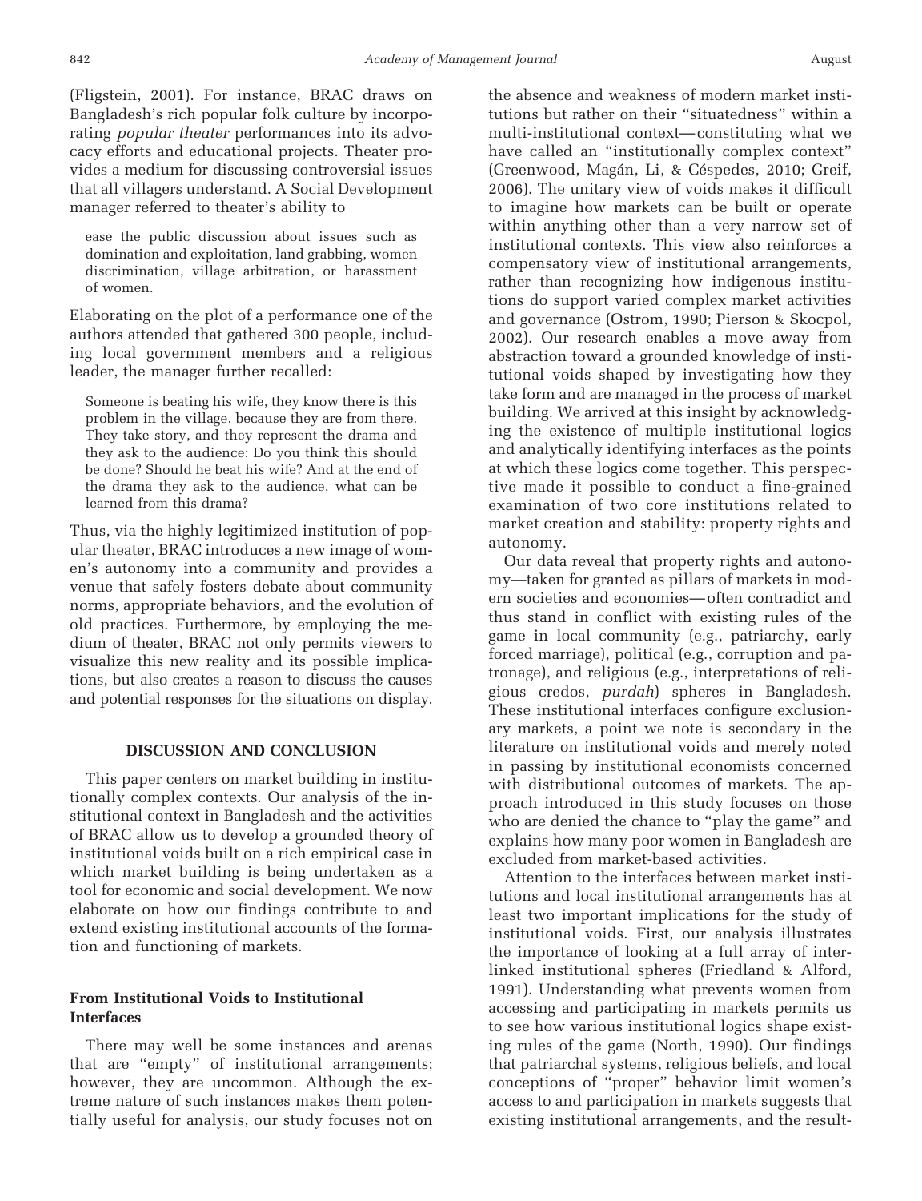(Fligstein, 2001). For instance, BRAC draws on Bangladesh's rich popular folk culture by incorporating *popular theater* performances into its advocacy efforts and educational projects. Theater provides a medium for discussing controversial issues that all villagers understand. A Social Development manager referred to theater's ability to

> ease the public discussion about issues such as domination and exploitation, land grabbing, women discrimination, village arbitration, or harassment of women.

Elaborating on the plot of a performance one of the authors attended that gathered 300 people, including local government members and a religious leader, the manager further recalled:

> Someone is beating his wife, they know there is this problem in the village, because they are from there. They take story, and they represent the drama and they ask to the audience: Do you think this should be done? Should he beat his wife? And at the end of the drama they ask to the audience, what can be learned from this drama?

Thus, via the highly legitimized institution of popular theater, BRAC introduces a new image of women's autonomy into a community and provides a venue that safely fosters debate about community norms, appropriate behaviors, and the evolution of old practices. Furthermore, by employing the medium of theater, BRAC not only permits viewers to visualize this new reality and its possible implications, but also creates a reason to discuss the causes and potential responses for the situations on display.

## DISCUSSION AND CONCLUSION

This paper centers on market building in institutionally complex contexts. Our analysis of the institutional context in Bangladesh and the activities of BRAC allow us to develop a grounded theory of institutional voids built on a rich empirical case in which market building is being undertaken as a tool for economic and social development. We now elaborate on how our findings contribute to and extend existing institutional accounts of the formation and functioning of markets.

### From Institutional Voids to Institutional Interfaces

There may well be some instances and arenas that are "empty" of institutional arrangements; however, they are uncommon. Although the extreme nature of such instances makes them potentially useful for analysis, our study focuses not on the absence and weakness of modern market institutions but rather on their "situatedness" within a multi-institutional context—constituting what we have called an "institutionally complex context" (Greenwood, Magán, Li, & Céspedes, 2010; Greif, 2006). The unitary view of voids makes it difficult to imagine how markets can be built or operate within anything other than a very narrow set of institutional contexts. This view also reinforces a compensatory view of institutional arrangements, rather than recognizing how indigenous institutions do support varied complex market activities and governance (Ostrom, 1990; Pierson & Skocpol, 2002). Our research enables a move away from abstraction toward a grounded knowledge of institutional voids shaped by investigating how they take form and are managed in the process of market building. We arrived at this insight by acknowledging the existence of multiple institutional logics and analytically identifying interfaces as the points at which these logics come together. This perspective made it possible to conduct a fine-grained examination of two core institutions related to market creation and stability: property rights and autonomy.

Our data reveal that property rights and autonomy—taken for granted as pillars of markets in modern societies and economies—often contradict and thus stand in conflict with existing rules of the game in local community (e.g., patriarchy, early forced marriage), political (e.g., corruption and patronage), and religious (e.g., interpretations of religious credos, *purdah*) spheres in Bangladesh. These institutional interfaces configure exclusionary markets, a point we note is secondary in the literature on institutional voids and merely noted in passing by institutional economists concerned with distributional outcomes of markets. The approach introduced in this study focuses on those who are denied the chance to "play the game" and explains how many poor women in Bangladesh are excluded from market-based activities.

Attention to the interfaces between market institutions and local institutional arrangements has at least two important implications for the study of institutional voids. First, our analysis illustrates the importance of looking at a full array of interlinked institutional spheres (Friedland & Alford, 1991). Understanding what prevents women from accessing and participating in markets permits us to see how various institutional logics shape existing rules of the game (North, 1990). Our findings that patriarchal systems, religious beliefs, and local conceptions of "proper" behavior limit women's access to and participation in markets suggests that existing institutional arrangements, and the result-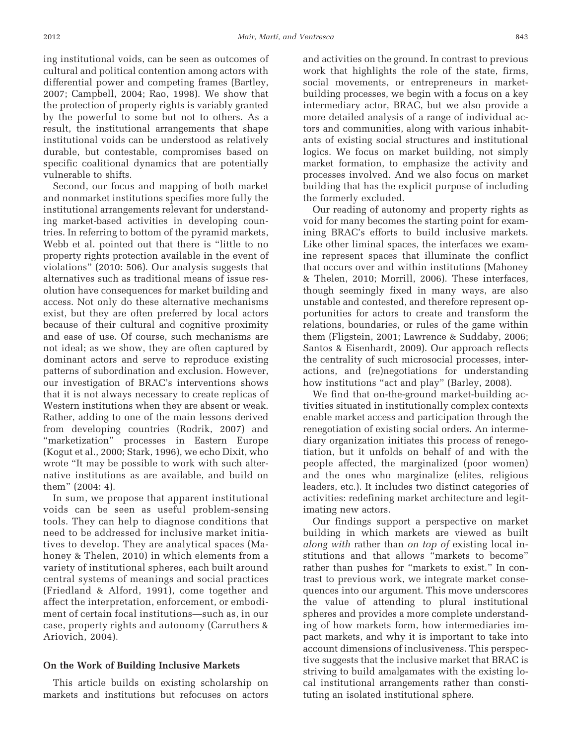ing institutional voids, can be seen as outcomes of cultural and political contention among actors with differential power and competing frames (Bartley, 2007; Campbell, 2004; Rao, 1998). We show that the protection of property rights is variably granted by the powerful to some but not to others. As a result, the institutional arrangements that shape institutional voids can be understood as relatively durable, but contestable, compromises based on specific coalitional dynamics that are potentially vulnerable to shifts.

Second, our focus and mapping of both market and nonmarket institutions specifies more fully the institutional arrangements relevant for understanding market-based activities in developing countries. In referring to bottom of the pyramid markets, Webb et al. pointed out that there is "little to no property rights protection available in the event of violations" (2010: 506). Our analysis suggests that alternatives such as traditional means of issue resolution have consequences for market building and access. Not only do these alternative mechanisms exist, but they are often preferred by local actors because of their cultural and cognitive proximity and ease of use. Of course, such mechanisms are not ideal; as we show, they are often captured by dominant actors and serve to reproduce existing patterns of subordination and exclusion. However, our investigation of BRAC's interventions shows that it is not always necessary to create replicas of Western institutions when they are absent or weak. Rather, adding to one of the main lessons derived from developing countries (Rodrik, 2007) and "marketization" processes in Eastern Europe (Kogut et al., 2000; Stark, 1996), we echo Dixit, who wrote "It may be possible to work with such alternative institutions as are available, and build on them" (2004: 4).

In sum, we propose that apparent institutional voids can be seen as useful problem-sensing tools. They can help to diagnose conditions that need to be addressed for inclusive market initiatives to develop. They are analytical spaces (Mahoney & Thelen, 2010) in which elements from a variety of institutional spheres, each built around central systems of meanings and social practices (Friedland & Alford, 1991), come together and affect the interpretation, enforcement, or embodiment of certain focal institutions—such as, in our case, property rights and autonomy (Carruthers & Ariovich, 2004).

### On the Work of Building Inclusive Markets

This article builds on existing scholarship on markets and institutions but refocuses on actors and activities on the ground. In contrast to previous work that highlights the role of the state, firms, social movements, or entrepreneurs in market-building processes, we begin with a focus on a key intermediary actor, BRAC, but we also provide a more detailed analysis of a range of individual actors and communities, along with various inhabitants of existing social structures and institutional logics. We focus on market building, not simply market formation, to emphasize the activity and processes involved. And we also focus on market building that has the explicit purpose of including the formerly excluded.

Our reading of autonomy and property rights as void for many becomes the starting point for examining BRAC's efforts to build inclusive markets. Like other liminal spaces, the interfaces we examine represent spaces that illuminate the conflict that occurs over and within institutions (Mahoney & Thelen, 2010; Morrill, 2006). These interfaces, though seemingly fixed in many ways, are also unstable and contested, and therefore represent opportunities for actors to create and transform the relations, boundaries, or rules of the game within them (Fligstein, 2001; Lawrence & Suddaby, 2006; Santos & Eisenhardt, 2009). Our approach reflects the centrality of such microsocial processes, interactions, and (re)negotiations for understanding how institutions "act and play" (Barley, 2008).

We find that on-the-ground market-building activities situated in institutionally complex contexts enable market access and participation through the renegotiation of existing social orders. An intermediary organization initiates this process of renegotiation, but it unfolds on behalf of and with the people affected, the marginalized (poor women) and the ones who marginalize (elites, religious leaders, etc.). It includes two distinct categories of activities: redefining market architecture and legitimating new actors.

Our findings support a perspective on market building in which markets are viewed as built *along with* rather than *on top of* existing local institutions and that allows "markets to become" rather than pushes for "markets to exist." In contrast to previous work, we integrate market consequences into our argument. This move underscores the value of attending to plural institutional spheres and provides a more complete understanding of how markets form, how intermediaries impact markets, and why it is important to take into account dimensions of inclusiveness. This perspective suggests that the inclusive market that BRAC is striving to build amalgamates with the existing local institutional arrangements rather than constituting an isolated institutional sphere.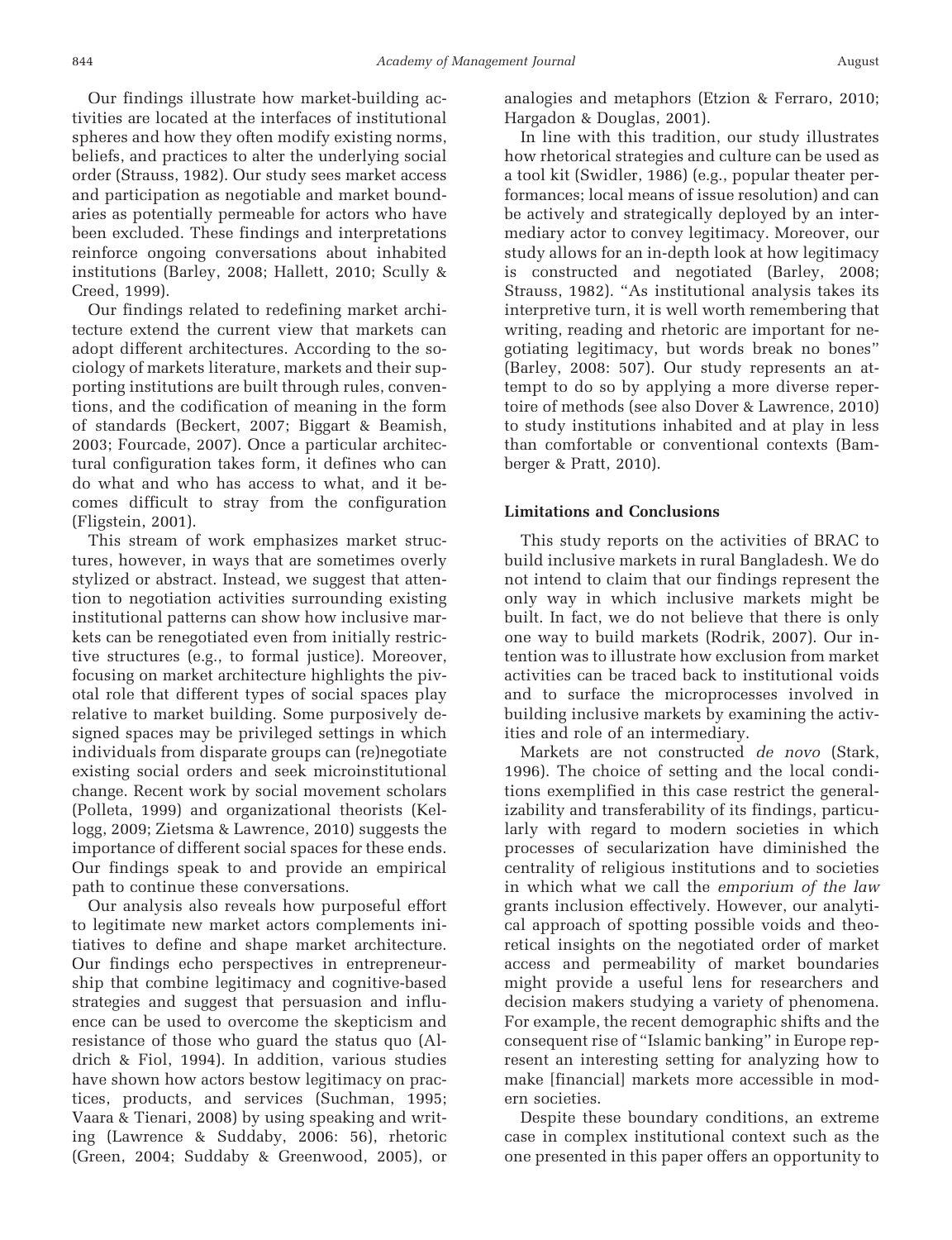Our findings illustrate how market-building activities are located at the interfaces of institutional spheres and how they often modify existing norms, beliefs, and practices to alter the underlying social order (Strauss, 1982). Our study sees market access and participation as negotiable and market boundaries as potentially permeable for actors who have been excluded. These findings and interpretations reinforce ongoing conversations about inhabited institutions (Barley, 2008; Hallett, 2010; Scully & Creed, 1999).

Our findings related to redefining market architecture extend the current view that markets can adopt different architectures. According to the sociology of markets literature, markets and their supporting institutions are built through rules, conventions, and the codification of meaning in the form of standards (Beckert, 2007; Biggart & Beamish, 2003; Fourcade, 2007). Once a particular architectural configuration takes form, it defines who can do what and who has access to what, and it becomes difficult to stray from the configuration (Fligstein, 2001).

This stream of work emphasizes market structures, however, in ways that are sometimes overly stylized or abstract. Instead, we suggest that attention to negotiation activities surrounding existing institutional patterns can show how inclusive markets can be renegotiated even from initially restrictive structures (e.g., to formal justice). Moreover, focusing on market architecture highlights the pivotal role that different types of social spaces play relative to market building. Some purposively designed spaces may be privileged settings in which individuals from disparate groups can (re)negotiate existing social orders and seek microinstitutional change. Recent work by social movement scholars (Polleta, 1999) and organizational theorists (Kellogg, 2009; Zietsma & Lawrence, 2010) suggests the importance of different social spaces for these ends. Our findings speak to and provide an empirical path to continue these conversations.

Our analysis also reveals how purposeful effort to legitimate new market actors complements initiatives to define and shape market architecture. Our findings echo perspectives in entrepreneurship that combine legitimacy and cognitive-based strategies and suggest that persuasion and influence can be used to overcome the skepticism and resistance of those who guard the status quo (Aldrich & Fiol, 1994). In addition, various studies have shown how actors bestow legitimacy on practices, products, and services (Suchman, 1995; Vaara & Tienari, 2008) by using speaking and writing (Lawrence & Suddaby, 2006: 56), rhetoric (Green, 2004; Suddaby & Greenwood, 2005), or analogies and metaphors (Etzion & Ferraro, 2010; Hargadon & Douglas, 2001).

In line with this tradition, our study illustrates how rhetorical strategies and culture can be used as a tool kit (Swidler, 1986) (e.g., popular theater performances; local means of issue resolution) and can be actively and strategically deployed by an intermediary actor to convey legitimacy. Moreover, our study allows for an in-depth look at how legitimacy is constructed and negotiated (Barley, 2008; Strauss, 1982). "As institutional analysis takes its interpretive turn, it is well worth remembering that writing, reading and rhetoric are important for negotiating legitimacy, but words break no bones" (Barley, 2008: 507). Our study represents an attempt to do so by applying a more diverse repertoire of methods (see also Dover & Lawrence, 2010) to study institutions inhabited and at play in less than comfortable or conventional contexts (Bamberger & Pratt, 2010).

### Limitations and Conclusions

This study reports on the activities of BRAC to build inclusive markets in rural Bangladesh. We do not intend to claim that our findings represent the only way in which inclusive markets might be built. In fact, we do not believe that there is only one way to build markets (Rodrik, 2007). Our intention was to illustrate how exclusion from market activities can be traced back to institutional voids and to surface the microprocesses involved in building inclusive markets by examining the activities and role of an intermediary.

Markets are not constructed *de novo* (Stark, 1996). The choice of setting and the local conditions exemplified in this case restrict the generalizability and transferability of its findings, particularly with regard to modern societies in which processes of secularization have diminished the centrality of religious institutions and to societies in which what we call the *emporium of the law* grants inclusion effectively. However, our analytical approach of spotting possible voids and theoretical insights on the negotiated order of market access and permeability of market boundaries might provide a useful lens for researchers and decision makers studying a variety of phenomena. For example, the recent demographic shifts and the consequent rise of "Islamic banking" in Europe represent an interesting setting for analyzing how to make [financial] markets more accessible in modern societies.

Despite these boundary conditions, an extreme case in complex institutional context such as the one presented in this paper offers an opportunity to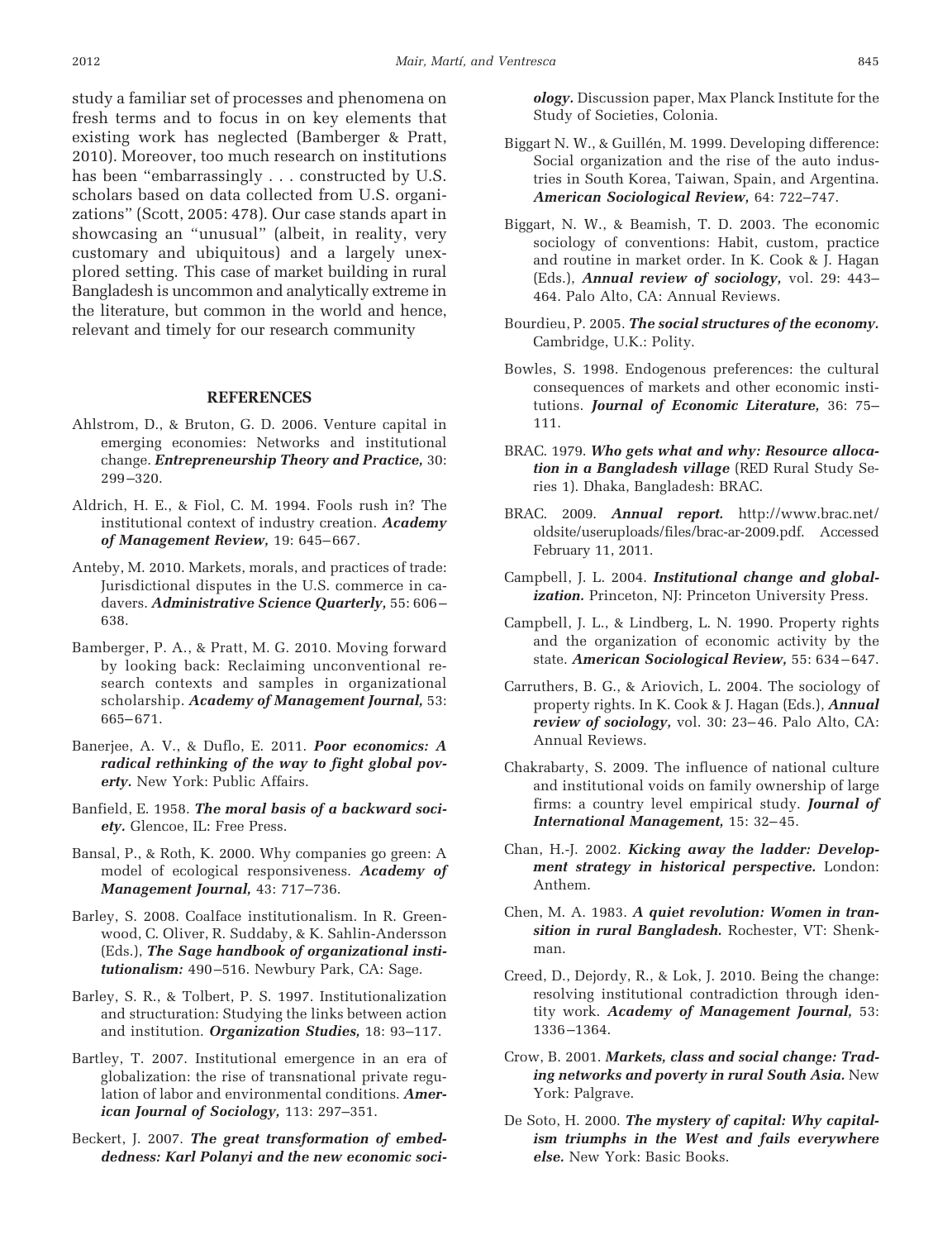study a familiar set of processes and phenomena on fresh terms and to focus in on key elements that existing work has neglected (Bamberger & Pratt, 2010). Moreover, too much research on institutions has been "embarrassingly . . . constructed by U.S. scholars based on data collected from U.S. organizations" (Scott, 2005: 478). Our case stands apart in showcasing an "unusual" (albeit, in reality, very customary and ubiquitous) and a largely unexplored setting. This case of market building in rural Bangladesh is uncommon and analytically extreme in the literature, but common in the world and hence, relevant and timely for our research community

## REFERENCES

Ahlstrom, D., & Bruton, G. D. 2006. Venture capital in emerging economies: Networks and institutional change. ***Entrepreneurship Theory and Practice,*** 30: 299–320.

Aldrich, H. E., & Fiol, C. M. 1994. Fools rush in? The institutional context of industry creation. ***Academy of Management Review,*** 19: 645–667.

Anteby, M. 2010. Markets, morals, and practices of trade: Jurisdictional disputes in the U.S. commerce in cadavers. ***Administrative Science Quarterly,*** 55: 606–638.

Bamberger, P. A., & Pratt, M. G. 2010. Moving forward by looking back: Reclaiming unconventional research contexts and samples in organizational scholarship. ***Academy of Management Journal,*** 53: 665–671.

Banerjee, A. V., & Duflo, E. 2011. ***Poor economics: A radical rethinking of the way to fight global poverty.*** New York: Public Affairs.

Banfield, E. 1958. ***The moral basis of a backward society.*** Glencoe, IL: Free Press.

Bansal, P., & Roth, K. 2000. Why companies go green: A model of ecological responsiveness. ***Academy of Management Journal,*** 43: 717–736.

Barley, S. 2008. Coalface institutionalism. In R. Greenwood, C. Oliver, R. Suddaby, & K. Sahlin-Andersson (Eds.), ***The Sage handbook of organizational institutionalism:*** 490–516. Newbury Park, CA: Sage.

Barley, S. R., & Tolbert, P. S. 1997. Institutionalization and structuration: Studying the links between action and institution. ***Organization Studies,*** 18: 93–117.

Bartley, T. 2007. Institutional emergence in an era of globalization: the rise of transnational private regulation of labor and environmental conditions. ***American Journal of Sociology,*** 113: 297–351.

Beckert, J. 2007. ***The great transformation of embeddedness: Karl Polanyi and the new economic sociology.*** Discussion paper, Max Planck Institute for the Study of Societies, Colonia.

Biggart N. W., & Guillén, M. 1999. Developing difference: Social organization and the rise of the auto industries in South Korea, Taiwan, Spain, and Argentina. ***American Sociological Review,*** 64: 722–747.

Biggart, N. W., & Beamish, T. D. 2003. The economic sociology of conventions: Habit, custom, practice and routine in market order. In K. Cook & J. Hagan (Eds.), ***Annual review of sociology,*** vol. 29: 443–464. Palo Alto, CA: Annual Reviews.

Bourdieu, P. 2005. ***The social structures of the economy.*** Cambridge, U.K.: Polity.

Bowles, S. 1998. Endogenous preferences: the cultural consequences of markets and other economic institutions. ***Journal of Economic Literature,*** 36: 75–111.

BRAC. 1979. ***Who gets what and why: Resource allocation in a Bangladesh village*** (RED Rural Study Series 1). Dhaka, Bangladesh: BRAC.

BRAC. 2009. ***Annual report.*** http://www.brac.net/oldsite/useruploads/files/brac-ar-2009.pdf. Accessed February 11, 2011.

Campbell, J. L. 2004. ***Institutional change and globalization.*** Princeton, NJ: Princeton University Press.

Campbell, J. L., & Lindberg, L. N. 1990. Property rights and the organization of economic activity by the state. ***American Sociological Review,*** 55: 634–647.

Carruthers, B. G., & Ariovich, L. 2004. The sociology of property rights. In K. Cook & J. Hagan (Eds.), ***Annual review of sociology,*** vol. 30: 23–46. Palo Alto, CA: Annual Reviews.

Chakrabarty, S. 2009. The influence of national culture and institutional voids on family ownership of large firms: a country level empirical study. ***Journal of International Management,*** 15: 32–45.

Chan, H.-J. 2002. ***Kicking away the ladder: Development strategy in historical perspective.*** London: Anthem.

Chen, M. A. 1983. ***A quiet revolution: Women in transition in rural Bangladesh.*** Rochester, VT: Shenkman.

Creed, D., Dejordy, R., & Lok, J. 2010. Being the change: resolving institutional contradiction through identity work. ***Academy of Management Journal,*** 53: 1336–1364.

Crow, B. 2001. ***Markets, class and social change: Trading networks and poverty in rural South Asia.*** New York: Palgrave.

De Soto, H. 2000. ***The mystery of capital: Why capitalism triumphs in the West and fails everywhere else.*** New York: Basic Books.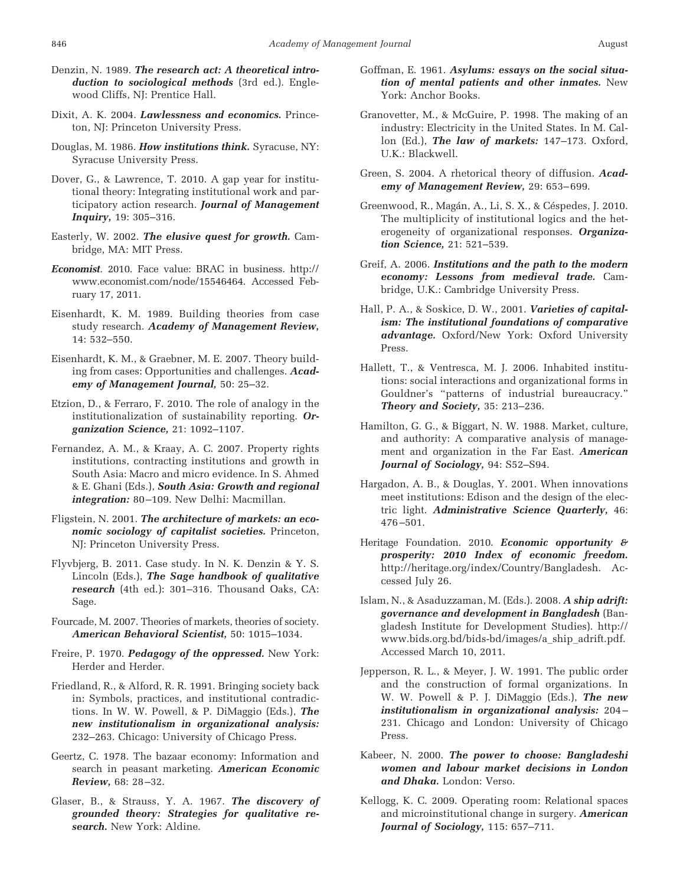Denzin, N. 1989. ***The research act: A theoretical introduction to sociological methods*** (3rd ed.). Englewood Cliffs, NJ: Prentice Hall.

Dixit, A. K. 2004. ***Lawlessness and economics.*** Princeton, NJ: Princeton University Press.

Douglas, M. 1986. ***How institutions think.*** Syracuse, NY: Syracuse University Press.

Dover, G., & Lawrence, T. 2010. A gap year for institutional theory: Integrating institutional work and participatory action research. ***Journal of Management Inquiry,*** 19: 305–316.

Easterly, W. 2002. ***The elusive quest for growth.*** Cambridge, MA: MIT Press.

***Economist***. 2010. Face value: BRAC in business. http://www.economist.com/node/15546464. Accessed February 17, 2011.

Eisenhardt, K. M. 1989. Building theories from case study research. ***Academy of Management Review,*** 14: 532–550.

Eisenhardt, K. M., & Graebner, M. E. 2007. Theory building from cases: Opportunities and challenges. ***Academy of Management Journal,*** 50: 25–32.

Etzion, D., & Ferraro, F. 2010. The role of analogy in the institutionalization of sustainability reporting. ***Organization Science,*** 21: 1092–1107.

Fernandez, A. M., & Kraay, A. C. 2007. Property rights institutions, contracting institutions and growth in South Asia: Macro and micro evidence. In S. Ahmed & E. Ghani (Eds.), ***South Asia: Growth and regional integration:*** 80–109. New Delhi: Macmillan.

Fligstein, N. 2001. ***The architecture of markets: an economic sociology of capitalist societies.*** Princeton, NJ: Princeton University Press.

Flyvbjerg, B. 2011. Case study. In N. K. Denzin & Y. S. Lincoln (Eds.), ***The Sage handbook of qualitative research*** (4th ed.): 301–316. Thousand Oaks, CA: Sage.

Fourcade, M. 2007. Theories of markets, theories of society. ***American Behavioral Scientist,*** 50: 1015–1034.

Freire, P. 1970. ***Pedagogy of the oppressed.*** New York: Herder and Herder.

Friedland, R., & Alford, R. R. 1991. Bringing society back in: Symbols, practices, and institutional contradictions. In W. W. Powell, & P. DiMaggio (Eds.), ***The new institutionalism in organizational analysis:*** 232–263. Chicago: University of Chicago Press.

Geertz, C. 1978. The bazaar economy: Information and search in peasant marketing. ***American Economic Review,*** 68: 28–32.

Glaser, B., & Strauss, Y. A. 1967. ***The discovery of grounded theory: Strategies for qualitative research.*** New York: Aldine.

Goffman, E. 1961. ***Asylums: essays on the social situation of mental patients and other inmates.*** New York: Anchor Books.

Granovetter, M., & McGuire, P. 1998. The making of an industry: Electricity in the United States. In M. Callon (Ed.), ***The law of markets:*** 147–173. Oxford, U.K.: Blackwell.

Green, S. 2004. A rhetorical theory of diffusion. ***Academy of Management Review,*** 29: 653–699.

Greenwood, R., Magán, A., Li, S. X., & Céspedes, J. 2010. The multiplicity of institutional logics and the heterogeneity of organizational responses. ***Organization Science,*** 21: 521–539.

Greif, A. 2006. ***Institutions and the path to the modern economy: Lessons from medieval trade.*** Cambridge, U.K.: Cambridge University Press.

Hall, P. A., & Soskice, D. W., 2001. ***Varieties of capitalism: The institutional foundations of comparative advantage.*** Oxford/New York: Oxford University Press.

Hallett, T., & Ventresca, M. J. 2006. Inhabited institutions: social interactions and organizational forms in Gouldner's "patterns of industrial bureaucracy." ***Theory and Society,*** 35: 213–236.

Hamilton, G. G., & Biggart, N. W. 1988. Market, culture, and authority: A comparative analysis of management and organization in the Far East. ***American Journal of Sociology,*** 94: S52–S94.

Hargadon, A. B., & Douglas, Y. 2001. When innovations meet institutions: Edison and the design of the electric light. ***Administrative Science Quarterly,*** 46: 476–501.

Heritage Foundation. 2010. ***Economic opportunity & prosperity: 2010 Index of economic freedom.*** http://heritage.org/index/Country/Bangladesh. Accessed July 26.

Islam, N., & Asaduzzaman, M. (Eds.). 2008. ***A ship adrift: governance and development in Bangladesh*** (Bangladesh Institute for Development Studies). http://www.bids.org.bd/bids-bd/images/a_ship_adrift.pdf. Accessed March 10, 2011.

Jepperson, R. L., & Meyer, J. W. 1991. The public order and the construction of formal organizations. In W. W. Powell & P. J. DiMaggio (Eds.), ***The new institutionalism in organizational analysis:*** 204–231. Chicago and London: University of Chicago Press.

Kabeer, N. 2000. ***The power to choose: Bangladeshi women and labour market decisions in London and Dhaka.*** London: Verso.

Kellogg, K. C. 2009. Operating room: Relational spaces and microinstitutional change in surgery. ***American Journal of Sociology,*** 115: 657–711.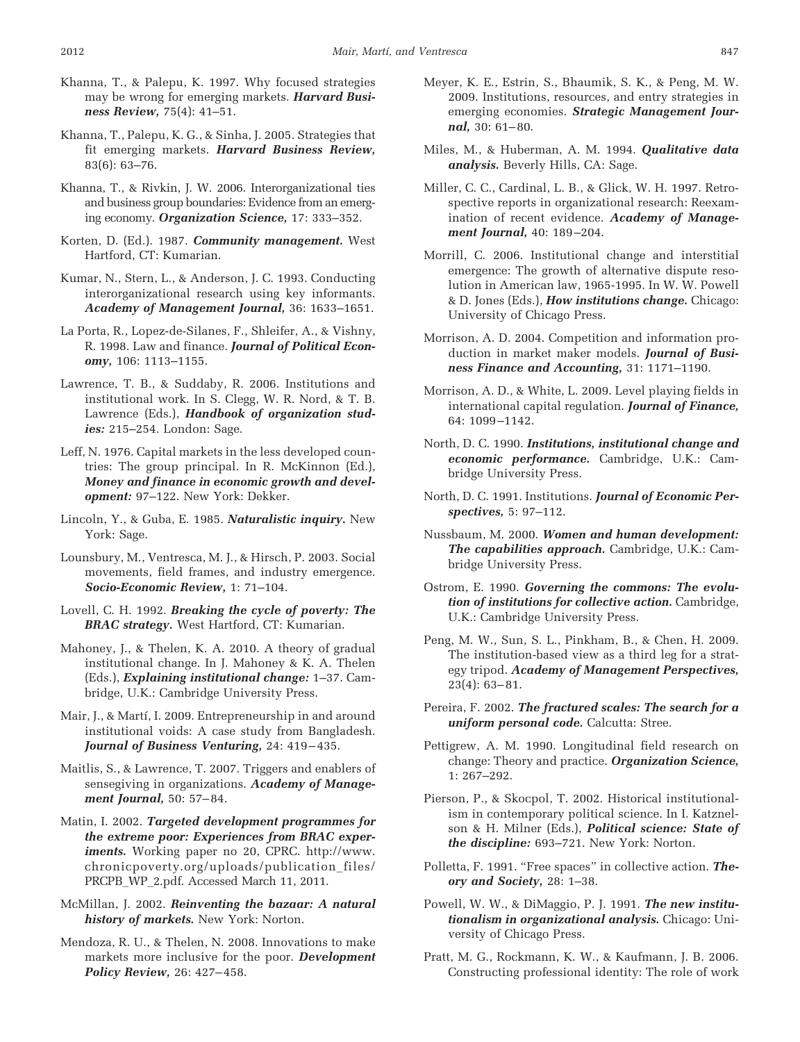Khanna, T., & Palepu, K. 1997. Why focused strategies may be wrong for emerging markets. ***Harvard Business Review,*** 75(4): 41–51.

Khanna, T., Palepu, K. G., & Sinha, J. 2005. Strategies that fit emerging markets. ***Harvard Business Review,*** 83(6): 63–76.

Khanna, T., & Rivkin, J. W. 2006. Interorganizational ties and business group boundaries: Evidence from an emerging economy. ***Organization Science,*** 17: 333–352.

Korten, D. (Ed.). 1987. ***Community management.*** West Hartford, CT: Kumarian.

Kumar, N., Stern, L., & Anderson, J. C. 1993. Conducting interorganizational research using key informants. ***Academy of Management Journal,*** 36: 1633–1651.

La Porta, R., Lopez-de-Silanes, F., Shleifer, A., & Vishny, R. 1998. Law and finance. ***Journal of Political Economy,*** 106: 1113–1155.

Lawrence, T. B., & Suddaby, R. 2006. Institutions and institutional work. In S. Clegg, W. R. Nord, & T. B. Lawrence (Eds.), ***Handbook of organization studies:*** 215–254. London: Sage.

Leff, N. 1976. Capital markets in the less developed countries: The group principal. In R. McKinnon (Ed.), ***Money and finance in economic growth and development:*** 97–122. New York: Dekker.

Lincoln, Y., & Guba, E. 1985. ***Naturalistic inquiry.*** New York: Sage.

Lounsbury, M., Ventresca, M. J., & Hirsch, P. 2003. Social movements, field frames, and industry emergence. ***Socio-Economic Review,*** 1: 71–104.

Lovell, C. H. 1992. ***Breaking the cycle of poverty: The BRAC strategy.*** West Hartford, CT: Kumarian.

Mahoney, J., & Thelen, K. A. 2010. A theory of gradual institutional change. In J. Mahoney & K. A. Thelen (Eds.), ***Explaining institutional change:*** 1–37. Cambridge, U.K.: Cambridge University Press.

Mair, J., & Martí, I. 2009. Entrepreneurship in and around institutional voids: A case study from Bangladesh. ***Journal of Business Venturing,*** 24: 419–435.

Maitlis, S., & Lawrence, T. 2007. Triggers and enablers of sensegiving in organizations. ***Academy of Management Journal,*** 50: 57–84.

Matin, I. 2002. ***Targeted development programmes for the extreme poor: Experiences from BRAC experiments.*** Working paper no 20, CPRC. http://www.chronicpoverty.org/uploads/publication_files/PRCPB_WP_2.pdf. Accessed March 11, 2011.

McMillan, J. 2002. ***Reinventing the bazaar: A natural history of markets.*** New York: Norton.

Mendoza, R. U., & Thelen, N. 2008. Innovations to make markets more inclusive for the poor. ***Development Policy Review,*** 26: 427–458.

Meyer, K. E., Estrin, S., Bhaumik, S. K., & Peng, M. W. 2009. Institutions, resources, and entry strategies in emerging economies. ***Strategic Management Journal,*** 30: 61–80.

Miles, M., & Huberman, A. M. 1994. ***Qualitative data analysis.*** Beverly Hills, CA: Sage.

Miller, C. C., Cardinal, L. B., & Glick, W. H. 1997. Retrospective reports in organizational research: Reexamination of recent evidence. ***Academy of Management Journal,*** 40: 189–204.

Morrill, C. 2006. Institutional change and interstitial emergence: The growth of alternative dispute resolution in American law, 1965-1995. In W. W. Powell & D. Jones (Eds.), ***How institutions change.*** Chicago: University of Chicago Press.

Morrison, A. D. 2004. Competition and information production in market maker models. ***Journal of Business Finance and Accounting,*** 31: 1171–1190.

Morrison, A. D., & White, L. 2009. Level playing fields in international capital regulation. ***Journal of Finance,*** 64: 1099–1142.

North, D. C. 1990. ***Institutions, institutional change and economic performance.*** Cambridge, U.K.: Cambridge University Press.

North, D. C. 1991. Institutions. ***Journal of Economic Perspectives,*** 5: 97–112.

Nussbaum, M. 2000. ***Women and human development: The capabilities approach.*** Cambridge, U.K.: Cambridge University Press.

Ostrom, E. 1990. ***Governing the commons: The evolution of institutions for collective action.*** Cambridge, U.K.: Cambridge University Press.

Peng, M. W., Sun, S. L., Pinkham, B., & Chen, H. 2009. The institution-based view as a third leg for a strategy tripod. ***Academy of Management Perspectives,*** 23(4): 63–81.

Pereira, F. 2002. ***The fractured scales: The search for a uniform personal code.*** Calcutta: Stree.

Pettigrew, A. M. 1990. Longitudinal field research on change: Theory and practice. ***Organization Science,*** 1: 267–292.

Pierson, P., & Skocpol, T. 2002. Historical institutionalism in contemporary political science. In I. Katznelson & H. Milner (Eds.), ***Political science: State of the discipline:*** 693–721. New York: Norton.

Polletta, F. 1991. "Free spaces" in collective action. ***Theory and Society,*** 28: 1–38.

Powell, W. W., & DiMaggio, P. J. 1991. ***The new institutionalism in organizational analysis.*** Chicago: University of Chicago Press.

Pratt, M. G., Rockmann, K. W., & Kaufmann, J. B. 2006. Constructing professional identity: The role of work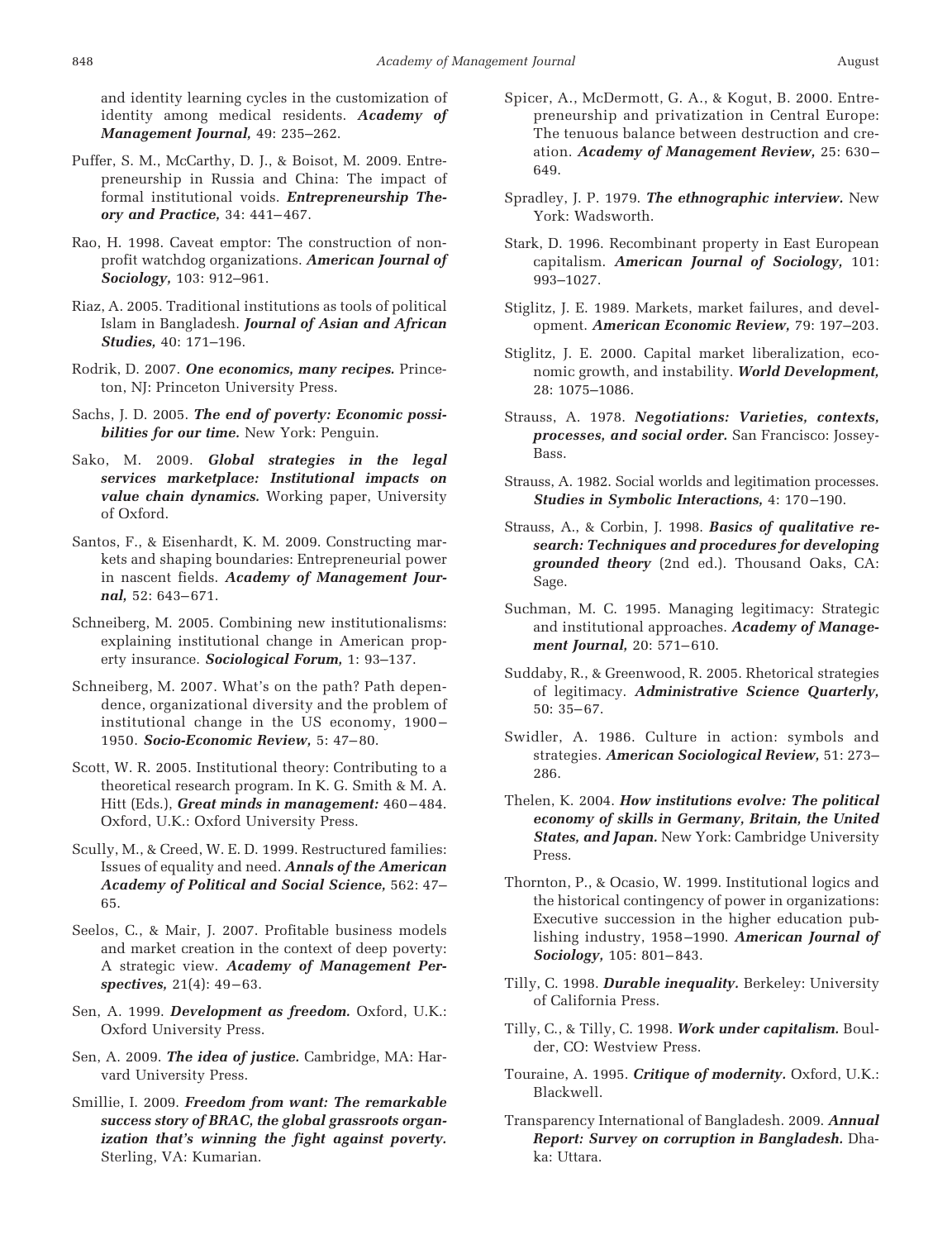and identity learning cycles in the customization of identity among medical residents. ***Academy of Management Journal,*** 49: 235–262.

Puffer, S. M., McCarthy, D. J., & Boisot, M. 2009. Entrepreneurship in Russia and China: The impact of formal institutional voids. ***Entrepreneurship Theory and Practice,*** 34: 441–467.

Rao, H. 1998. Caveat emptor: The construction of nonprofit watchdog organizations. ***American Journal of Sociology,*** 103: 912–961.

Riaz, A. 2005. Traditional institutions as tools of political Islam in Bangladesh. ***Journal of Asian and African Studies,*** 40: 171–196.

Rodrik, D. 2007. ***One economics, many recipes.*** Princeton, NJ: Princeton University Press.

Sachs, J. D. 2005. ***The end of poverty: Economic possibilities for our time.*** New York: Penguin.

Sako, M. 2009. ***Global strategies in the legal services marketplace: Institutional impacts on value chain dynamics.*** Working paper, University of Oxford.

Santos, F., & Eisenhardt, K. M. 2009. Constructing markets and shaping boundaries: Entrepreneurial power in nascent fields. ***Academy of Management Journal,*** 52: 643–671.

Schneiberg, M. 2005. Combining new institutionalisms: explaining institutional change in American property insurance. ***Sociological Forum,*** 1: 93–137.

Schneiberg, M. 2007. What's on the path? Path dependence, organizational diversity and the problem of institutional change in the US economy, 1900–1950. ***Socio-Economic Review,*** 5: 47–80.

Scott, W. R. 2005. Institutional theory: Contributing to a theoretical research program. In K. G. Smith & M. A. Hitt (Eds.), ***Great minds in management:*** 460–484. Oxford, U.K.: Oxford University Press.

Scully, M., & Creed, W. E. D. 1999. Restructured families: Issues of equality and need. ***Annals of the American Academy of Political and Social Science,*** 562: 47–65.

Seelos, C., & Mair, J. 2007. Profitable business models and market creation in the context of deep poverty: A strategic view. ***Academy of Management Perspectives,*** 21(4): 49–63.

Sen, A. 1999. ***Development as freedom.*** Oxford, U.K.: Oxford University Press.

Sen, A. 2009. ***The idea of justice.*** Cambridge, MA: Harvard University Press.

Smillie, I. 2009. ***Freedom from want: The remarkable success story of BRAC, the global grassroots organization that's winning the fight against poverty.*** Sterling, VA: Kumarian.

Spicer, A., McDermott, G. A., & Kogut, B. 2000. Entrepreneurship and privatization in Central Europe: The tenuous balance between destruction and creation. ***Academy of Management Review,*** 25: 630–649.

Spradley, J. P. 1979. ***The ethnographic interview.*** New York: Wadsworth.

Stark, D. 1996. Recombinant property in East European capitalism. ***American Journal of Sociology,*** 101: 993–1027.

Stiglitz, J. E. 1989. Markets, market failures, and development. ***American Economic Review,*** 79: 197–203.

Stiglitz, J. E. 2000. Capital market liberalization, economic growth, and instability. ***World Development,*** 28: 1075–1086.

Strauss, A. 1978. ***Negotiations: Varieties, contexts, processes, and social order.*** San Francisco: Jossey-Bass.

Strauss, A. 1982. Social worlds and legitimation processes. ***Studies in Symbolic Interactions,*** 4: 170–190.

Strauss, A., & Corbin, J. 1998. ***Basics of qualitative research: Techniques and procedures for developing grounded theory*** (2nd ed.). Thousand Oaks, CA: Sage.

Suchman, M. C. 1995. Managing legitimacy: Strategic and institutional approaches. ***Academy of Management Journal,*** 20: 571–610.

Suddaby, R., & Greenwood, R. 2005. Rhetorical strategies of legitimacy. ***Administrative Science Quarterly,*** 50: 35–67.

Swidler, A. 1986. Culture in action: symbols and strategies. ***American Sociological Review,*** 51: 273–286.

Thelen, K. 2004. ***How institutions evolve: The political economy of skills in Germany, Britain, the United States, and Japan.*** New York: Cambridge University Press.

Thornton, P., & Ocasio, W. 1999. Institutional logics and the historical contingency of power in organizations: Executive succession in the higher education publishing industry, 1958–1990. ***American Journal of Sociology,*** 105: 801–843.

Tilly, C. 1998. ***Durable inequality.*** Berkeley: University of California Press.

Tilly, C., & Tilly, C. 1998. ***Work under capitalism.*** Boulder, CO: Westview Press.

Touraine, A. 1995. ***Critique of modernity.*** Oxford, U.K.: Blackwell.

Transparency International of Bangladesh. 2009. ***Annual Report: Survey on corruption in Bangladesh.*** Dhaka: Uttara.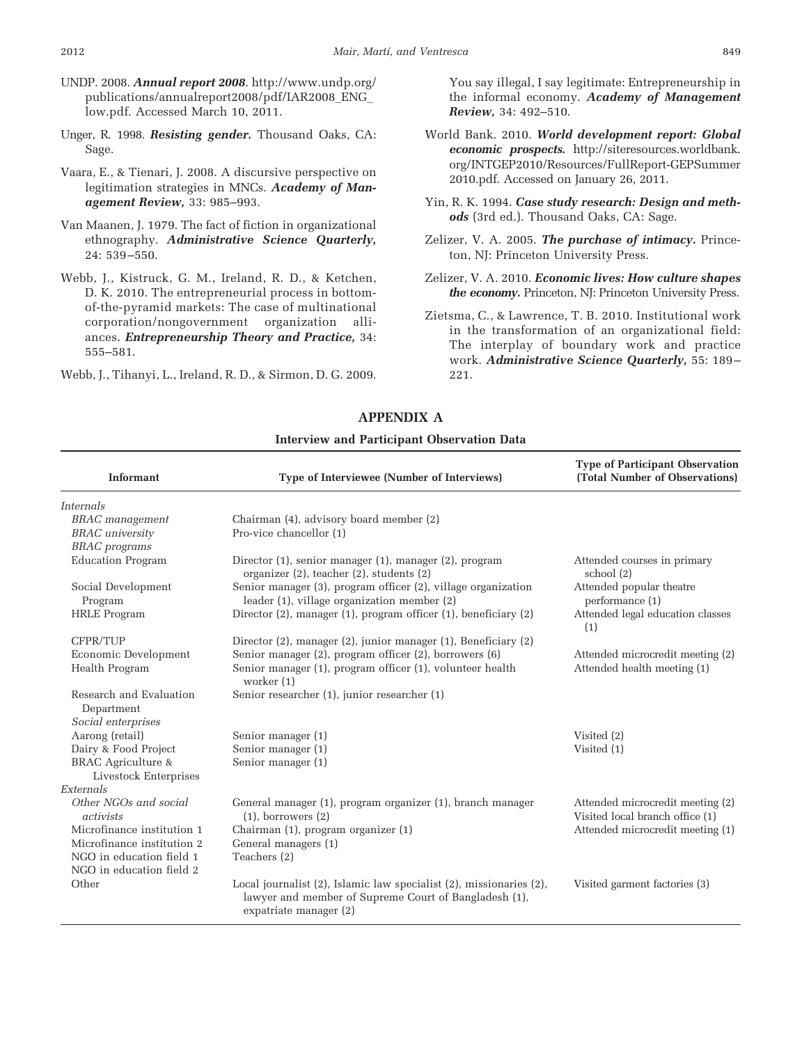UNDP. 2008. ***Annual report 2008***. http://www.undp.org/publications/annualreport2008/pdf/IAR2008_ENG_low.pdf. Accessed March 10, 2011.

Unger, R. 1998. ***Resisting gender.*** Thousand Oaks, CA: Sage.

Vaara, E., & Tienari, J. 2008. A discursive perspective on legitimation strategies in MNCs. ***Academy of Management Review,*** 33: 985–993.

Van Maanen, J. 1979. The fact of fiction in organizational ethnography. ***Administrative Science Quarterly,*** 24: 539–550.

Webb, J., Kistruck, G. M., Ireland, R. D., & Ketchen, D. K. 2010. The entrepreneurial process in bottom-of-the-pyramid markets: The case of multinational corporation/nongovernment organization alliances. ***Entrepreneurship Theory and Practice,*** 34: 555–581.

Webb, J., Tihanyi, L., Ireland, R. D., & Sirmon, D. G. 2009. You say illegal, I say legitimate: Entrepreneurship in the informal economy. ***Academy of Management Review,*** 34: 492–510.

World Bank. 2010. ***World development report: Global economic prospects.*** http://siteresources.worldbank.org/INTGEP2010/Resources/FullReport-GEPSummer2010.pdf. Accessed on January 26, 2011.

Yin, R. K. 1994. ***Case study research: Design and methods*** (3rd ed.). Thousand Oaks, CA: Sage.

Zelizer, V. A. 2005. ***The purchase of intimacy.*** Princeton, NJ: Princeton University Press.

Zelizer, V. A. 2010. ***Economic lives: How culture shapes the economy.*** Princeton, NJ: Princeton University Press.

Zietsma, C., & Lawrence, T. B. 2010. Institutional work in the transformation of an organizational field: The interplay of boundary work and practice work. ***Administrative Science Quarterly,*** 55: 189–221.

## APPENDIX A

**Interview and Participant Observation Data**

| Informant | Type of Interviewee (Number of Interviews) | Type of Participant Observation (Total Number of Observations) |
|---|---|---|
| *Internals* | | |
| *BRAC management* | Chairman (4), advisory board member (2) | |
| *BRAC university* | Pro-vice chancellor (1) | |
| *BRAC programs* | | |
| Education Program | Director (1), senior manager (1), manager (2), program organizer (2), teacher (2), students (2) | Attended courses in primary school (2) |
| Social Development Program | Senior manager (3), program officer (2), village organization leader (1), village organization member (2) | Attended popular theatre performance (1) |
| HRLE Program | Director (2), manager (1), program officer (1), beneficiary (2) | Attended legal education classes (1) |
| CFPR/TUP | Director (2), manager (2), junior manager (1), Beneficiary (2) | |
| Economic Development | Senior manager (2), program officer (2), borrowers (6) | Attended microcredit meeting (2) |
| Health Program | Senior manager (1), program officer (1), volunteer health worker (1) | Attended health meeting (1) |
| Research and Evaluation Department | Senior researcher (1), junior researcher (1) | |
| *Social enterprises* | | |
| Aarong (retail) | Senior manager (1) | Visited (2) |
| Dairy & Food Project | Senior manager (1) | Visited (1) |
| BRAC Agriculture & Livestock Enterprises | Senior manager (1) | |
| *Externals* | | |
| *Other NGOs and social activists* | General manager (1), program organizer (1), branch manager (1), borrowers (2) | Attended microcredit meeting (2) Visited local branch office (1) |
| Microfinance institution 1 | Chairman (1), program organizer (1) | Attended microcredit meeting (1) |
| Microfinance institution 2 | General managers (1) | |
| NGO in education field 1 | Teachers (2) | |
| NGO in education field 2 | | |
| Other | Local journalist (2), Islamic law specialist (2), missionaries (2), lawyer and member of Supreme Court of Bangladesh (1), expatriate manager (2) | Visited garment factories (3) |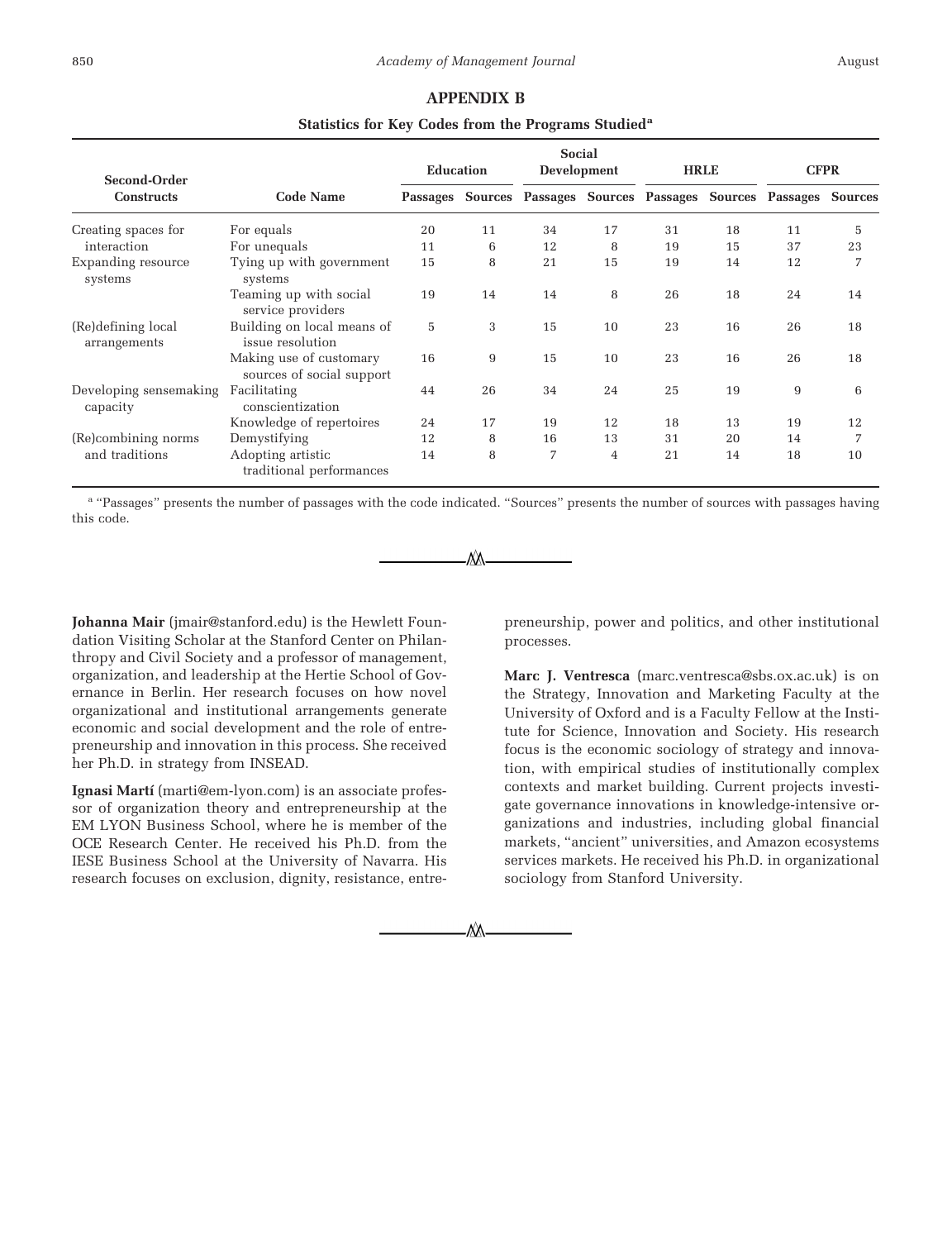## APPENDIX B

### Statistics for Key Codes from the Programs Studied[a]

| Second-Order Constructs | Code Name | Education | | Social Development | | HRLE | | CFPR | |
|---|---|---|---|---|---|---|---|---|---|
| | | Passages | Sources | Passages | Sources | Passages | Sources | Passages | Sources |
| Creating spaces for interaction | For equals | 20 | 11 | 34 | 17 | 31 | 18 | 11 | 5 |
| | For unequals | 11 | 6 | 12 | 8 | 19 | 15 | 37 | 23 |
| Expanding resource systems | Tying up with government systems | 15 | 8 | 21 | 15 | 19 | 14 | 12 | 7 |
| | Teaming up with social service providers | 19 | 14 | 14 | 8 | 26 | 18 | 24 | 14 |
| (Re)defining local arrangements | Building on local means of issue resolution | 5 | 3 | 15 | 10 | 23 | 16 | 26 | 18 |
| | Making use of customary sources of social support | 16 | 9 | 15 | 10 | 23 | 16 | 26 | 18 |
| Developing sensemaking capacity | Facilitating conscientization | 44 | 26 | 34 | 24 | 25 | 19 | 9 | 6 |
| | Knowledge of repertoires | 24 | 17 | 19 | 12 | 18 | 13 | 19 | 12 |
| (Re)combining norms and traditions | Demystifying | 12 | 8 | 16 | 13 | 31 | 20 | 14 | 7 |
| | Adopting artistic traditional performances | 14 | 8 | 7 | 4 | 21 | 14 | 18 | 10 |

[a] "Passages" presents the number of passages with the code indicated. "Sources" presents the number of sources with passages having this code.

**Johanna Mair** (jmair@stanford.edu) is the Hewlett Foundation Visiting Scholar at the Stanford Center on Philanthropy and Civil Society and a professor of management, organization, and leadership at the Hertie School of Governance in Berlin. Her research focuses on how novel organizational and institutional arrangements generate economic and social development and the role of entrepreneurship and innovation in this process. She received her Ph.D. in strategy from INSEAD.

**Ignasi Martí** (marti@em-lyon.com) is an associate professor of organization theory and entrepreneurship at the EM LYON Business School, where he is member of the OCE Research Center. He received his Ph.D. from the IESE Business School at the University of Navarra. His research focuses on exclusion, dignity, resistance, entrepreneurship, power and politics, and other institutional processes.

**Marc J. Ventresca** (marc.ventresca@sbs.ox.ac.uk) is on the Strategy, Innovation and Marketing Faculty at the University of Oxford and is a Faculty Fellow at the Institute for Science, Innovation and Society. His research focus is the economic sociology of strategy and innovation, with empirical studies of institutionally complex contexts and market building. Current projects investigate governance innovations in knowledge-intensive organizations and industries, including global financial markets, "ancient" universities, and Amazon ecosystems services markets. He received his Ph.D. in organizational sociology from Stanford University.